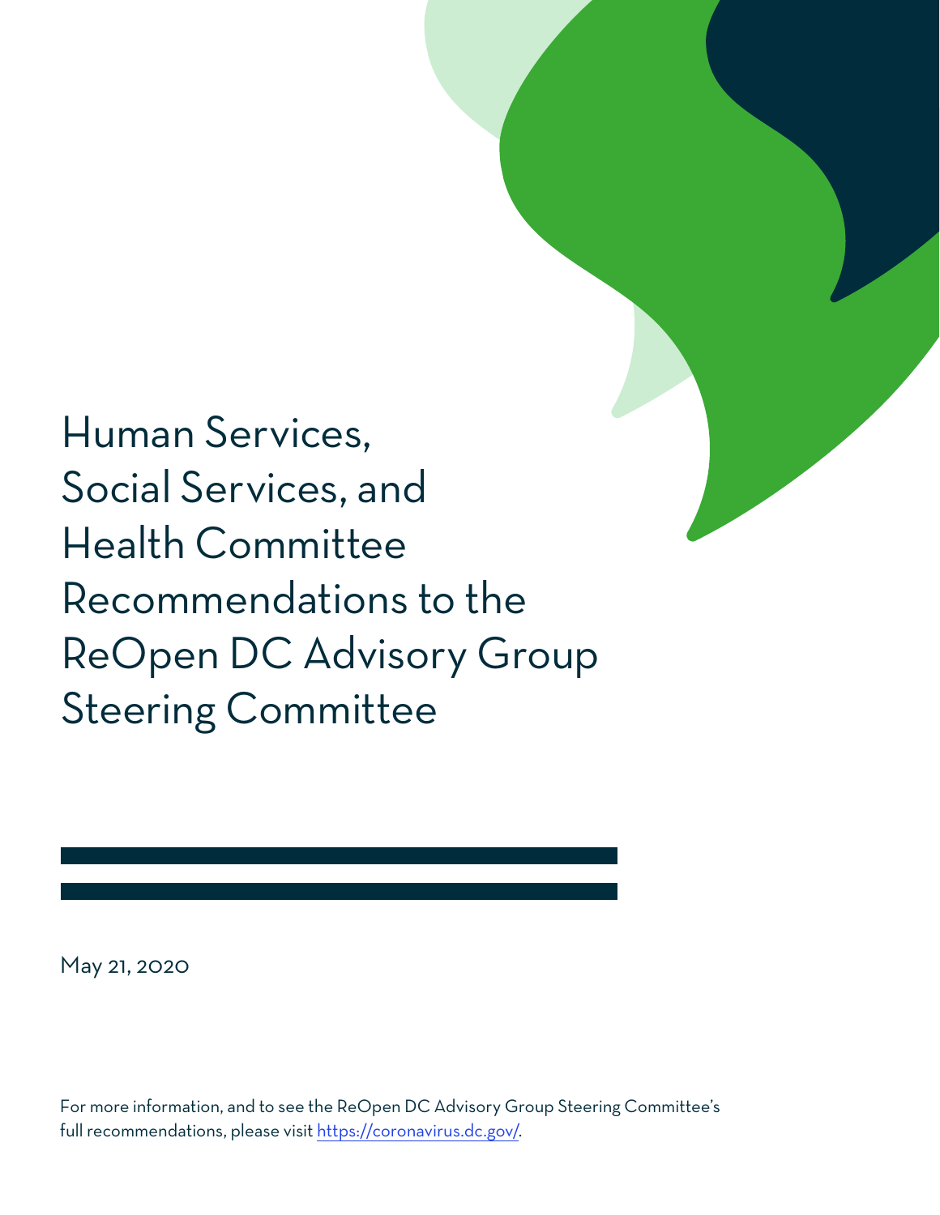# Human Services, Social Services, and Health Committee Recommendations to the ReOpen DC Advisory Group Steering Committee

May 21, 2020

For more information, and to see the ReOpen DC Advisory Group Steering Committee's full recommendations, please visit https://coronavirus.dc.gov/.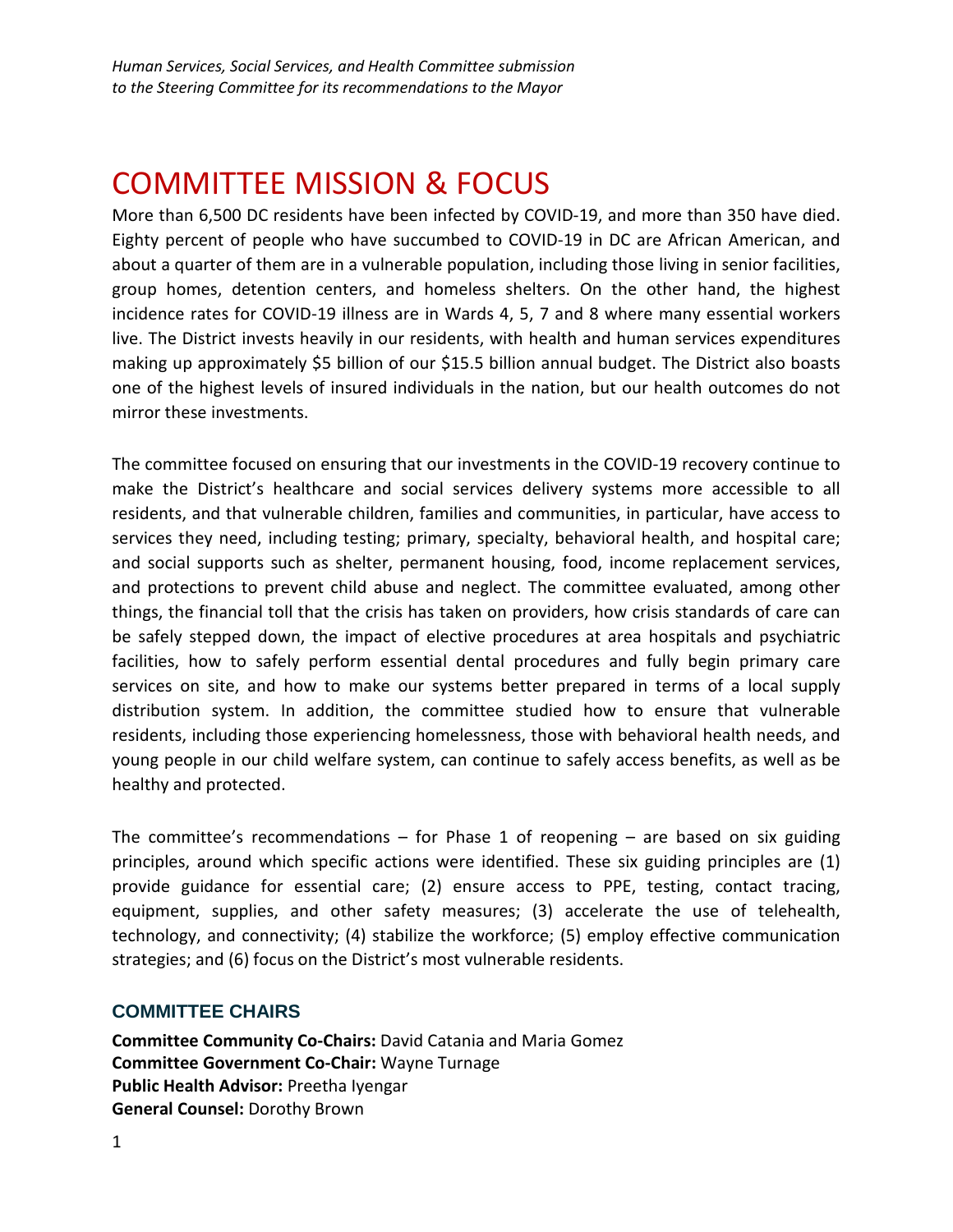*Human Services, Social Services, and Health Committee submission to the Steering Committee for its recommendations to the Mayor*

# COMMITTEE MISSION & FOCUS

More than 6,500 DC residents have been infected by COVID-19, and more than 350 have died. Eighty percent of people who have succumbed to COVID-19 in DC are African American, and about a quarter of them are in a vulnerable population, including those living in senior facilities, group homes, detention centers, and homeless shelters. On the other hand, the highest incidence rates for COVID-19 illness are in Wards 4, 5, 7 and 8 where many essential workers live. The District invests heavily in our residents, with health and human services expenditures making up approximately $5 billion of our $15.5 billion annual budget. The District also boasts one of the highest levels of insured individuals in the nation, but our health outcomes do not mirror these investments.

The committee focused on ensuring that our investments in the COVID-19 recovery continue to make the District's healthcare and social services delivery systems more accessible to all residents, and that vulnerable children, families and communities, in particular, have access to services they need, including testing; primary, specialty, behavioral health, and hospital care; and social supports such as shelter, permanent housing, food, income replacement services, and protections to prevent child abuse and neglect. The committee evaluated, among other things, the financial toll that the crisis has taken on providers, how crisis standards of care can be safely stepped down, the impact of elective procedures at area hospitals and psychiatric facilities, how to safely perform essential dental procedures and fully begin primary care services on site, and how to make our systems better prepared in terms of a local supply distribution system. In addition, the committee studied how to ensure that vulnerable residents, including those experiencing homelessness, those with behavioral health needs, and young people in our child welfare system, can continue to safely access benefits, as well as be healthy and protected.

The committee's recommendations – for Phase 1 of reopening – are based on six guiding principles, around which specific actions were identified. These six guiding principles are (1) provide guidance for essential care; (2) ensure access to PPE, testing, contact tracing, equipment, supplies, and other safety measures; (3) accelerate the use of telehealth, technology, and connectivity; (4) stabilize the workforce; (5) employ effective communication strategies; and (6) focus on the District's most vulnerable residents.

## COMMITTEE CHAIRS

**Committee Community Co-Chairs:** David Catania and Maria Gomez
**Committee Government Co-Chair:** Wayne Turnage
**Public Health Advisor:** Preetha Iyengar
**General Counsel:** Dorothy Brown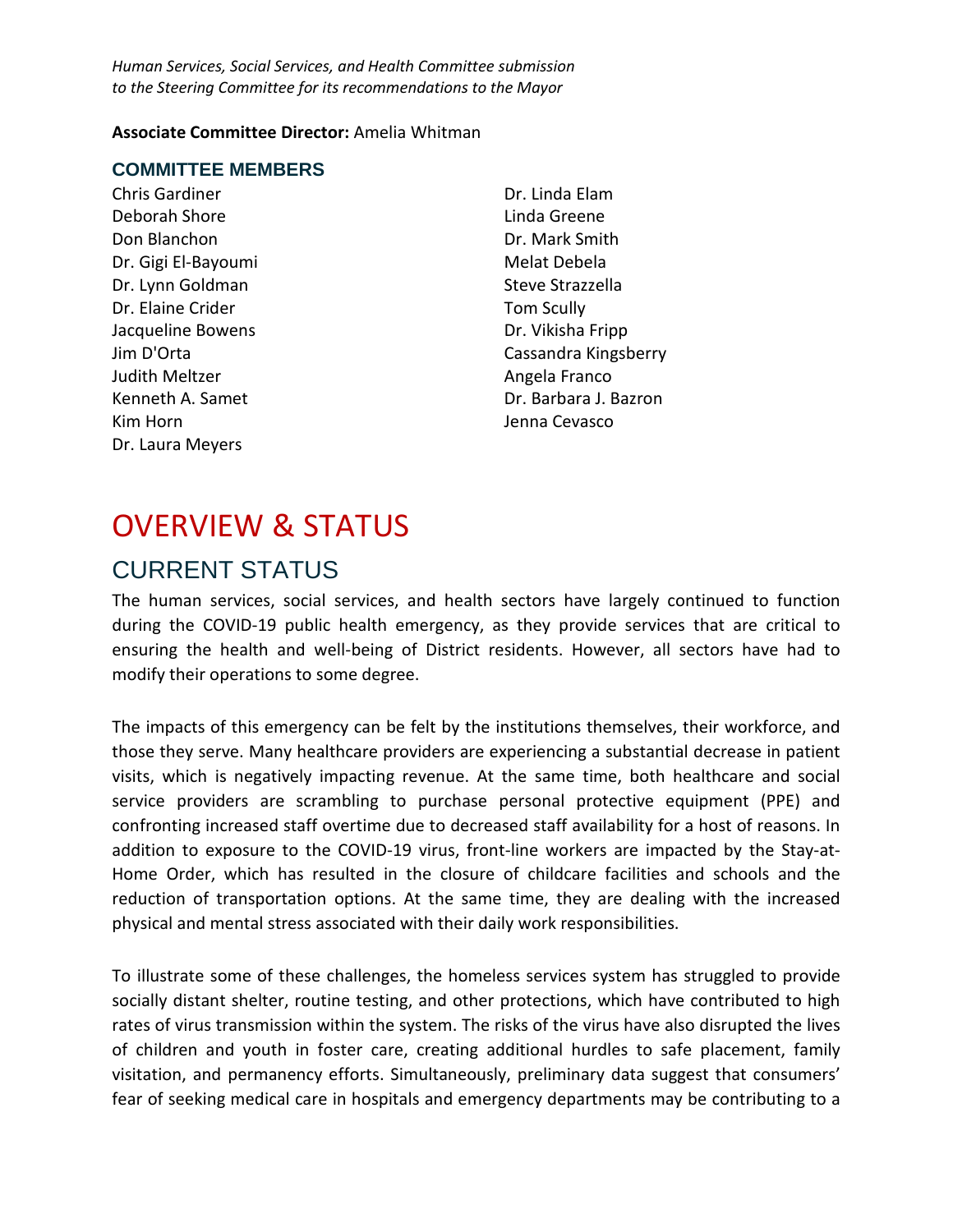*Human Services, Social Services, and Health Committee submission to the Steering Committee for its recommendations to the Mayor*

**Associate Committee Director:** Amelia Whitman

### COMMITTEE MEMBERS

Chris Gardiner
Deborah Shore
Don Blanchon
Dr. Gigi El-Bayoumi
Dr. Lynn Goldman
Dr. Elaine Crider
Jacqueline Bowens
Jim D'Orta
Judith Meltzer
Kenneth A. Samet
Kim Horn
Dr. Laura Meyers
Dr. Linda Elam
Linda Greene
Dr. Mark Smith
Melat Debela
Steve Strazzella
Tom Scully
Dr. Vikisha Fripp
Cassandra Kingsberry
Angela Franco
Dr. Barbara J. Bazron
Jenna Cevasco

# OVERVIEW & STATUS

## CURRENT STATUS

The human services, social services, and health sectors have largely continued to function during the COVID-19 public health emergency, as they provide services that are critical to ensuring the health and well-being of District residents. However, all sectors have had to modify their operations to some degree.

The impacts of this emergency can be felt by the institutions themselves, their workforce, and those they serve. Many healthcare providers are experiencing a substantial decrease in patient visits, which is negatively impacting revenue. At the same time, both healthcare and social service providers are scrambling to purchase personal protective equipment (PPE) and confronting increased staff overtime due to decreased staff availability for a host of reasons. In addition to exposure to the COVID-19 virus, front-line workers are impacted by the Stay-at-Home Order, which has resulted in the closure of childcare facilities and schools and the reduction of transportation options. At the same time, they are dealing with the increased physical and mental stress associated with their daily work responsibilities.

To illustrate some of these challenges, the homeless services system has struggled to provide socially distant shelter, routine testing, and other protections, which have contributed to high rates of virus transmission within the system. The risks of the virus have also disrupted the lives of children and youth in foster care, creating additional hurdles to safe placement, family visitation, and permanency efforts. Simultaneously, preliminary data suggest that consumers' fear of seeking medical care in hospitals and emergency departments may be contributing to a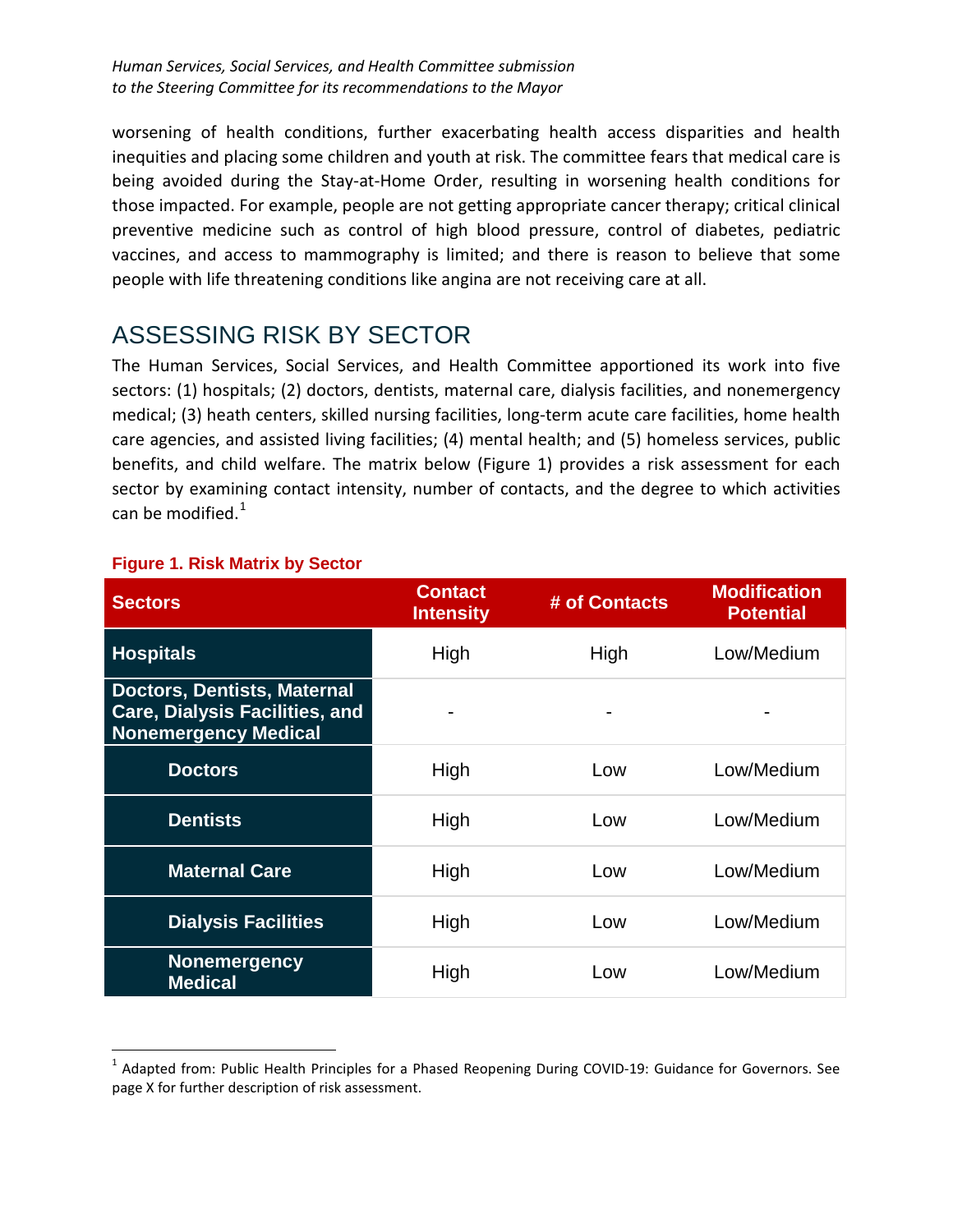worsening of health conditions, further exacerbating health access disparities and health inequities and placing some children and youth at risk. The committee fears that medical care is being avoided during the Stay-at-Home Order, resulting in worsening health conditions for those impacted. For example, people are not getting appropriate cancer therapy; critical clinical preventive medicine such as control of high blood pressure, control of diabetes, pediatric vaccines, and access to mammography is limited; and there is reason to believe that some people with life threatening conditions like angina are not receiving care at all.

## ASSESSING RISK BY SECTOR

The Human Services, Social Services, and Health Committee apportioned its work into five sectors: (1) hospitals; (2) doctors, dentists, maternal care, dialysis facilities, and nonemergency medical; (3) heath centers, skilled nursing facilities, long-term acute care facilities, home health care agencies, and assisted living facilities; (4) mental health; and (5) homeless services, public benefits, and child welfare. The matrix below (Figure 1) provides a risk assessment for each sector by examining contact intensity, number of contacts, and the degree to which activities can be modified.[1]

**Figure 1. Risk Matrix by Sector**

| Sectors | Contact Intensity | # of Contacts | Modification Potential |
|---|---|---|---|
| **Hospitals** | High | High | Low/Medium |
| **Doctors, Dentists, Maternal Care, Dialysis Facilities, and Nonemergency Medical** | - | - | - |
| **Doctors** | High | Low | Low/Medium |
| **Dentists** | High | Low | Low/Medium |
| **Maternal Care** | High | Low | Low/Medium |
| **Dialysis Facilities** | High | Low | Low/Medium |
| **Nonemergency Medical** | High | Low | Low/Medium |

[1] Adapted from: Public Health Principles for a Phased Reopening During COVID-19: Guidance for Governors. See page X for further description of risk assessment.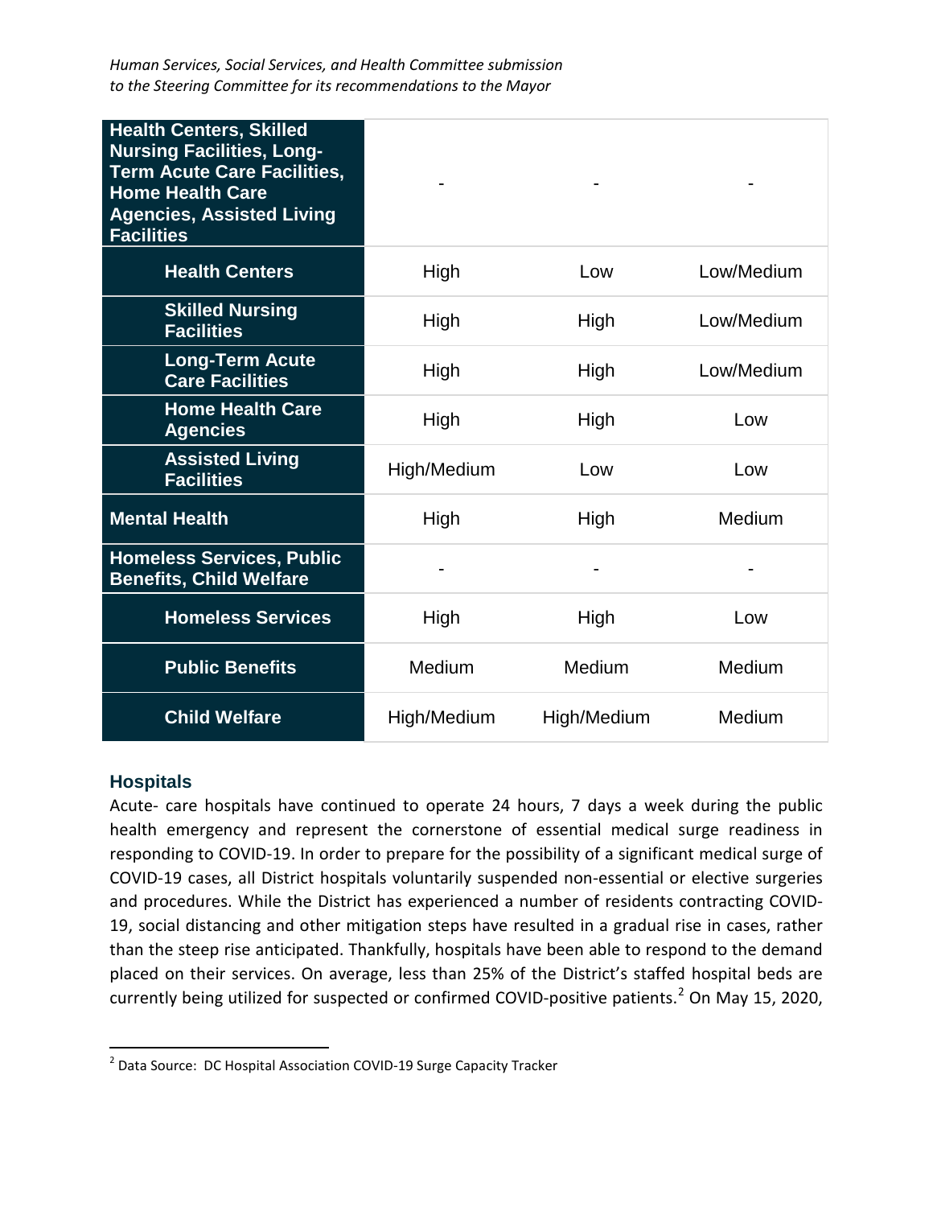| | | | |
|---|---|---|---|
| **Health Centers, Skilled Nursing Facilities, Long-Term Acute Care Facilities, Home Health Care Agencies, Assisted Living Facilities** | - | - | - |
| **Health Centers** | High | Low | Low/Medium |
| **Skilled Nursing Facilities** | High | High | Low/Medium |
| **Long-Term Acute Care Facilities** | High | High | Low/Medium |
| **Home Health Care Agencies** | High | High | Low |
| **Assisted Living Facilities** | High/Medium | Low | Low |
| **Mental Health** | High | High | Medium |
| **Homeless Services, Public Benefits, Child Welfare** | - | - | - |
| **Homeless Services** | High | High | Low |
| **Public Benefits** | Medium | Medium | Medium |
| **Child Welfare** | High/Medium | High/Medium | Medium |

### Hospitals

Acute- care hospitals have continued to operate 24 hours, 7 days a week during the public health emergency and represent the cornerstone of essential medical surge readiness in responding to COVID-19. In order to prepare for the possibility of a significant medical surge of COVID-19 cases, all District hospitals voluntarily suspended non-essential or elective surgeries and procedures. While the District has experienced a number of residents contracting COVID-19, social distancing and other mitigation steps have resulted in a gradual rise in cases, rather than the steep rise anticipated. Thankfully, hospitals have been able to respond to the demand placed on their services. On average, less than 25% of the District's staffed hospital beds are currently being utilized for suspected or confirmed COVID-positive patients.[2] On May 15, 2020,

[2] Data Source: DC Hospital Association COVID-19 Surge Capacity Tracker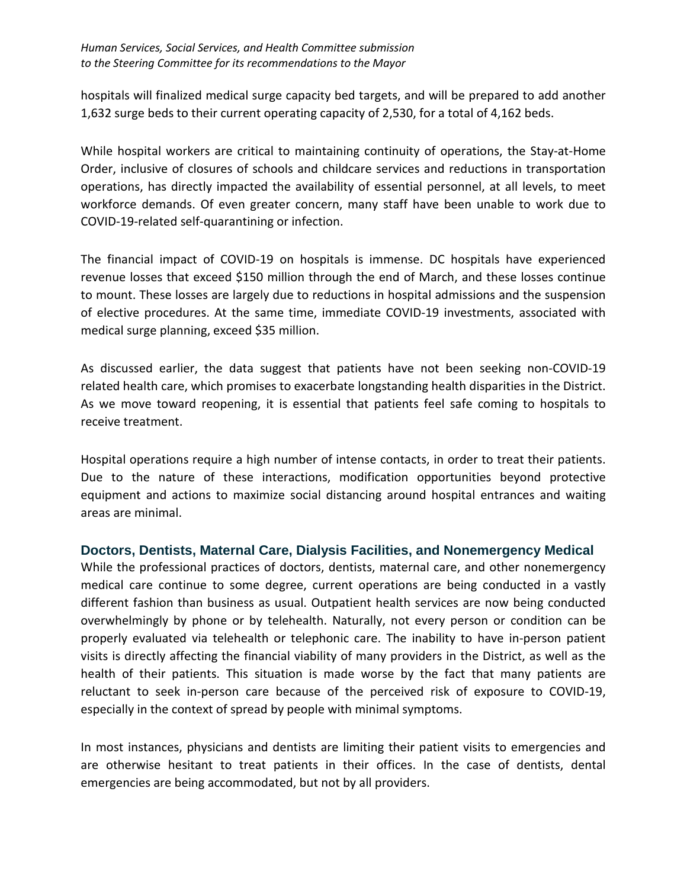hospitals will finalized medical surge capacity bed targets, and will be prepared to add another 1,632 surge beds to their current operating capacity of 2,530, for a total of 4,162 beds.

While hospital workers are critical to maintaining continuity of operations, the Stay-at-Home Order, inclusive of closures of schools and childcare services and reductions in transportation operations, has directly impacted the availability of essential personnel, at all levels, to meet workforce demands. Of even greater concern, many staff have been unable to work due to COVID-19-related self-quarantining or infection.

The financial impact of COVID-19 on hospitals is immense. DC hospitals have experienced revenue losses that exceed $150 million through the end of March, and these losses continue to mount. These losses are largely due to reductions in hospital admissions and the suspension of elective procedures. At the same time, immediate COVID-19 investments, associated with medical surge planning, exceed $35 million.

As discussed earlier, the data suggest that patients have not been seeking non-COVID-19 related health care, which promises to exacerbate longstanding health disparities in the District. As we move toward reopening, it is essential that patients feel safe coming to hospitals to receive treatment.

Hospital operations require a high number of intense contacts, in order to treat their patients. Due to the nature of these interactions, modification opportunities beyond protective equipment and actions to maximize social distancing around hospital entrances and waiting areas are minimal.

### Doctors, Dentists, Maternal Care, Dialysis Facilities, and Nonemergency Medical

While the professional practices of doctors, dentists, maternal care, and other nonemergency medical care continue to some degree, current operations are being conducted in a vastly different fashion than business as usual. Outpatient health services are now being conducted overwhelmingly by phone or by telehealth. Naturally, not every person or condition can be properly evaluated via telehealth or telephonic care. The inability to have in-person patient visits is directly affecting the financial viability of many providers in the District, as well as the health of their patients. This situation is made worse by the fact that many patients are reluctant to seek in-person care because of the perceived risk of exposure to COVID-19, especially in the context of spread by people with minimal symptoms.

In most instances, physicians and dentists are limiting their patient visits to emergencies and are otherwise hesitant to treat patients in their offices. In the case of dentists, dental emergencies are being accommodated, but not by all providers.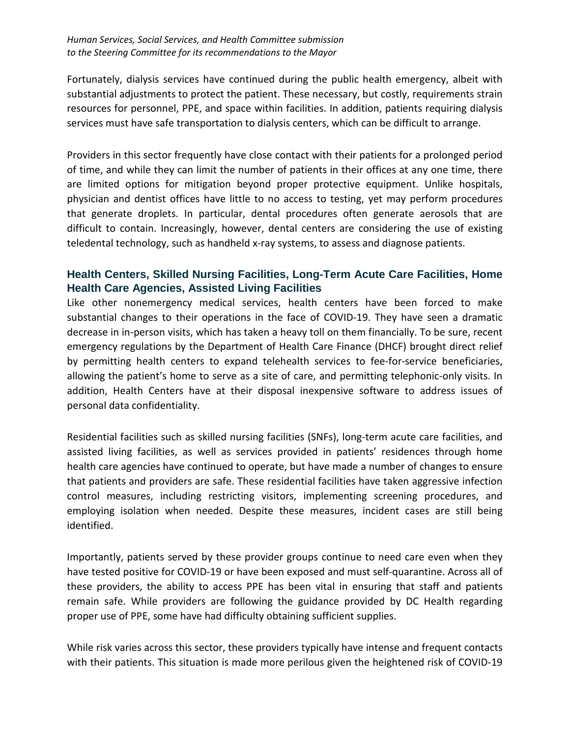Fortunately, dialysis services have continued during the public health emergency, albeit with substantial adjustments to protect the patient. These necessary, but costly, requirements strain resources for personnel, PPE, and space within facilities. In addition, patients requiring dialysis services must have safe transportation to dialysis centers, which can be difficult to arrange.

Providers in this sector frequently have close contact with their patients for a prolonged period of time, and while they can limit the number of patients in their offices at any one time, there are limited options for mitigation beyond proper protective equipment. Unlike hospitals, physician and dentist offices have little to no access to testing, yet may perform procedures that generate droplets. In particular, dental procedures often generate aerosols that are difficult to contain. Increasingly, however, dental centers are considering the use of existing teledental technology, such as handheld x-ray systems, to assess and diagnose patients.

### Health Centers, Skilled Nursing Facilities, Long-Term Acute Care Facilities, Home Health Care Agencies, Assisted Living Facilities

Like other nonemergency medical services, health centers have been forced to make substantial changes to their operations in the face of COVID-19. They have seen a dramatic decrease in in-person visits, which has taken a heavy toll on them financially. To be sure, recent emergency regulations by the Department of Health Care Finance (DHCF) brought direct relief by permitting health centers to expand telehealth services to fee-for-service beneficiaries, allowing the patient's home to serve as a site of care, and permitting telephonic-only visits. In addition, Health Centers have at their disposal inexpensive software to address issues of personal data confidentiality.

Residential facilities such as skilled nursing facilities (SNFs), long-term acute care facilities, and assisted living facilities, as well as services provided in patients' residences through home health care agencies have continued to operate, but have made a number of changes to ensure that patients and providers are safe. These residential facilities have taken aggressive infection control measures, including restricting visitors, implementing screening procedures, and employing isolation when needed. Despite these measures, incident cases are still being identified.

Importantly, patients served by these provider groups continue to need care even when they have tested positive for COVID-19 or have been exposed and must self-quarantine. Across all of these providers, the ability to access PPE has been vital in ensuring that staff and patients remain safe. While providers are following the guidance provided by DC Health regarding proper use of PPE, some have had difficulty obtaining sufficient supplies.

While risk varies across this sector, these providers typically have intense and frequent contacts with their patients. This situation is made more perilous given the heightened risk of COVID-19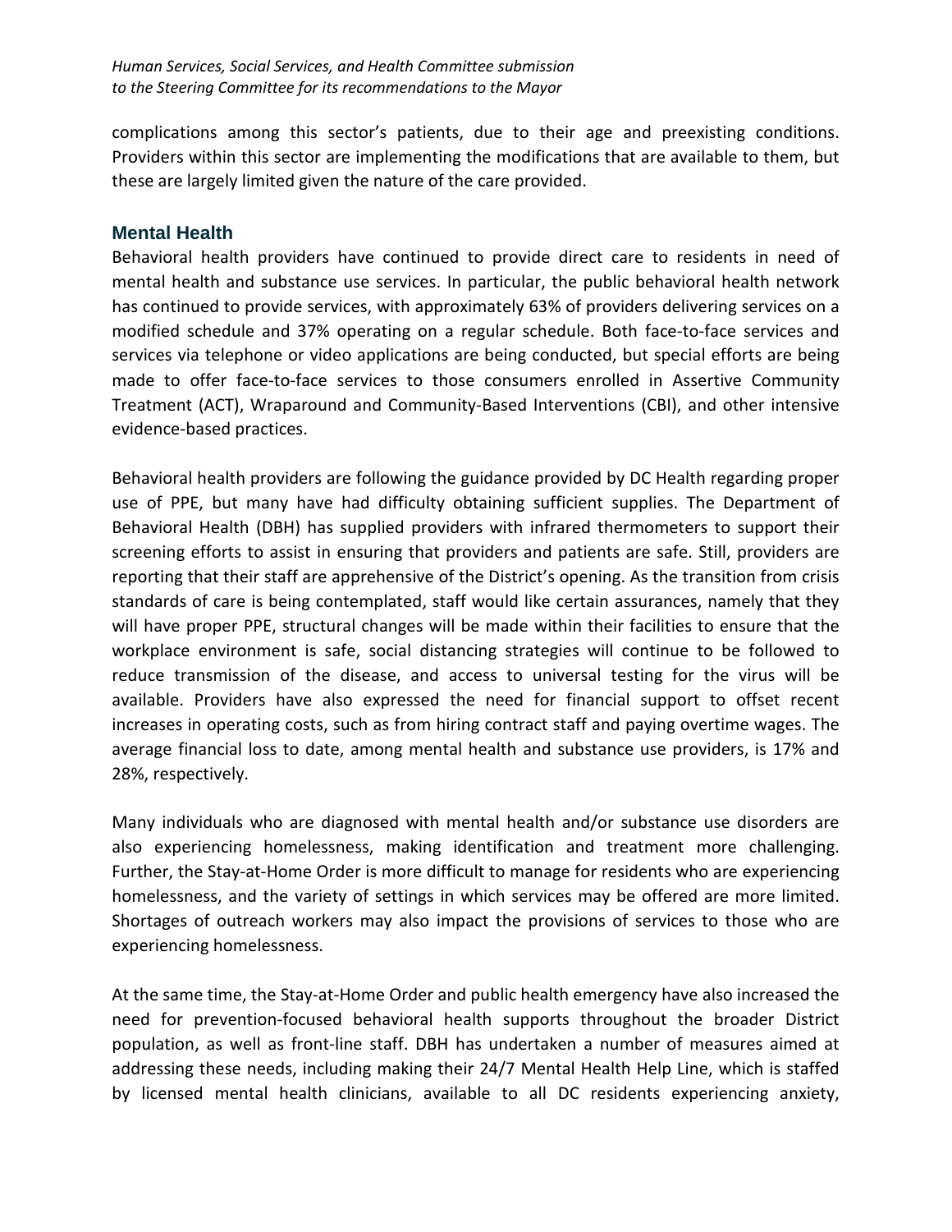complications among this sector's patients, due to their age and preexisting conditions. Providers within this sector are implementing the modifications that are available to them, but these are largely limited given the nature of the care provided.

### Mental Health

Behavioral health providers have continued to provide direct care to residents in need of mental health and substance use services. In particular, the public behavioral health network has continued to provide services, with approximately 63% of providers delivering services on a modified schedule and 37% operating on a regular schedule. Both face-to-face services and services via telephone or video applications are being conducted, but special efforts are being made to offer face-to-face services to those consumers enrolled in Assertive Community Treatment (ACT), Wraparound and Community-Based Interventions (CBI), and other intensive evidence-based practices.

Behavioral health providers are following the guidance provided by DC Health regarding proper use of PPE, but many have had difficulty obtaining sufficient supplies. The Department of Behavioral Health (DBH) has supplied providers with infrared thermometers to support their screening efforts to assist in ensuring that providers and patients are safe. Still, providers are reporting that their staff are apprehensive of the District's opening. As the transition from crisis standards of care is being contemplated, staff would like certain assurances, namely that they will have proper PPE, structural changes will be made within their facilities to ensure that the workplace environment is safe, social distancing strategies will continue to be followed to reduce transmission of the disease, and access to universal testing for the virus will be available. Providers have also expressed the need for financial support to offset recent increases in operating costs, such as from hiring contract staff and paying overtime wages. The average financial loss to date, among mental health and substance use providers, is 17% and 28%, respectively.

Many individuals who are diagnosed with mental health and/or substance use disorders are also experiencing homelessness, making identification and treatment more challenging. Further, the Stay-at-Home Order is more difficult to manage for residents who are experiencing homelessness, and the variety of settings in which services may be offered are more limited. Shortages of outreach workers may also impact the provisions of services to those who are experiencing homelessness.

At the same time, the Stay-at-Home Order and public health emergency have also increased the need for prevention-focused behavioral health supports throughout the broader District population, as well as front-line staff. DBH has undertaken a number of measures aimed at addressing these needs, including making their 24/7 Mental Health Help Line, which is staffed by licensed mental health clinicians, available to all DC residents experiencing anxiety,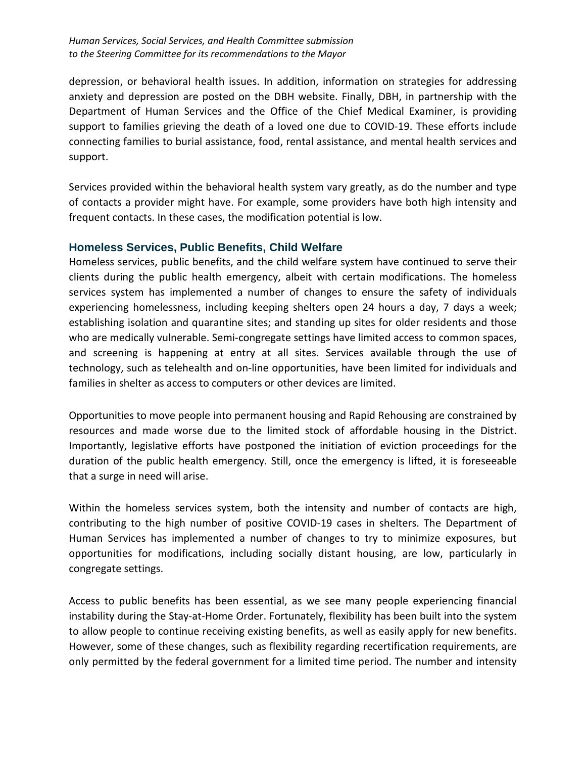depression, or behavioral health issues. In addition, information on strategies for addressing anxiety and depression are posted on the DBH website. Finally, DBH, in partnership with the Department of Human Services and the Office of the Chief Medical Examiner, is providing support to families grieving the death of a loved one due to COVID-19. These efforts include connecting families to burial assistance, food, rental assistance, and mental health services and support.

Services provided within the behavioral health system vary greatly, as do the number and type of contacts a provider might have. For example, some providers have both high intensity and frequent contacts. In these cases, the modification potential is low.

### Homeless Services, Public Benefits, Child Welfare

Homeless services, public benefits, and the child welfare system have continued to serve their clients during the public health emergency, albeit with certain modifications. The homeless services system has implemented a number of changes to ensure the safety of individuals experiencing homelessness, including keeping shelters open 24 hours a day, 7 days a week; establishing isolation and quarantine sites; and standing up sites for older residents and those who are medically vulnerable. Semi-congregate settings have limited access to common spaces, and screening is happening at entry at all sites. Services available through the use of technology, such as telehealth and on-line opportunities, have been limited for individuals and families in shelter as access to computers or other devices are limited.

Opportunities to move people into permanent housing and Rapid Rehousing are constrained by resources and made worse due to the limited stock of affordable housing in the District. Importantly, legislative efforts have postponed the initiation of eviction proceedings for the duration of the public health emergency. Still, once the emergency is lifted, it is foreseeable that a surge in need will arise.

Within the homeless services system, both the intensity and number of contacts are high, contributing to the high number of positive COVID-19 cases in shelters. The Department of Human Services has implemented a number of changes to try to minimize exposures, but opportunities for modifications, including socially distant housing, are low, particularly in congregate settings.

Access to public benefits has been essential, as we see many people experiencing financial instability during the Stay-at-Home Order. Fortunately, flexibility has been built into the system to allow people to continue receiving existing benefits, as well as easily apply for new benefits. However, some of these changes, such as flexibility regarding recertification requirements, are only permitted by the federal government for a limited time period. The number and intensity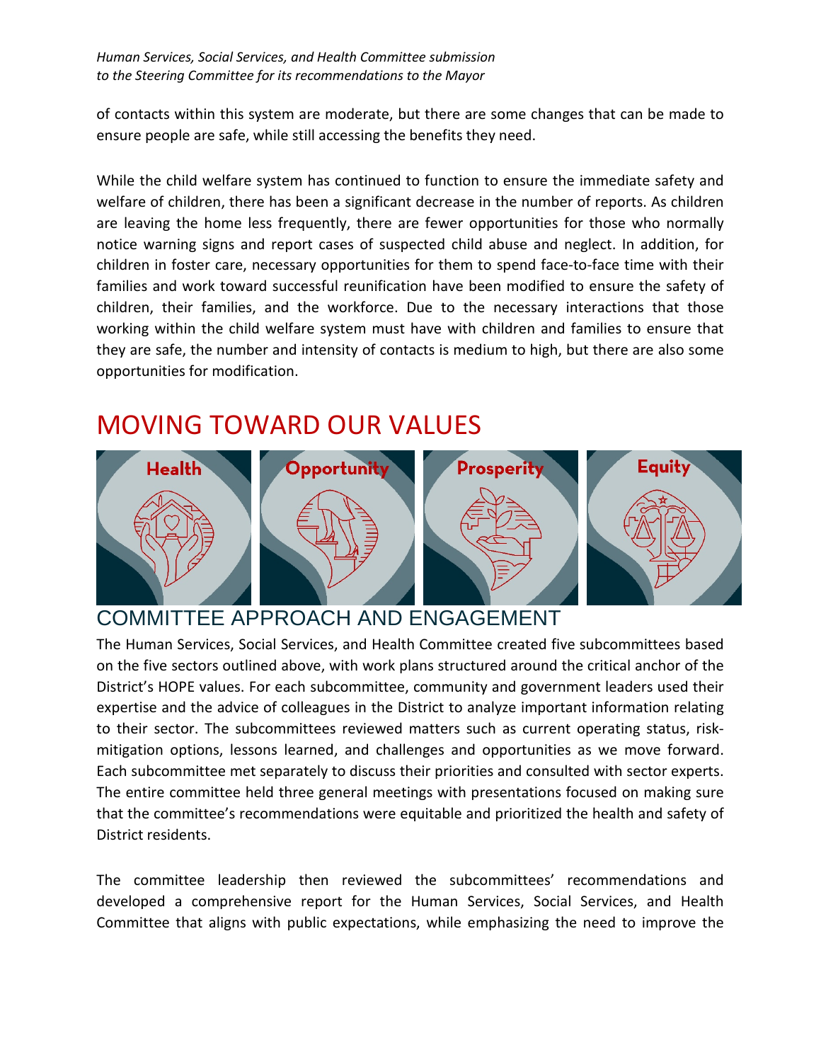of contacts within this system are moderate, but there are some changes that can be made to ensure people are safe, while still accessing the benefits they need.

While the child welfare system has continued to function to ensure the immediate safety and welfare of children, there has been a significant decrease in the number of reports. As children are leaving the home less frequently, there are fewer opportunities for those who normally notice warning signs and report cases of suspected child abuse and neglect. In addition, for children in foster care, necessary opportunities for them to spend face-to-face time with their families and work toward successful reunification have been modified to ensure the safety of children, their families, and the workforce. Due to the necessary interactions that those working within the child welfare system must have with children and families to ensure that they are safe, the number and intensity of contacts is medium to high, but there are also some opportunities for modification.

# MOVING TOWARD OUR VALUES

Health | Opportunity | Prosperity | Equity

## COMMITTEE APPROACH AND ENGAGEMENT

The Human Services, Social Services, and Health Committee created five subcommittees based on the five sectors outlined above, with work plans structured around the critical anchor of the District's HOPE values. For each subcommittee, community and government leaders used their expertise and the advice of colleagues in the District to analyze important information relating to their sector. The subcommittees reviewed matters such as current operating status, risk-mitigation options, lessons learned, and challenges and opportunities as we move forward. Each subcommittee met separately to discuss their priorities and consulted with sector experts. The entire committee held three general meetings with presentations focused on making sure that the committee's recommendations were equitable and prioritized the health and safety of District residents.

The committee leadership then reviewed the subcommittees' recommendations and developed a comprehensive report for the Human Services, Social Services, and Health Committee that aligns with public expectations, while emphasizing the need to improve the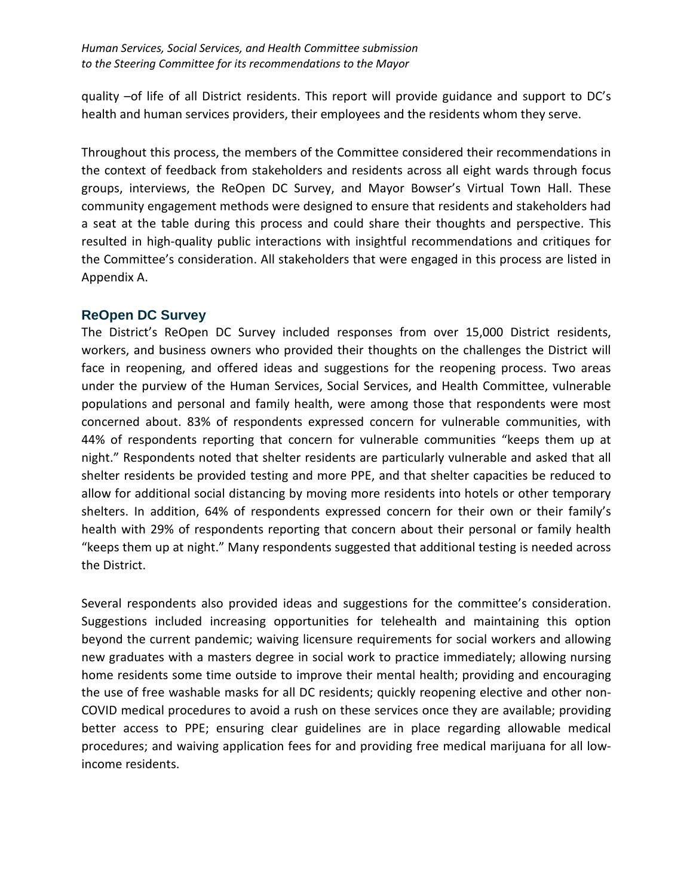quality –of life of all District residents. This report will provide guidance and support to DC's health and human services providers, their employees and the residents whom they serve.

Throughout this process, the members of the Committee considered their recommendations in the context of feedback from stakeholders and residents across all eight wards through focus groups, interviews, the ReOpen DC Survey, and Mayor Bowser's Virtual Town Hall. These community engagement methods were designed to ensure that residents and stakeholders had a seat at the table during this process and could share their thoughts and perspective. This resulted in high-quality public interactions with insightful recommendations and critiques for the Committee's consideration. All stakeholders that were engaged in this process are listed in Appendix A.

## ReOpen DC Survey

The District's ReOpen DC Survey included responses from over 15,000 District residents, workers, and business owners who provided their thoughts on the challenges the District will face in reopening, and offered ideas and suggestions for the reopening process. Two areas under the purview of the Human Services, Social Services, and Health Committee, vulnerable populations and personal and family health, were among those that respondents were most concerned about. 83% of respondents expressed concern for vulnerable communities, with 44% of respondents reporting that concern for vulnerable communities "keeps them up at night." Respondents noted that shelter residents are particularly vulnerable and asked that all shelter residents be provided testing and more PPE, and that shelter capacities be reduced to allow for additional social distancing by moving more residents into hotels or other temporary shelters. In addition, 64% of respondents expressed concern for their own or their family's health with 29% of respondents reporting that concern about their personal or family health "keeps them up at night." Many respondents suggested that additional testing is needed across the District.

Several respondents also provided ideas and suggestions for the committee's consideration. Suggestions included increasing opportunities for telehealth and maintaining this option beyond the current pandemic; waiving licensure requirements for social workers and allowing new graduates with a masters degree in social work to practice immediately; allowing nursing home residents some time outside to improve their mental health; providing and encouraging the use of free washable masks for all DC residents; quickly reopening elective and other non-COVID medical procedures to avoid a rush on these services once they are available; providing better access to PPE; ensuring clear guidelines are in place regarding allowable medical procedures; and waiving application fees for and providing free medical marijuana for all low-income residents.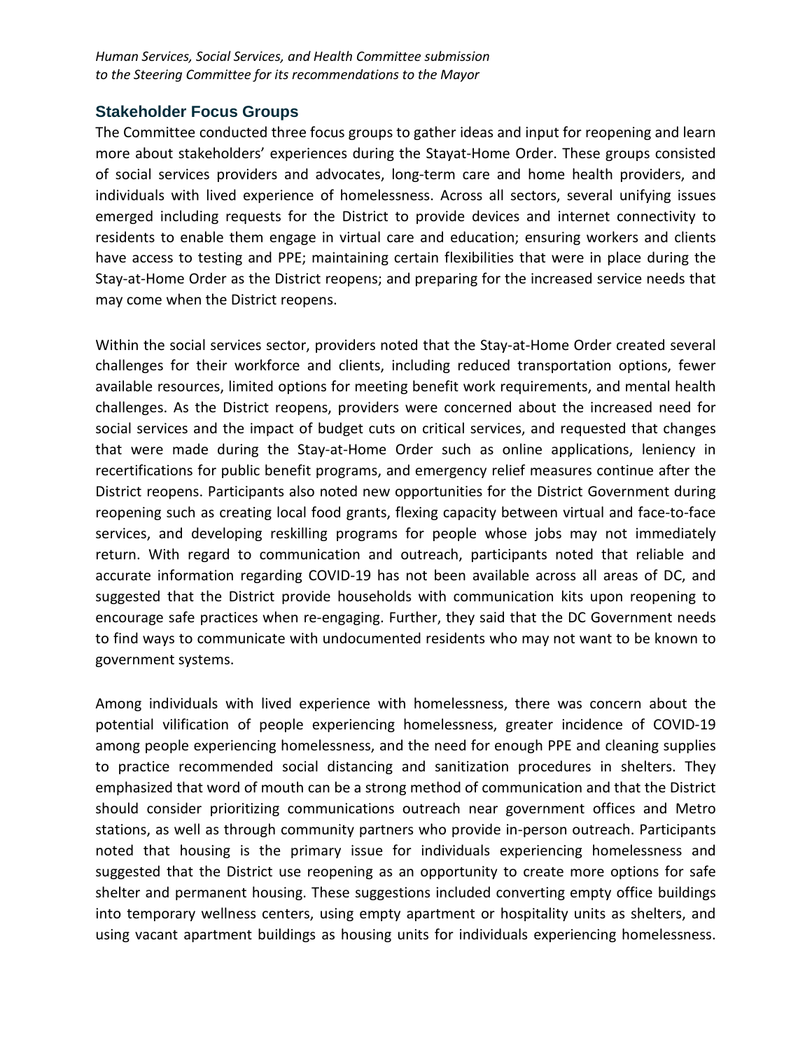## Stakeholder Focus Groups

The Committee conducted three focus groups to gather ideas and input for reopening and learn more about stakeholders' experiences during the Stayat-Home Order. These groups consisted of social services providers and advocates, long-term care and home health providers, and individuals with lived experience of homelessness. Across all sectors, several unifying issues emerged including requests for the District to provide devices and internet connectivity to residents to enable them engage in virtual care and education; ensuring workers and clients have access to testing and PPE; maintaining certain flexibilities that were in place during the Stay-at-Home Order as the District reopens; and preparing for the increased service needs that may come when the District reopens.

Within the social services sector, providers noted that the Stay-at-Home Order created several challenges for their workforce and clients, including reduced transportation options, fewer available resources, limited options for meeting benefit work requirements, and mental health challenges. As the District reopens, providers were concerned about the increased need for social services and the impact of budget cuts on critical services, and requested that changes that were made during the Stay-at-Home Order such as online applications, leniency in recertifications for public benefit programs, and emergency relief measures continue after the District reopens. Participants also noted new opportunities for the District Government during reopening such as creating local food grants, flexing capacity between virtual and face-to-face services, and developing reskilling programs for people whose jobs may not immediately return. With regard to communication and outreach, participants noted that reliable and accurate information regarding COVID-19 has not been available across all areas of DC, and suggested that the District provide households with communication kits upon reopening to encourage safe practices when re-engaging. Further, they said that the DC Government needs to find ways to communicate with undocumented residents who may not want to be known to government systems.

Among individuals with lived experience with homelessness, there was concern about the potential vilification of people experiencing homelessness, greater incidence of COVID-19 among people experiencing homelessness, and the need for enough PPE and cleaning supplies to practice recommended social distancing and sanitization procedures in shelters. They emphasized that word of mouth can be a strong method of communication and that the District should consider prioritizing communications outreach near government offices and Metro stations, as well as through community partners who provide in-person outreach. Participants noted that housing is the primary issue for individuals experiencing homelessness and suggested that the District use reopening as an opportunity to create more options for safe shelter and permanent housing. These suggestions included converting empty office buildings into temporary wellness centers, using empty apartment or hospitality units as shelters, and using vacant apartment buildings as housing units for individuals experiencing homelessness.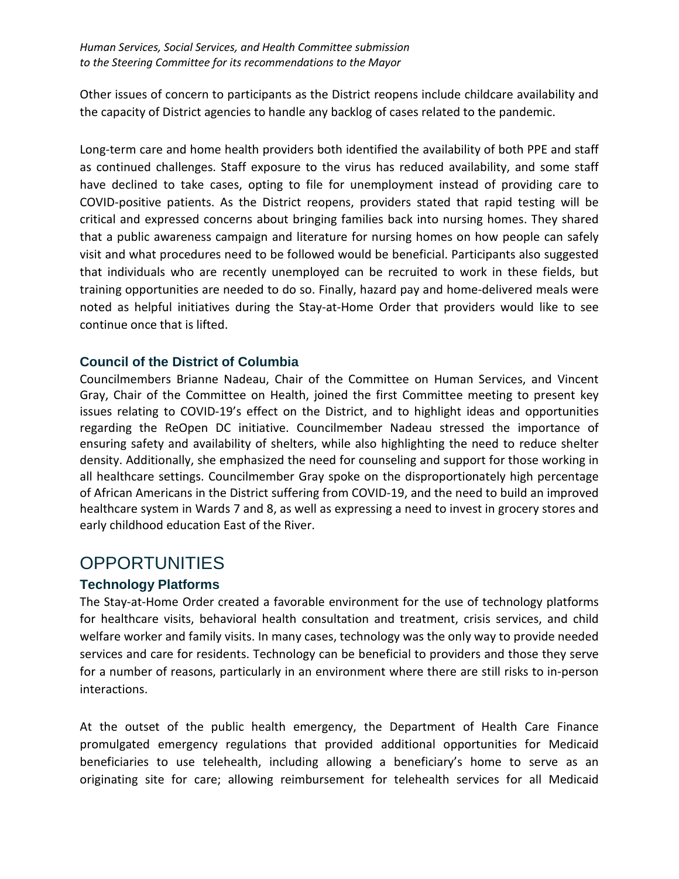Other issues of concern to participants as the District reopens include childcare availability and the capacity of District agencies to handle any backlog of cases related to the pandemic.

Long-term care and home health providers both identified the availability of both PPE and staff as continued challenges. Staff exposure to the virus has reduced availability, and some staff have declined to take cases, opting to file for unemployment instead of providing care to COVID-positive patients. As the District reopens, providers stated that rapid testing will be critical and expressed concerns about bringing families back into nursing homes. They shared that a public awareness campaign and literature for nursing homes on how people can safely visit and what procedures need to be followed would be beneficial. Participants also suggested that individuals who are recently unemployed can be recruited to work in these fields, but training opportunities are needed to do so. Finally, hazard pay and home-delivered meals were noted as helpful initiatives during the Stay-at-Home Order that providers would like to see continue once that is lifted.

### Council of the District of Columbia

Councilmembers Brianne Nadeau, Chair of the Committee on Human Services, and Vincent Gray, Chair of the Committee on Health, joined the first Committee meeting to present key issues relating to COVID-19's effect on the District, and to highlight ideas and opportunities regarding the ReOpen DC initiative. Councilmember Nadeau stressed the importance of ensuring safety and availability of shelters, while also highlighting the need to reduce shelter density. Additionally, she emphasized the need for counseling and support for those working in all healthcare settings. Councilmember Gray spoke on the disproportionately high percentage of African Americans in the District suffering from COVID-19, and the need to build an improved healthcare system in Wards 7 and 8, as well as expressing a need to invest in grocery stores and early childhood education East of the River.

## OPPORTUNITIES

### Technology Platforms

The Stay-at-Home Order created a favorable environment for the use of technology platforms for healthcare visits, behavioral health consultation and treatment, crisis services, and child welfare worker and family visits. In many cases, technology was the only way to provide needed services and care for residents. Technology can be beneficial to providers and those they serve for a number of reasons, particularly in an environment where there are still risks to in-person interactions.

At the outset of the public health emergency, the Department of Health Care Finance promulgated emergency regulations that provided additional opportunities for Medicaid beneficiaries to use telehealth, including allowing a beneficiary's home to serve as an originating site for care; allowing reimbursement for telehealth services for all Medicaid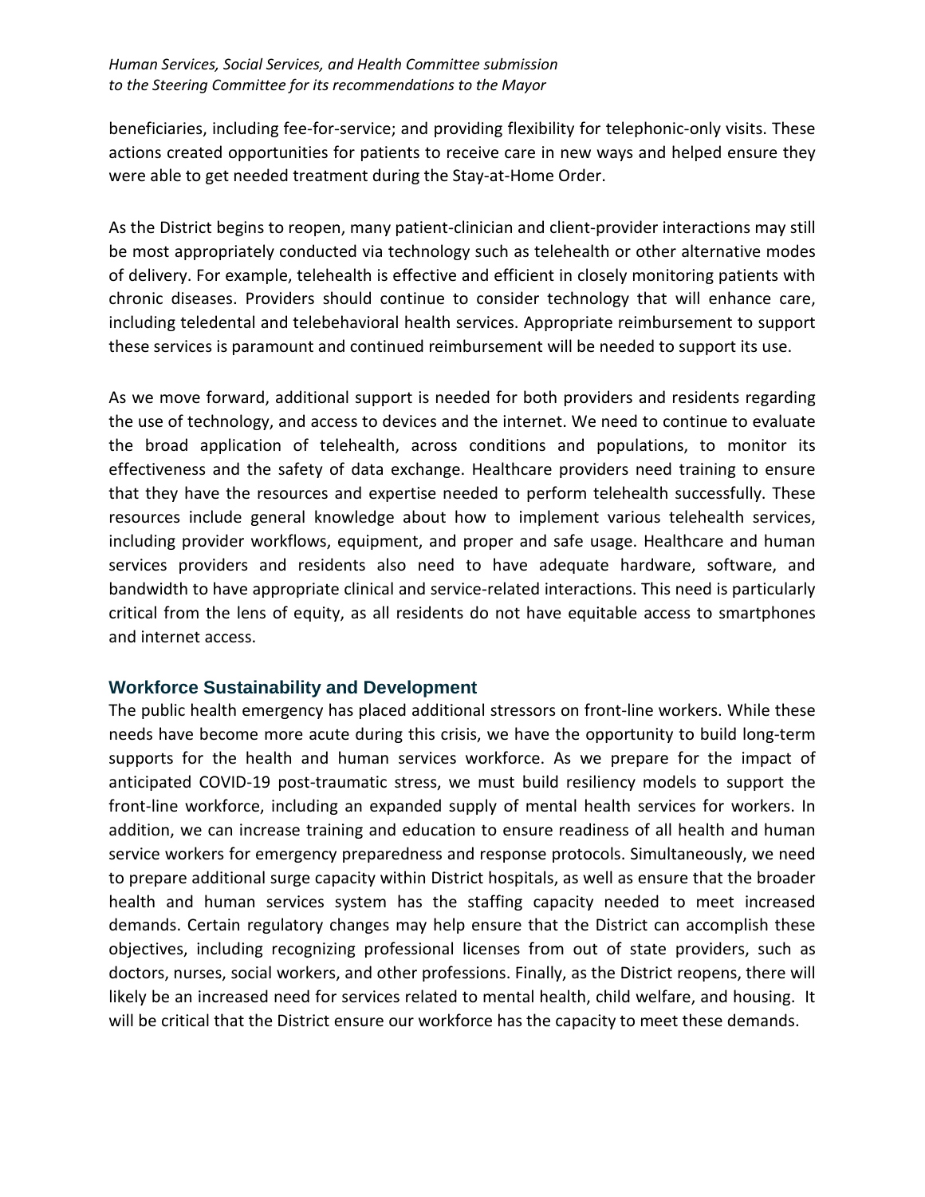beneficiaries, including fee-for-service; and providing flexibility for telephonic-only visits. These actions created opportunities for patients to receive care in new ways and helped ensure they were able to get needed treatment during the Stay-at-Home Order.

As the District begins to reopen, many patient-clinician and client-provider interactions may still be most appropriately conducted via technology such as telehealth or other alternative modes of delivery. For example, telehealth is effective and efficient in closely monitoring patients with chronic diseases. Providers should continue to consider technology that will enhance care, including teledental and telebehavioral health services. Appropriate reimbursement to support these services is paramount and continued reimbursement will be needed to support its use.

As we move forward, additional support is needed for both providers and residents regarding the use of technology, and access to devices and the internet. We need to continue to evaluate the broad application of telehealth, across conditions and populations, to monitor its effectiveness and the safety of data exchange. Healthcare providers need training to ensure that they have the resources and expertise needed to perform telehealth successfully. These resources include general knowledge about how to implement various telehealth services, including provider workflows, equipment, and proper and safe usage. Healthcare and human services providers and residents also need to have adequate hardware, software, and bandwidth to have appropriate clinical and service-related interactions. This need is particularly critical from the lens of equity, as all residents do not have equitable access to smartphones and internet access.

## Workforce Sustainability and Development

The public health emergency has placed additional stressors on front-line workers. While these needs have become more acute during this crisis, we have the opportunity to build long-term supports for the health and human services workforce. As we prepare for the impact of anticipated COVID-19 post-traumatic stress, we must build resiliency models to support the front-line workforce, including an expanded supply of mental health services for workers. In addition, we can increase training and education to ensure readiness of all health and human service workers for emergency preparedness and response protocols. Simultaneously, we need to prepare additional surge capacity within District hospitals, as well as ensure that the broader health and human services system has the staffing capacity needed to meet increased demands. Certain regulatory changes may help ensure that the District can accomplish these objectives, including recognizing professional licenses from out of state providers, such as doctors, nurses, social workers, and other professions. Finally, as the District reopens, there will likely be an increased need for services related to mental health, child welfare, and housing. It will be critical that the District ensure our workforce has the capacity to meet these demands.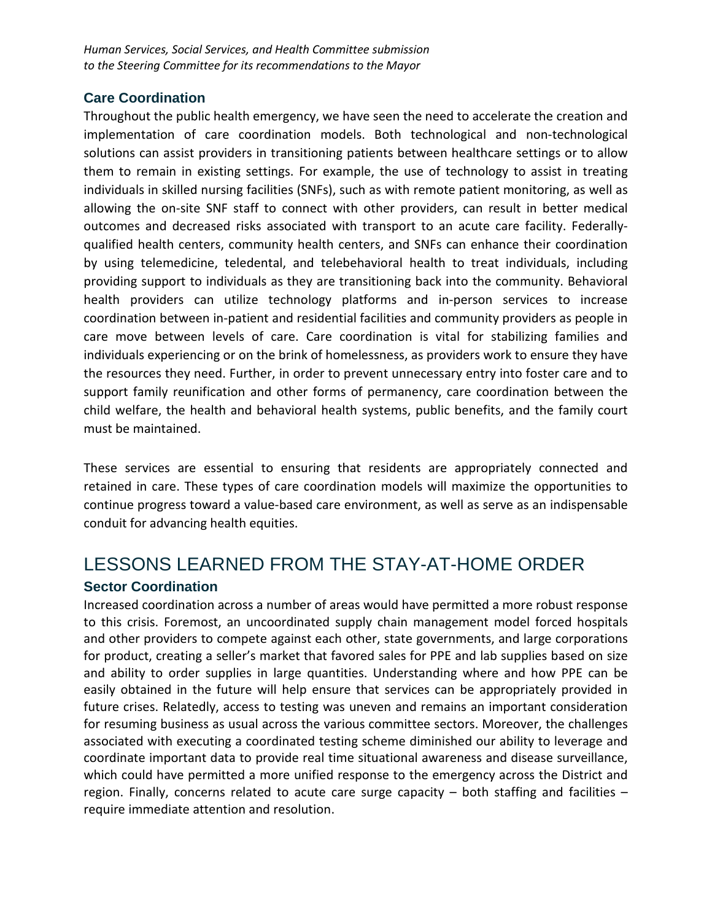### Care Coordination

Throughout the public health emergency, we have seen the need to accelerate the creation and implementation of care coordination models. Both technological and non-technological solutions can assist providers in transitioning patients between healthcare settings or to allow them to remain in existing settings. For example, the use of technology to assist in treating individuals in skilled nursing facilities (SNFs), such as with remote patient monitoring, as well as allowing the on-site SNF staff to connect with other providers, can result in better medical outcomes and decreased risks associated with transport to an acute care facility. Federally-qualified health centers, community health centers, and SNFs can enhance their coordination by using telemedicine, teledental, and telebehavioral health to treat individuals, including providing support to individuals as they are transitioning back into the community. Behavioral health providers can utilize technology platforms and in-person services to increase coordination between in-patient and residential facilities and community providers as people in care move between levels of care. Care coordination is vital for stabilizing families and individuals experiencing or on the brink of homelessness, as providers work to ensure they have the resources they need. Further, in order to prevent unnecessary entry into foster care and to support family reunification and other forms of permanency, care coordination between the child welfare, the health and behavioral health systems, public benefits, and the family court must be maintained.

These services are essential to ensuring that residents are appropriately connected and retained in care. These types of care coordination models will maximize the opportunities to continue progress toward a value-based care environment, as well as serve as an indispensable conduit for advancing health equities.

## LESSONS LEARNED FROM THE STAY-AT-HOME ORDER

### Sector Coordination

Increased coordination across a number of areas would have permitted a more robust response to this crisis. Foremost, an uncoordinated supply chain management model forced hospitals and other providers to compete against each other, state governments, and large corporations for product, creating a seller's market that favored sales for PPE and lab supplies based on size and ability to order supplies in large quantities. Understanding where and how PPE can be easily obtained in the future will help ensure that services can be appropriately provided in future crises. Relatedly, access to testing was uneven and remains an important consideration for resuming business as usual across the various committee sectors. Moreover, the challenges associated with executing a coordinated testing scheme diminished our ability to leverage and coordinate important data to provide real time situational awareness and disease surveillance, which could have permitted a more unified response to the emergency across the District and region. Finally, concerns related to acute care surge capacity – both staffing and facilities – require immediate attention and resolution.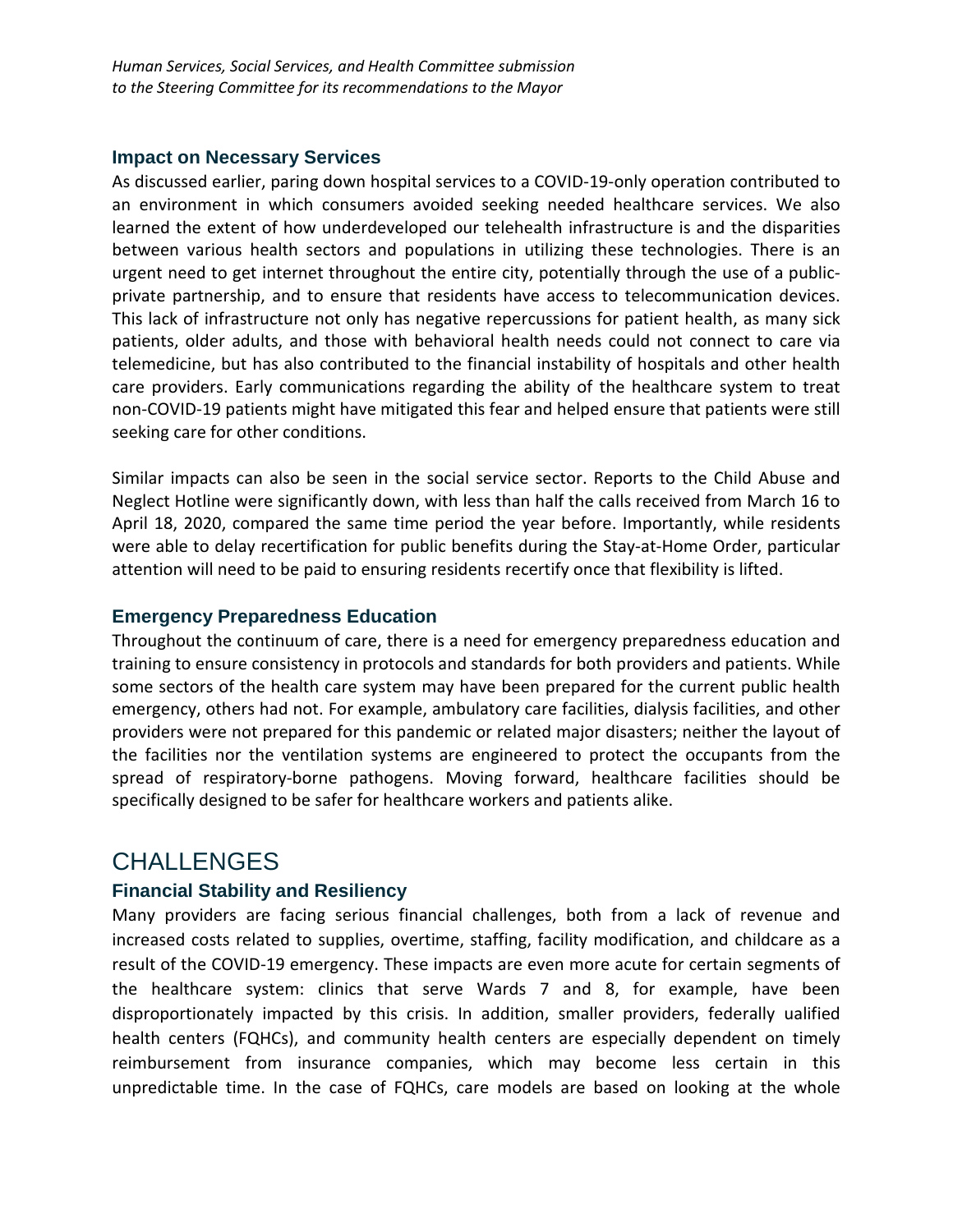## Impact on Necessary Services

As discussed earlier, paring down hospital services to a COVID-19-only operation contributed to an environment in which consumers avoided seeking needed healthcare services. We also learned the extent of how underdeveloped our telehealth infrastructure is and the disparities between various health sectors and populations in utilizing these technologies. There is an urgent need to get internet throughout the entire city, potentially through the use of a public-private partnership, and to ensure that residents have access to telecommunication devices. This lack of infrastructure not only has negative repercussions for patient health, as many sick patients, older adults, and those with behavioral health needs could not connect to care via telemedicine, but has also contributed to the financial instability of hospitals and other health care providers. Early communications regarding the ability of the healthcare system to treat non-COVID-19 patients might have mitigated this fear and helped ensure that patients were still seeking care for other conditions.

Similar impacts can also be seen in the social service sector. Reports to the Child Abuse and Neglect Hotline were significantly down, with less than half the calls received from March 16 to April 18, 2020, compared the same time period the year before. Importantly, while residents were able to delay recertification for public benefits during the Stay-at-Home Order, particular attention will need to be paid to ensuring residents recertify once that flexibility is lifted.

## Emergency Preparedness Education

Throughout the continuum of care, there is a need for emergency preparedness education and training to ensure consistency in protocols and standards for both providers and patients. While some sectors of the health care system may have been prepared for the current public health emergency, others had not. For example, ambulatory care facilities, dialysis facilities, and other providers were not prepared for this pandemic or related major disasters; neither the layout of the facilities nor the ventilation systems are engineered to protect the occupants from the spread of respiratory-borne pathogens. Moving forward, healthcare facilities should be specifically designed to be safer for healthcare workers and patients alike.

# CHALLENGES

## Financial Stability and Resiliency

Many providers are facing serious financial challenges, both from a lack of revenue and increased costs related to supplies, overtime, staffing, facility modification, and childcare as a result of the COVID-19 emergency. These impacts are even more acute for certain segments of the healthcare system: clinics that serve Wards 7 and 8, for example, have been disproportionately impacted by this crisis. In addition, smaller providers, federally ualified health centers (FQHCs), and community health centers are especially dependent on timely reimbursement from insurance companies, which may become less certain in this unpredictable time. In the case of FQHCs, care models are based on looking at the whole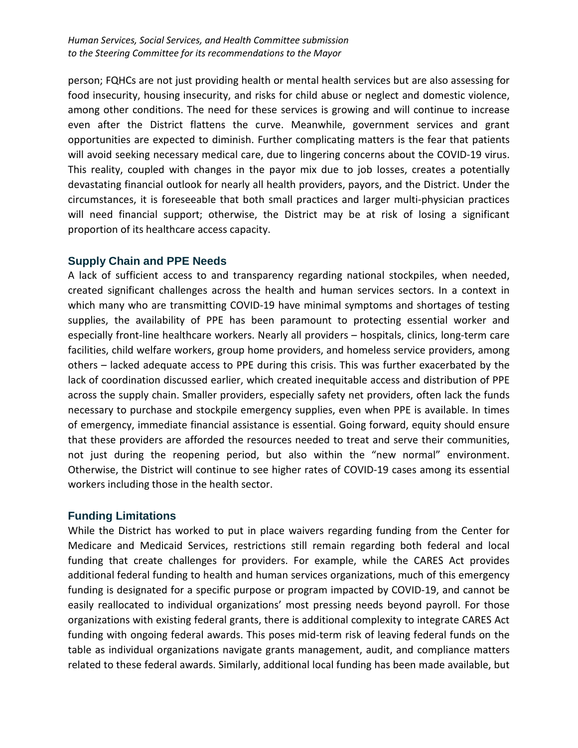person; FQHCs are not just providing health or mental health services but are also assessing for food insecurity, housing insecurity, and risks for child abuse or neglect and domestic violence, among other conditions. The need for these services is growing and will continue to increase even after the District flattens the curve. Meanwhile, government services and grant opportunities are expected to diminish. Further complicating matters is the fear that patients will avoid seeking necessary medical care, due to lingering concerns about the COVID-19 virus. This reality, coupled with changes in the payor mix due to job losses, creates a potentially devastating financial outlook for nearly all health providers, payors, and the District. Under the circumstances, it is foreseeable that both small practices and larger multi-physician practices will need financial support; otherwise, the District may be at risk of losing a significant proportion of its healthcare access capacity.

## Supply Chain and PPE Needs

A lack of sufficient access to and transparency regarding national stockpiles, when needed, created significant challenges across the health and human services sectors. In a context in which many who are transmitting COVID-19 have minimal symptoms and shortages of testing supplies, the availability of PPE has been paramount to protecting essential worker and especially front-line healthcare workers. Nearly all providers – hospitals, clinics, long-term care facilities, child welfare workers, group home providers, and homeless service providers, among others – lacked adequate access to PPE during this crisis. This was further exacerbated by the lack of coordination discussed earlier, which created inequitable access and distribution of PPE across the supply chain. Smaller providers, especially safety net providers, often lack the funds necessary to purchase and stockpile emergency supplies, even when PPE is available. In times of emergency, immediate financial assistance is essential. Going forward, equity should ensure that these providers are afforded the resources needed to treat and serve their communities, not just during the reopening period, but also within the "new normal" environment. Otherwise, the District will continue to see higher rates of COVID-19 cases among its essential workers including those in the health sector.

## Funding Limitations

While the District has worked to put in place waivers regarding funding from the Center for Medicare and Medicaid Services, restrictions still remain regarding both federal and local funding that create challenges for providers. For example, while the CARES Act provides additional federal funding to health and human services organizations, much of this emergency funding is designated for a specific purpose or program impacted by COVID-19, and cannot be easily reallocated to individual organizations' most pressing needs beyond payroll. For those organizations with existing federal grants, there is additional complexity to integrate CARES Act funding with ongoing federal awards. This poses mid-term risk of leaving federal funds on the table as individual organizations navigate grants management, audit, and compliance matters related to these federal awards. Similarly, additional local funding has been made available, but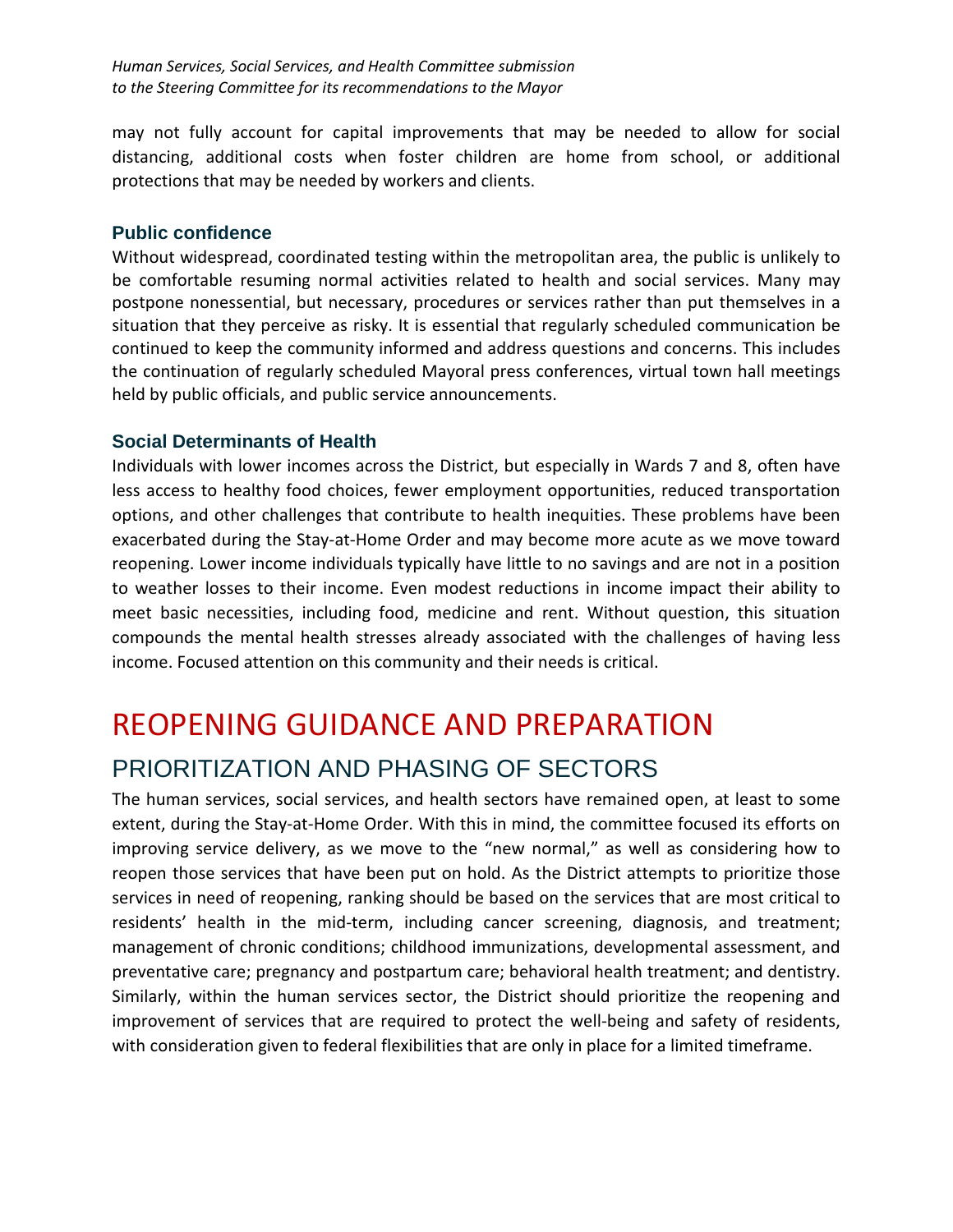may not fully account for capital improvements that may be needed to allow for social distancing, additional costs when foster children are home from school, or additional protections that may be needed by workers and clients.

### Public confidence

Without widespread, coordinated testing within the metropolitan area, the public is unlikely to be comfortable resuming normal activities related to health and social services. Many may postpone nonessential, but necessary, procedures or services rather than put themselves in a situation that they perceive as risky. It is essential that regularly scheduled communication be continued to keep the community informed and address questions and concerns. This includes the continuation of regularly scheduled Mayoral press conferences, virtual town hall meetings held by public officials, and public service announcements.

### Social Determinants of Health

Individuals with lower incomes across the District, but especially in Wards 7 and 8, often have less access to healthy food choices, fewer employment opportunities, reduced transportation options, and other challenges that contribute to health inequities. These problems have been exacerbated during the Stay-at-Home Order and may become more acute as we move toward reopening. Lower income individuals typically have little to no savings and are not in a position to weather losses to their income. Even modest reductions in income impact their ability to meet basic necessities, including food, medicine and rent. Without question, this situation compounds the mental health stresses already associated with the challenges of having less income. Focused attention on this community and their needs is critical.

# REOPENING GUIDANCE AND PREPARATION

## PRIORITIZATION AND PHASING OF SECTORS

The human services, social services, and health sectors have remained open, at least to some extent, during the Stay-at-Home Order. With this in mind, the committee focused its efforts on improving service delivery, as we move to the "new normal," as well as considering how to reopen those services that have been put on hold. As the District attempts to prioritize those services in need of reopening, ranking should be based on the services that are most critical to residents' health in the mid-term, including cancer screening, diagnosis, and treatment; management of chronic conditions; childhood immunizations, developmental assessment, and preventative care; pregnancy and postpartum care; behavioral health treatment; and dentistry. Similarly, within the human services sector, the District should prioritize the reopening and improvement of services that are required to protect the well-being and safety of residents, with consideration given to federal flexibilities that are only in place for a limited timeframe.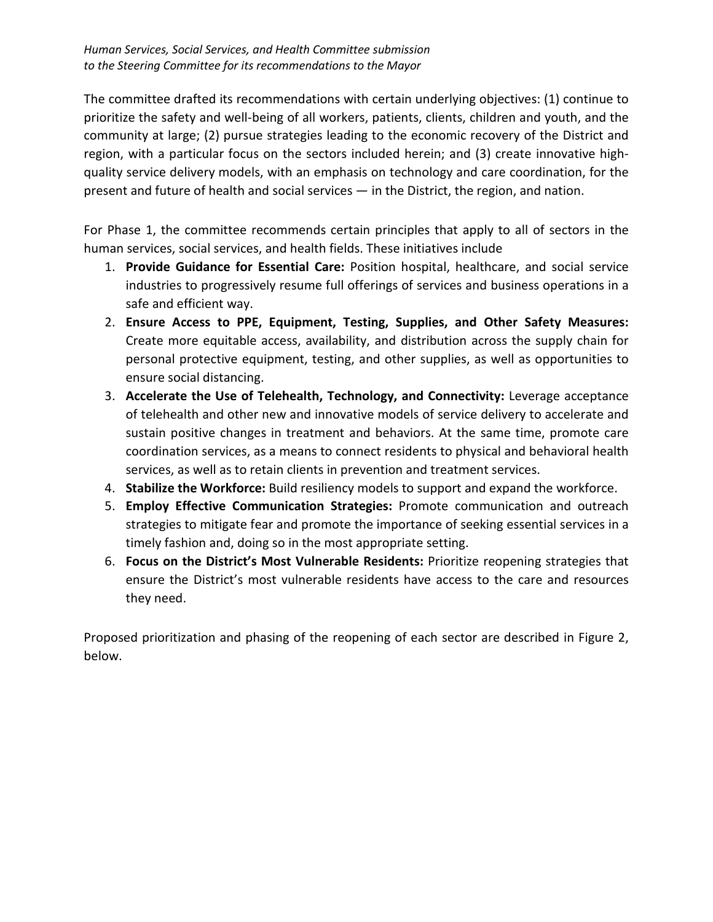The committee drafted its recommendations with certain underlying objectives: (1) continue to prioritize the safety and well-being of all workers, patients, clients, children and youth, and the community at large; (2) pursue strategies leading to the economic recovery of the District and region, with a particular focus on the sectors included herein; and (3) create innovative high-quality service delivery models, with an emphasis on technology and care coordination, for the present and future of health and social services — in the District, the region, and nation.

For Phase 1, the committee recommends certain principles that apply to all of sectors in the human services, social services, and health fields. These initiatives include

1. **Provide Guidance for Essential Care:** Position hospital, healthcare, and social service industries to progressively resume full offerings of services and business operations in a safe and efficient way.
2. **Ensure Access to PPE, Equipment, Testing, Supplies, and Other Safety Measures:** Create more equitable access, availability, and distribution across the supply chain for personal protective equipment, testing, and other supplies, as well as opportunities to ensure social distancing.
3. **Accelerate the Use of Telehealth, Technology, and Connectivity:** Leverage acceptance of telehealth and other new and innovative models of service delivery to accelerate and sustain positive changes in treatment and behaviors. At the same time, promote care coordination services, as a means to connect residents to physical and behavioral health services, as well as to retain clients in prevention and treatment services.
4. **Stabilize the Workforce:** Build resiliency models to support and expand the workforce.
5. **Employ Effective Communication Strategies:** Promote communication and outreach strategies to mitigate fear and promote the importance of seeking essential services in a timely fashion and, doing so in the most appropriate setting.
6. **Focus on the District's Most Vulnerable Residents:** Prioritize reopening strategies that ensure the District's most vulnerable residents have access to the care and resources they need.

Proposed prioritization and phasing of the reopening of each sector are described in Figure 2, below.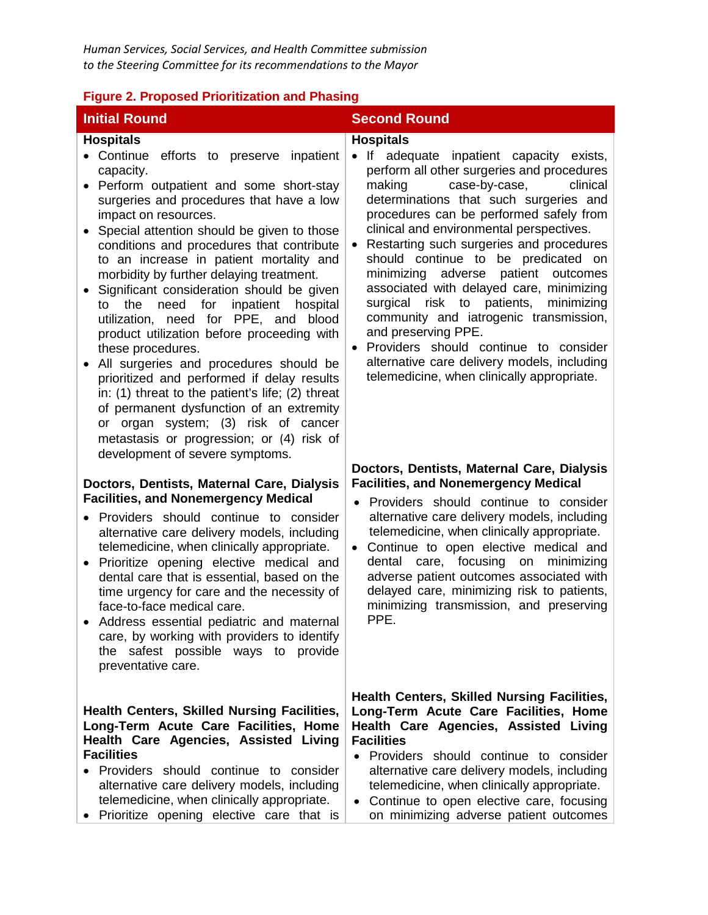**Figure 2. Proposed Prioritization and Phasing**

| Initial Round | Second Round |
|---|---|
| **Hospitals**<br>• Continue efforts to preserve inpatient capacity.<br>• Perform outpatient and some short-stay surgeries and procedures that have a low impact on resources.<br>• Special attention should be given to those conditions and procedures that contribute to an increase in patient mortality and morbidity by further delaying treatment.<br>• Significant consideration should be given to the need for inpatient hospital utilization, need for PPE, and blood product utilization before proceeding with these procedures.<br>• All surgeries and procedures should be prioritized and performed if delay results in: (1) threat to the patient's life; (2) threat of permanent dysfunction of an extremity or organ system; (3) risk of cancer metastasis or progression; or (4) risk of development of severe symptoms. | **Hospitals**<br>• If adequate inpatient capacity exists, perform all other surgeries and procedures making case-by-case, clinical determinations that such surgeries and procedures can be performed safely from clinical and environmental perspectives.<br>• Restarting such surgeries and procedures should continue to be predicated on minimizing adverse patient outcomes associated with delayed care, minimizing surgical risk to patients, minimizing community and iatrogenic transmission, and preserving PPE.<br>• Providers should continue to consider alternative care delivery models, including telemedicine, when clinically appropriate. |
| **Doctors, Dentists, Maternal Care, Dialysis Facilities, and Nonemergency Medical**<br>• Providers should continue to consider alternative care delivery models, including telemedicine, when clinically appropriate.<br>• Prioritize opening elective medical and dental care that is essential, based on the time urgency for care and the necessity of face-to-face medical care.<br>• Address essential pediatric and maternal care, by working with providers to identify the safest possible ways to provide preventative care. | **Doctors, Dentists, Maternal Care, Dialysis Facilities, and Nonemergency Medical**<br>• Providers should continue to consider alternative care delivery models, including telemedicine, when clinically appropriate.<br>• Continue to open elective medical and dental care, focusing on minimizing adverse patient outcomes associated with delayed care, minimizing risk to patients, minimizing transmission, and preserving PPE. |
| **Health Centers, Skilled Nursing Facilities, Long-Term Acute Care Facilities, Home Health Care Agencies, Assisted Living Facilities**<br>• Providers should continue to consider alternative care delivery models, including telemedicine, when clinically appropriate.<br>• Prioritize opening elective care that is | **Health Centers, Skilled Nursing Facilities, Long-Term Acute Care Facilities, Home Health Care Agencies, Assisted Living Facilities**<br>• Providers should continue to consider alternative care delivery models, including telemedicine, when clinically appropriate.<br>• Continue to open elective care, focusing on minimizing adverse patient outcomes |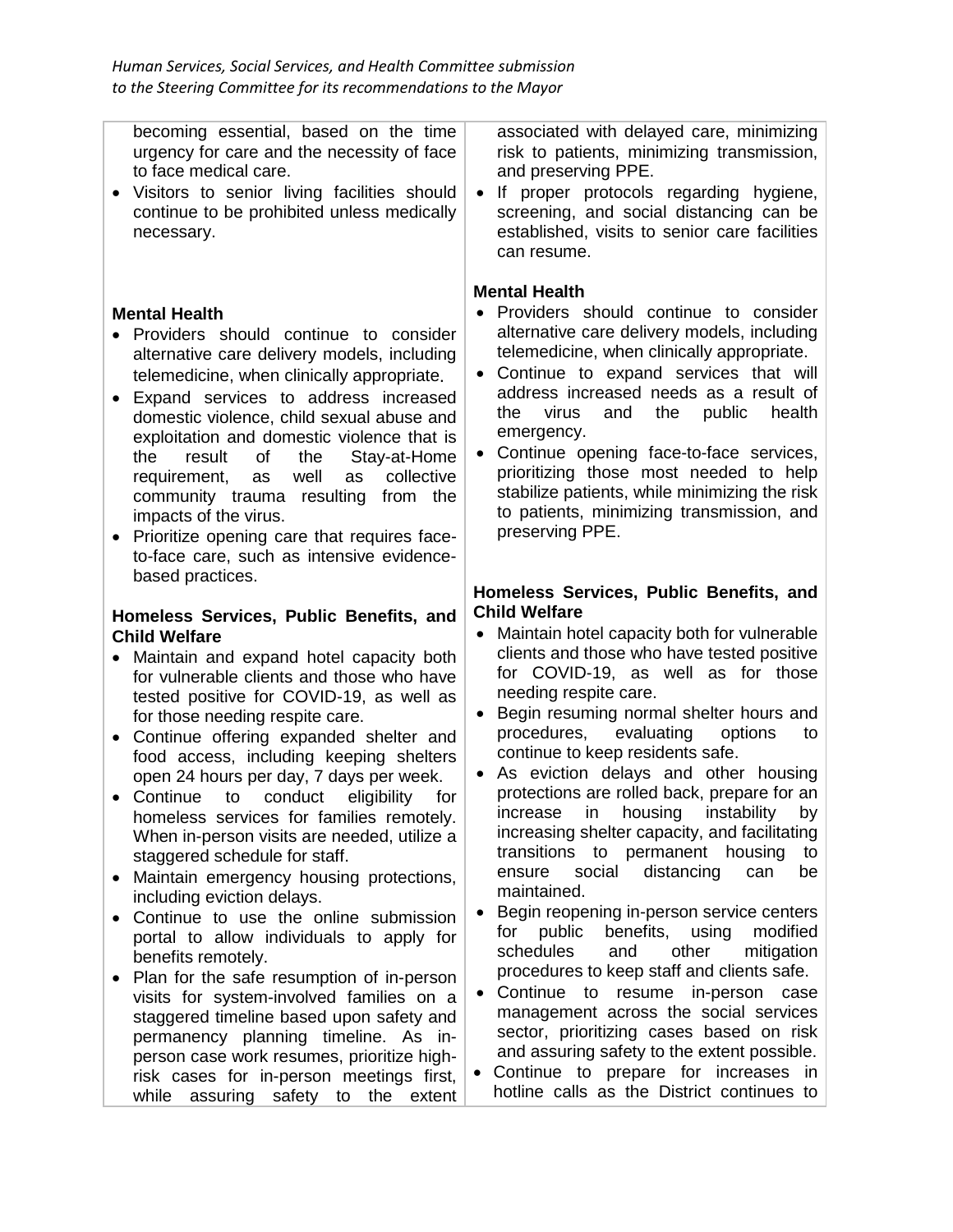| | |
|---|---|
| becoming essential, based on the time urgency for care and the necessity of face to face medical care.<br>• Visitors to senior living facilities should continue to be prohibited unless medically necessary. | associated with delayed care, minimizing risk to patients, minimizing transmission, and preserving PPE.<br>• If proper protocols regarding hygiene, screening, and social distancing can be established, visits to senior care facilities can resume. |
| **Mental Health**<br>• Providers should continue to consider alternative care delivery models, including telemedicine, when clinically appropriate.<br>• Expand services to address increased domestic violence, child sexual abuse and exploitation and domestic violence that is the result of the Stay-at-Home requirement, as well as collective community trauma resulting from the impacts of the virus.<br>• Prioritize opening care that requires face-to-face care, such as intensive evidence-based practices. | **Mental Health**<br>• Providers should continue to consider alternative care delivery models, including telemedicine, when clinically appropriate.<br>• Continue to expand services that will address increased needs as a result of the virus and the public health emergency.<br>• Continue opening face-to-face services, prioritizing those most needed to help stabilize patients, while minimizing the risk to patients, minimizing transmission, and preserving PPE. |
| **Homeless Services, Public Benefits, and Child Welfare**<br>• Maintain and expand hotel capacity both for vulnerable clients and those who have tested positive for COVID-19, as well as for those needing respite care.<br>• Continue offering expanded shelter and food access, including keeping shelters open 24 hours per day, 7 days per week.<br>• Continue to conduct eligibility for homeless services for families remotely. When in-person visits are needed, utilize a staggered schedule for staff.<br>• Maintain emergency housing protections, including eviction delays.<br>• Continue to use the online submission portal to allow individuals to apply for benefits remotely.<br>• Plan for the safe resumption of in-person visits for system-involved families on a staggered timeline based upon safety and permanency planning timeline. As in-person case work resumes, prioritize high-risk cases for in-person meetings first, while assuring safety to the extent | **Homeless Services, Public Benefits, and Child Welfare**<br>• Maintain hotel capacity both for vulnerable clients and those who have tested positive for COVID-19, as well as for those needing respite care.<br>• Begin resuming normal shelter hours and procedures, evaluating options to continue to keep residents safe.<br>• As eviction delays and other housing protections are rolled back, prepare for an increase in housing instability by increasing shelter capacity, and facilitating transitions to permanent housing to ensure social distancing can be maintained.<br>• Begin reopening in-person service centers for public benefits, using modified schedules and other mitigation procedures to keep staff and clients safe.<br>• Continue to resume in-person case management across the social services sector, prioritizing cases based on risk and assuring safety to the extent possible.<br>• Continue to prepare for increases in hotline calls as the District continues to |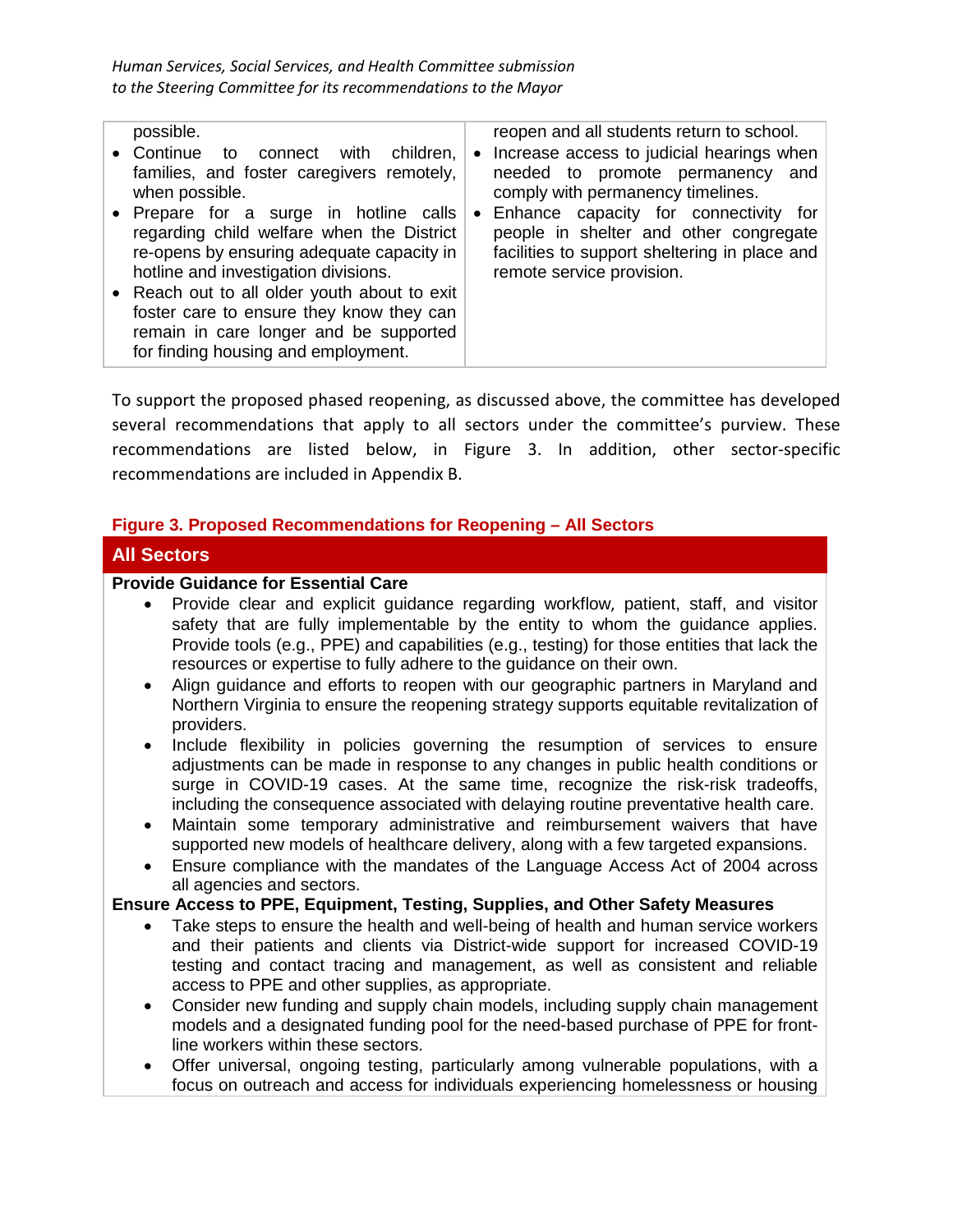| | |
|---|---|
| possible.<br>• Continue to connect with children, families, and foster caregivers remotely, when possible.<br>• Prepare for a surge in hotline calls regarding child welfare when the District re-opens by ensuring adequate capacity in hotline and investigation divisions.<br>• Reach out to all older youth about to exit foster care to ensure they know they can remain in care longer and be supported for finding housing and employment. | reopen and all students return to school.<br>• Increase access to judicial hearings when needed to promote permanency and comply with permanency timelines.<br>• Enhance capacity for connectivity for people in shelter and other congregate facilities to support sheltering in place and remote service provision. |

To support the proposed phased reopening, as discussed above, the committee has developed several recommendations that apply to all sectors under the committee's purview. These recommendations are listed below, in Figure 3. In addition, other sector-specific recommendations are included in Appendix B.

**Figure 3. Proposed Recommendations for Reopening – All Sectors**

## All Sectors

**Provide Guidance for Essential Care**

- Provide clear and explicit guidance regarding workflow, patient, staff, and visitor safety that are fully implementable by the entity to whom the guidance applies. Provide tools (e.g., PPE) and capabilities (e.g., testing) for those entities that lack the resources or expertise to fully adhere to the guidance on their own.
- Align guidance and efforts to reopen with our geographic partners in Maryland and Northern Virginia to ensure the reopening strategy supports equitable revitalization of providers.
- Include flexibility in policies governing the resumption of services to ensure adjustments can be made in response to any changes in public health conditions or surge in COVID-19 cases. At the same time, recognize the risk-risk tradeoffs, including the consequence associated with delaying routine preventative health care.
- Maintain some temporary administrative and reimbursement waivers that have supported new models of healthcare delivery, along with a few targeted expansions.
- Ensure compliance with the mandates of the Language Access Act of 2004 across all agencies and sectors.

**Ensure Access to PPE, Equipment, Testing, Supplies, and Other Safety Measures**

- Take steps to ensure the health and well-being of health and human service workers and their patients and clients via District-wide support for increased COVID-19 testing and contact tracing and management, as well as consistent and reliable access to PPE and other supplies, as appropriate.
- Consider new funding and supply chain models, including supply chain management models and a designated funding pool for the need-based purchase of PPE for front-line workers within these sectors.
- Offer universal, ongoing testing, particularly among vulnerable populations, with a focus on outreach and access for individuals experiencing homelessness or housing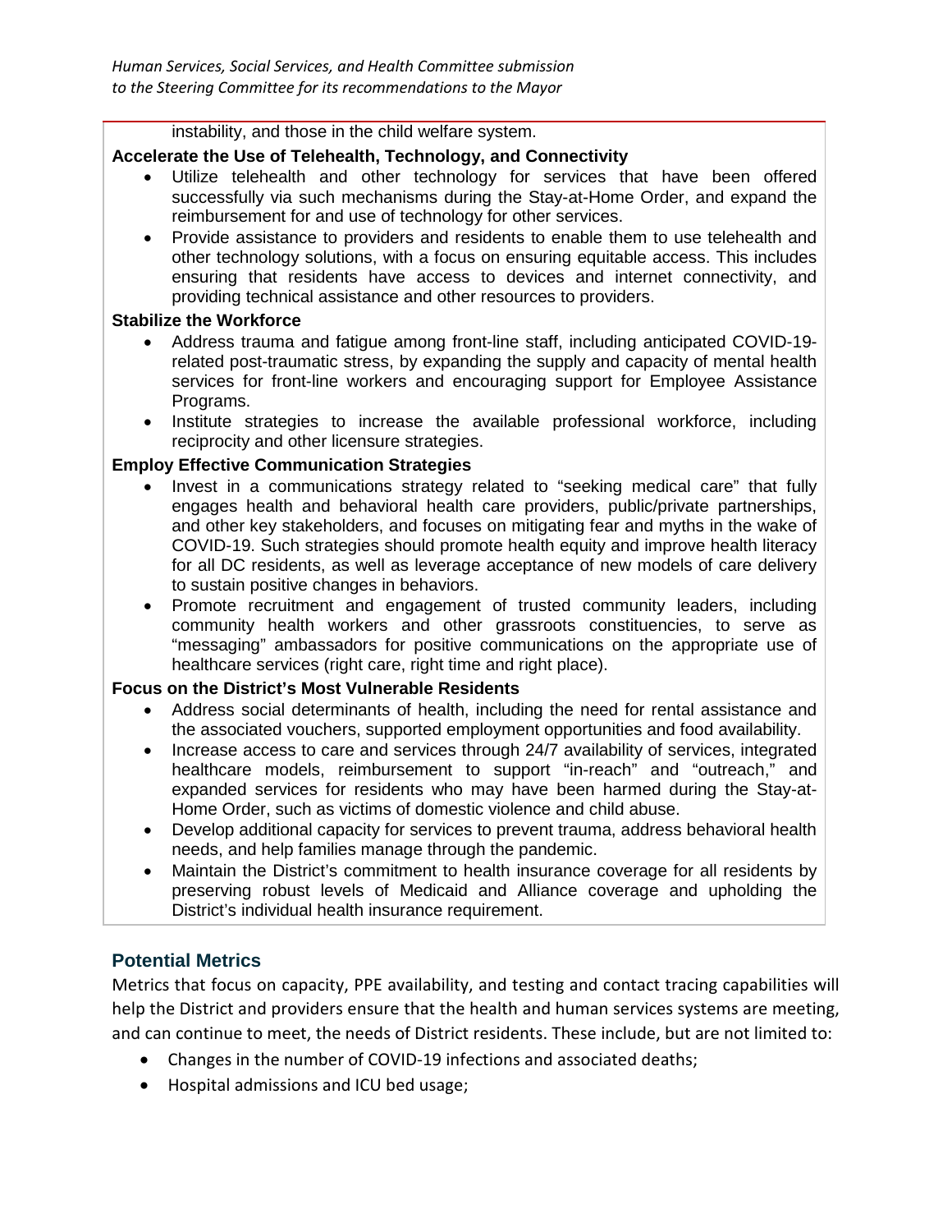instability, and those in the child welfare system.

**Accelerate the Use of Telehealth, Technology, and Connectivity**

- Utilize telehealth and other technology for services that have been offered successfully via such mechanisms during the Stay-at-Home Order, and expand the reimbursement for and use of technology for other services.
- Provide assistance to providers and residents to enable them to use telehealth and other technology solutions, with a focus on ensuring equitable access. This includes ensuring that residents have access to devices and internet connectivity, and providing technical assistance and other resources to providers.

**Stabilize the Workforce**

- Address trauma and fatigue among front-line staff, including anticipated COVID-19-related post-traumatic stress, by expanding the supply and capacity of mental health services for front-line workers and encouraging support for Employee Assistance Programs.
- Institute strategies to increase the available professional workforce, including reciprocity and other licensure strategies.

**Employ Effective Communication Strategies**

- Invest in a communications strategy related to "seeking medical care" that fully engages health and behavioral health care providers, public/private partnerships, and other key stakeholders, and focuses on mitigating fear and myths in the wake of COVID-19. Such strategies should promote health equity and improve health literacy for all DC residents, as well as leverage acceptance of new models of care delivery to sustain positive changes in behaviors.
- Promote recruitment and engagement of trusted community leaders, including community health workers and other grassroots constituencies, to serve as "messaging" ambassadors for positive communications on the appropriate use of healthcare services (right care, right time and right place).

**Focus on the District's Most Vulnerable Residents**

- Address social determinants of health, including the need for rental assistance and the associated vouchers, supported employment opportunities and food availability.
- Increase access to care and services through 24/7 availability of services, integrated healthcare models, reimbursement to support "in-reach" and "outreach," and expanded services for residents who may have been harmed during the Stay-at-Home Order, such as victims of domestic violence and child abuse.
- Develop additional capacity for services to prevent trauma, address behavioral health needs, and help families manage through the pandemic.
- Maintain the District's commitment to health insurance coverage for all residents by preserving robust levels of Medicaid and Alliance coverage and upholding the District's individual health insurance requirement.

## Potential Metrics

Metrics that focus on capacity, PPE availability, and testing and contact tracing capabilities will help the District and providers ensure that the health and human services systems are meeting, and can continue to meet, the needs of District residents. These include, but are not limited to:

- Changes in the number of COVID-19 infections and associated deaths;
- Hospital admissions and ICU bed usage;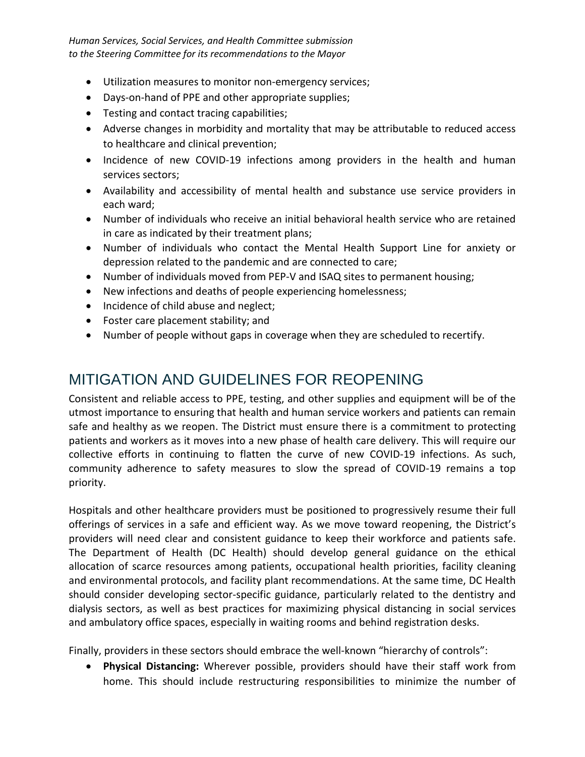- Utilization measures to monitor non-emergency services;
- Days-on-hand of PPE and other appropriate supplies;
- Testing and contact tracing capabilities;
- Adverse changes in morbidity and mortality that may be attributable to reduced access to healthcare and clinical prevention;
- Incidence of new COVID-19 infections among providers in the health and human services sectors;
- Availability and accessibility of mental health and substance use service providers in each ward;
- Number of individuals who receive an initial behavioral health service who are retained in care as indicated by their treatment plans;
- Number of individuals who contact the Mental Health Support Line for anxiety or depression related to the pandemic and are connected to care;
- Number of individuals moved from PEP-V and ISAQ sites to permanent housing;
- New infections and deaths of people experiencing homelessness;
- Incidence of child abuse and neglect;
- Foster care placement stability; and
- Number of people without gaps in coverage when they are scheduled to recertify.

## MITIGATION AND GUIDELINES FOR REOPENING

Consistent and reliable access to PPE, testing, and other supplies and equipment will be of the utmost importance to ensuring that health and human service workers and patients can remain safe and healthy as we reopen. The District must ensure there is a commitment to protecting patients and workers as it moves into a new phase of health care delivery. This will require our collective efforts in continuing to flatten the curve of new COVID-19 infections. As such, community adherence to safety measures to slow the spread of COVID-19 remains a top priority.

Hospitals and other healthcare providers must be positioned to progressively resume their full offerings of services in a safe and efficient way. As we move toward reopening, the District's providers will need clear and consistent guidance to keep their workforce and patients safe. The Department of Health (DC Health) should develop general guidance on the ethical allocation of scarce resources among patients, occupational health priorities, facility cleaning and environmental protocols, and facility plant recommendations. At the same time, DC Health should consider developing sector-specific guidance, particularly related to the dentistry and dialysis sectors, as well as best practices for maximizing physical distancing in social services and ambulatory office spaces, especially in waiting rooms and behind registration desks.

Finally, providers in these sectors should embrace the well-known "hierarchy of controls":

- **Physical Distancing:** Wherever possible, providers should have their staff work from home. This should include restructuring responsibilities to minimize the number of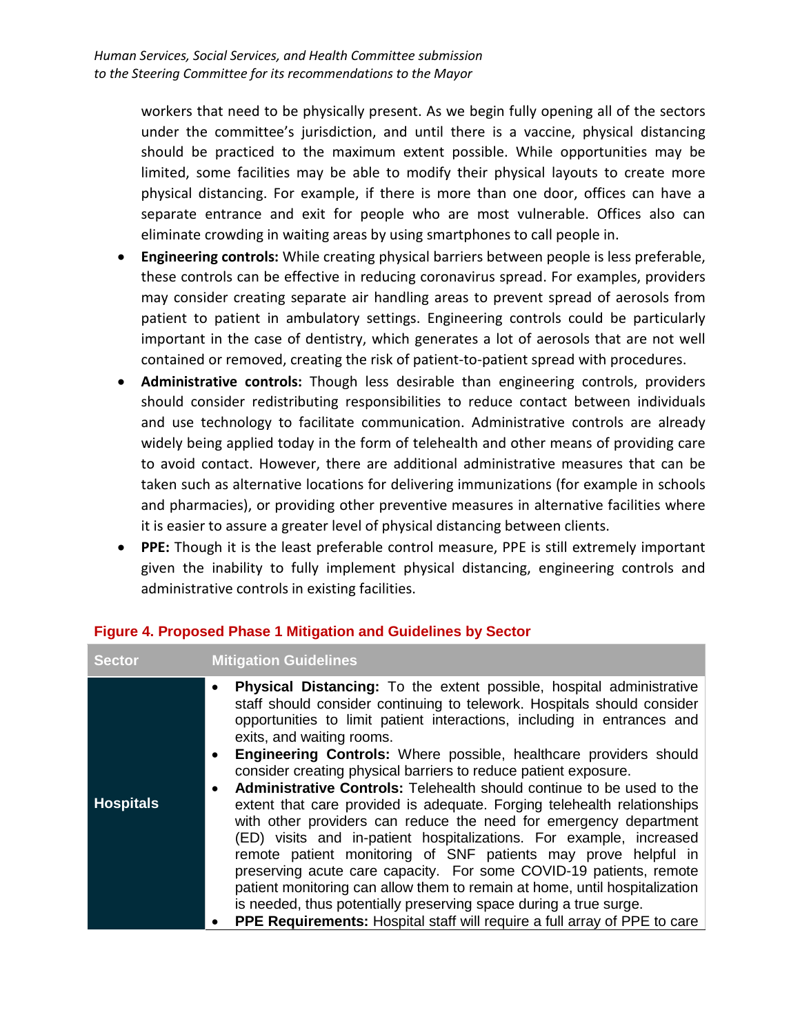workers that need to be physically present. As we begin fully opening all of the sectors under the committee's jurisdiction, and until there is a vaccine, physical distancing should be practiced to the maximum extent possible. While opportunities may be limited, some facilities may be able to modify their physical layouts to create more physical distancing. For example, if there is more than one door, offices can have a separate entrance and exit for people who are most vulnerable. Offices also can eliminate crowding in waiting areas by using smartphones to call people in.

- **Engineering controls:** While creating physical barriers between people is less preferable, these controls can be effective in reducing coronavirus spread. For examples, providers may consider creating separate air handling areas to prevent spread of aerosols from patient to patient in ambulatory settings. Engineering controls could be particularly important in the case of dentistry, which generates a lot of aerosols that are not well contained or removed, creating the risk of patient-to-patient spread with procedures.
- **Administrative controls:** Though less desirable than engineering controls, providers should consider redistributing responsibilities to reduce contact between individuals and use technology to facilitate communication. Administrative controls are already widely being applied today in the form of telehealth and other means of providing care to avoid contact. However, there are additional administrative measures that can be taken such as alternative locations for delivering immunizations (for example in schools and pharmacies), or providing other preventive measures in alternative facilities where it is easier to assure a greater level of physical distancing between clients.
- **PPE:** Though it is the least preferable control measure, PPE is still extremely important given the inability to fully implement physical distancing, engineering controls and administrative controls in existing facilities.

**Figure 4. Proposed Phase 1 Mitigation and Guidelines by Sector**

| Sector | Mitigation Guidelines |
|---|---|
| **Hospitals** | • **Physical Distancing:** To the extent possible, hospital administrative staff should consider continuing to telework. Hospitals should consider opportunities to limit patient interactions, including in entrances and exits, and waiting rooms.<br>• **Engineering Controls:** Where possible, healthcare providers should consider creating physical barriers to reduce patient exposure.<br>• **Administrative Controls:** Telehealth should continue to be used to the extent that care provided is adequate. Forging telehealth relationships with other providers can reduce the need for emergency department (ED) visits and in-patient hospitalizations. For example, increased remote patient monitoring of SNF patients may prove helpful in preserving acute care capacity. For some COVID-19 patients, remote patient monitoring can allow them to remain at home, until hospitalization is needed, thus potentially preserving space during a true surge.<br>• **PPE Requirements:** Hospital staff will require a full array of PPE to care |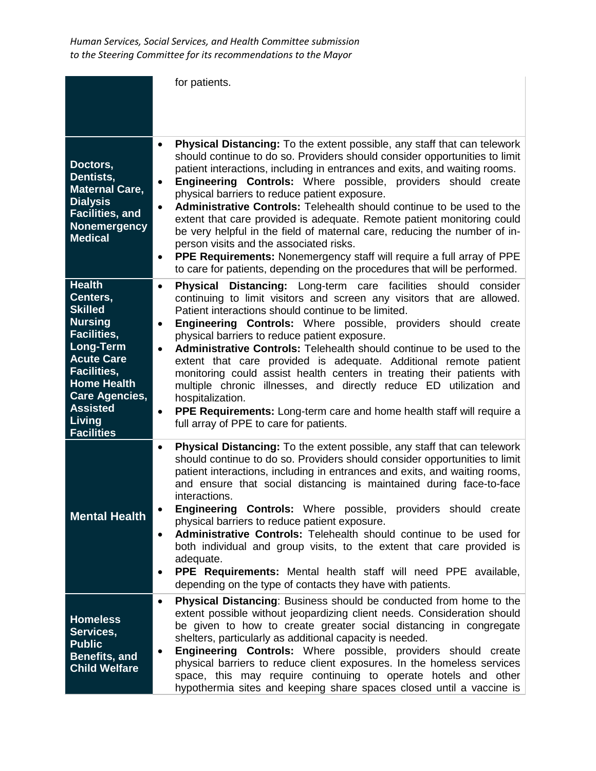| | |
|---|---|
| | for patients. |
| **Doctors, Dentists, Maternal Care, Dialysis Facilities, and Nonemergency Medical** | • **Physical Distancing:** To the extent possible, any staff that can telework should continue to do so. Providers should consider opportunities to limit patient interactions, including in entrances and exits, and waiting rooms.<br>• **Engineering Controls:** Where possible, providers should create physical barriers to reduce patient exposure.<br>• **Administrative Controls:** Telehealth should continue to be used to the extent that care provided is adequate. Remote patient monitoring could be very helpful in the field of maternal care, reducing the number of in-person visits and the associated risks.<br>• **PPE Requirements:** Nonemergency staff will require a full array of PPE to care for patients, depending on the procedures that will be performed. |
| **Health Centers, Skilled Nursing Facilities, Long-Term Acute Care Facilities, Home Health Care Agencies, Assisted Living Facilities** | • **Physical Distancing:** Long-term care facilities should consider continuing to limit visitors and screen any visitors that are allowed. Patient interactions should continue to be limited.<br>• **Engineering Controls:** Where possible, providers should create physical barriers to reduce patient exposure.<br>• **Administrative Controls:** Telehealth should continue to be used to the extent that care provided is adequate. Additional remote patient monitoring could assist health centers in treating their patients with multiple chronic illnesses, and directly reduce ED utilization and hospitalization.<br>• **PPE Requirements:** Long-term care and home health staff will require a full array of PPE to care for patients. |
| **Mental Health** | • **Physical Distancing:** To the extent possible, any staff that can telework should continue to do so. Providers should consider opportunities to limit patient interactions, including in entrances and exits, and waiting rooms, and ensure that social distancing is maintained during face-to-face interactions.<br>• **Engineering Controls:** Where possible, providers should create physical barriers to reduce patient exposure.<br>• **Administrative Controls:** Telehealth should continue to be used for both individual and group visits, to the extent that care provided is adequate.<br>• **PPE Requirements:** Mental health staff will need PPE available, depending on the type of contacts they have with patients. |
| **Homeless Services, Public Benefits, and Child Welfare** | • **Physical Distancing**: Business should be conducted from home to the extent possible without jeopardizing client needs. Consideration should be given to how to create greater social distancing in congregate shelters, particularly as additional capacity is needed.<br>• **Engineering Controls:** Where possible, providers should create physical barriers to reduce client exposures. In the homeless services space, this may require continuing to operate hotels and other hypothermia sites and keeping share spaces closed until a vaccine is |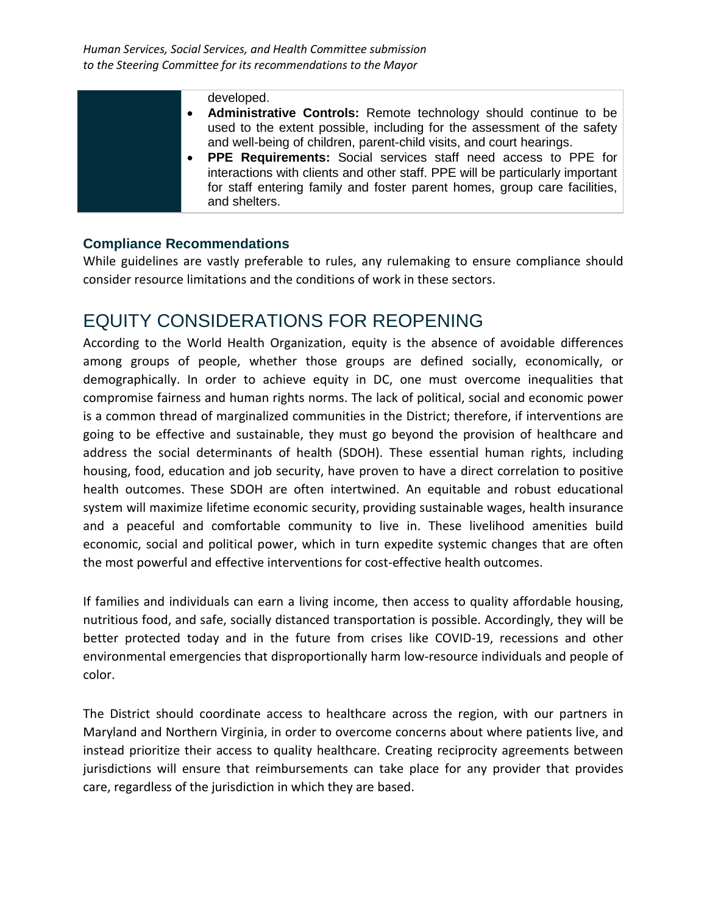developed.

- **Administrative Controls:** Remote technology should continue to be used to the extent possible, including for the assessment of the safety and well-being of children, parent-child visits, and court hearings.
- **PPE Requirements:** Social services staff need access to PPE for interactions with clients and other staff. PPE will be particularly important for staff entering family and foster parent homes, group care facilities, and shelters.

### Compliance Recommendations

While guidelines are vastly preferable to rules, any rulemaking to ensure compliance should consider resource limitations and the conditions of work in these sectors.

## EQUITY CONSIDERATIONS FOR REOPENING

According to the World Health Organization, equity is the absence of avoidable differences among groups of people, whether those groups are defined socially, economically, or demographically. In order to achieve equity in DC, one must overcome inequalities that compromise fairness and human rights norms. The lack of political, social and economic power is a common thread of marginalized communities in the District; therefore, if interventions are going to be effective and sustainable, they must go beyond the provision of healthcare and address the social determinants of health (SDOH). These essential human rights, including housing, food, education and job security, have proven to have a direct correlation to positive health outcomes. These SDOH are often intertwined. An equitable and robust educational system will maximize lifetime economic security, providing sustainable wages, health insurance and a peaceful and comfortable community to live in. These livelihood amenities build economic, social and political power, which in turn expedite systemic changes that are often the most powerful and effective interventions for cost-effective health outcomes.

If families and individuals can earn a living income, then access to quality affordable housing, nutritious food, and safe, socially distanced transportation is possible. Accordingly, they will be better protected today and in the future from crises like COVID-19, recessions and other environmental emergencies that disproportionally harm low-resource individuals and people of color.

The District should coordinate access to healthcare across the region, with our partners in Maryland and Northern Virginia, in order to overcome concerns about where patients live, and instead prioritize their access to quality healthcare. Creating reciprocity agreements between jurisdictions will ensure that reimbursements can take place for any provider that provides care, regardless of the jurisdiction in which they are based.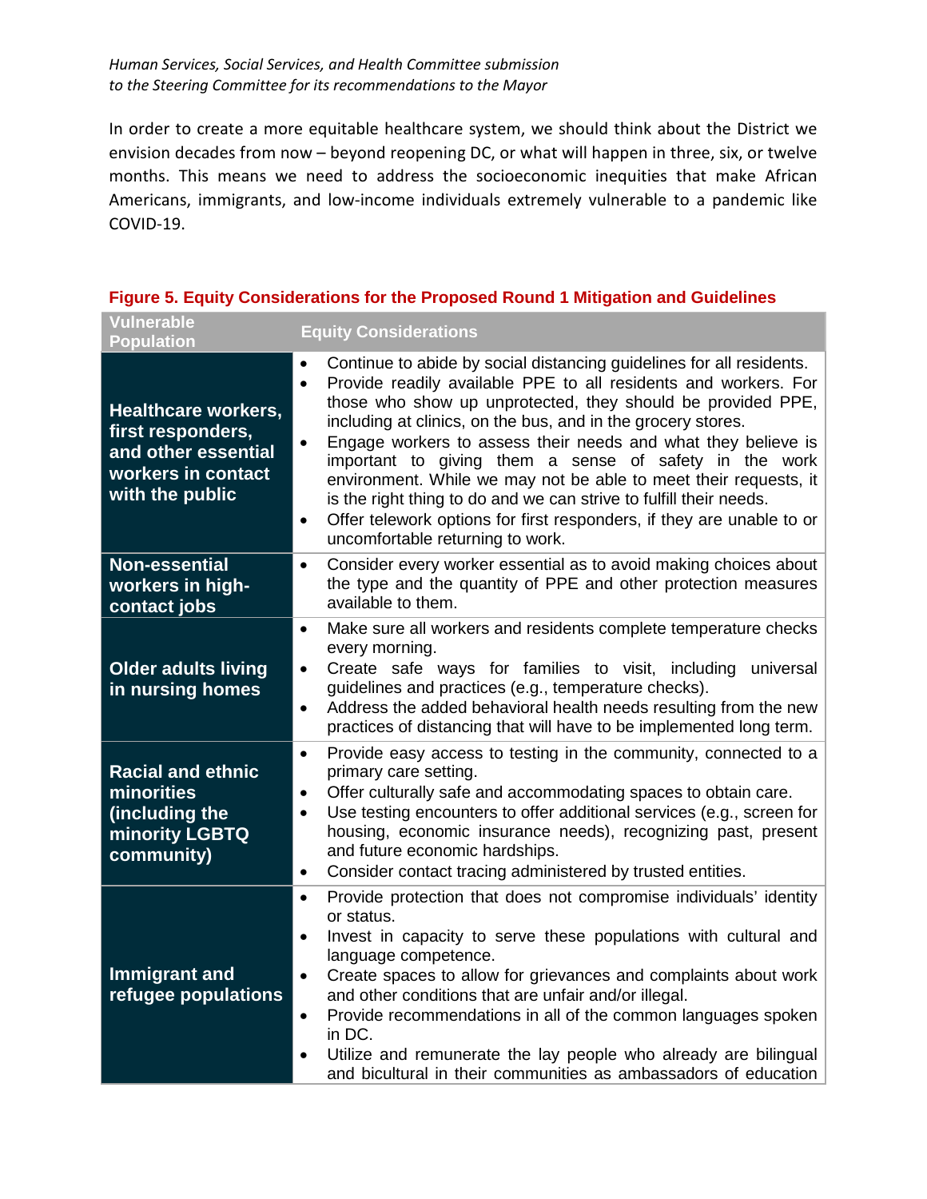*Human Services, Social Services, and Health Committee submission to the Steering Committee for its recommendations to the Mayor*

In order to create a more equitable healthcare system, we should think about the District we envision decades from now – beyond reopening DC, or what will happen in three, six, or twelve months. This means we need to address the socioeconomic inequities that make African Americans, immigrants, and low-income individuals extremely vulnerable to a pandemic like COVID-19.

**Figure 5. Equity Considerations for the Proposed Round 1 Mitigation and Guidelines**

| Vulnerable Population | Equity Considerations |
|---|---|
| **Healthcare workers, first responders, and other essential workers in contact with the public** | • Continue to abide by social distancing guidelines for all residents.<br>• Provide readily available PPE to all residents and workers. For those who show up unprotected, they should be provided PPE, including at clinics, on the bus, and in the grocery stores.<br>• Engage workers to assess their needs and what they believe is important to giving them a sense of safety in the work environment. While we may not be able to meet their requests, it is the right thing to do and we can strive to fulfill their needs.<br>• Offer telework options for first responders, if they are unable to or uncomfortable returning to work. |
| **Non-essential workers in high-contact jobs** | • Consider every worker essential as to avoid making choices about the type and the quantity of PPE and other protection measures available to them. |
| **Older adults living in nursing homes** | • Make sure all workers and residents complete temperature checks every morning.<br>• Create safe ways for families to visit, including universal guidelines and practices (e.g., temperature checks).<br>• Address the added behavioral health needs resulting from the new practices of distancing that will have to be implemented long term. |
| **Racial and ethnic minorities (including the minority LGBTQ community)** | • Provide easy access to testing in the community, connected to a primary care setting.<br>• Offer culturally safe and accommodating spaces to obtain care.<br>• Use testing encounters to offer additional services (e.g., screen for housing, economic insurance needs), recognizing past, present and future economic hardships.<br>• Consider contact tracing administered by trusted entities. |
| **Immigrant and refugee populations** | • Provide protection that does not compromise individuals' identity or status.<br>• Invest in capacity to serve these populations with cultural and language competence.<br>• Create spaces to allow for grievances and complaints about work and other conditions that are unfair and/or illegal.<br>• Provide recommendations in all of the common languages spoken in DC.<br>• Utilize and remunerate the lay people who already are bilingual and bicultural in their communities as ambassadors of education |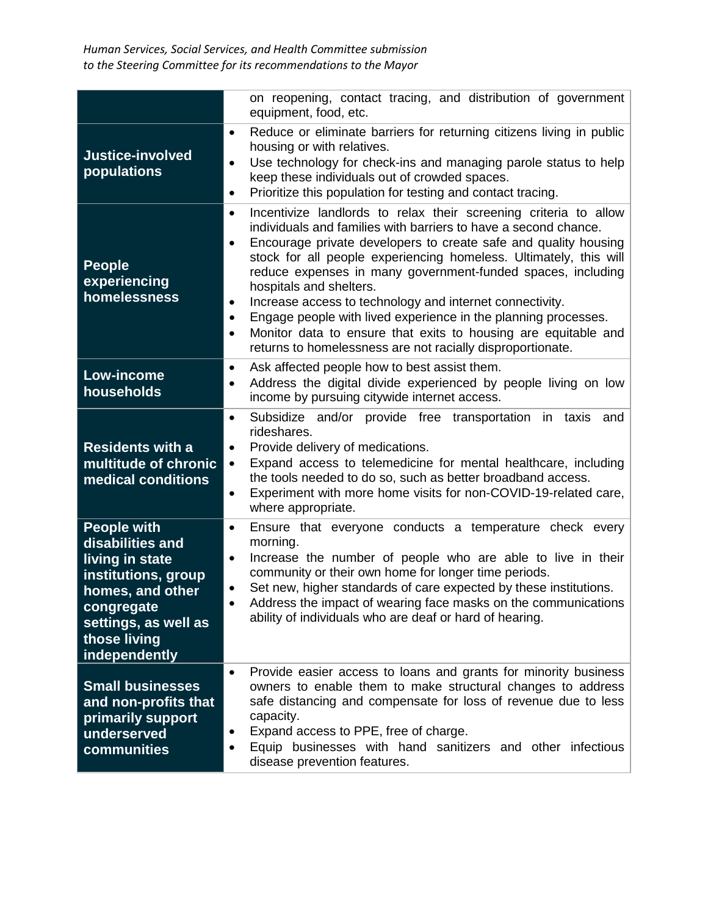| | |
|---|---|
| | on reopening, contact tracing, and distribution of government equipment, food, etc. |
| **Justice-involved populations** | • Reduce or eliminate barriers for returning citizens living in public housing or with relatives.<br>• Use technology for check-ins and managing parole status to help keep these individuals out of crowded spaces.<br>• Prioritize this population for testing and contact tracing. |
| **People experiencing homelessness** | • Incentivize landlords to relax their screening criteria to allow individuals and families with barriers to have a second chance.<br>• Encourage private developers to create safe and quality housing stock for all people experiencing homeless. Ultimately, this will reduce expenses in many government-funded spaces, including hospitals and shelters.<br>• Increase access to technology and internet connectivity.<br>• Engage people with lived experience in the planning processes.<br>• Monitor data to ensure that exits to housing are equitable and returns to homelessness are not racially disproportionate. |
| **Low-income households** | • Ask affected people how to best assist them.<br>• Address the digital divide experienced by people living on low income by pursuing citywide internet access. |
| **Residents with a multitude of chronic medical conditions** | • Subsidize and/or provide free transportation in taxis and rideshares.<br>• Provide delivery of medications.<br>• Expand access to telemedicine for mental healthcare, including the tools needed to do so, such as better broadband access.<br>• Experiment with more home visits for non-COVID-19-related care, where appropriate. |
| **People with disabilities and living in state institutions, group homes, and other congregate settings, as well as those living independently** | • Ensure that everyone conducts a temperature check every morning.<br>• Increase the number of people who are able to live in their community or their own home for longer time periods.<br>• Set new, higher standards of care expected by these institutions.<br>• Address the impact of wearing face masks on the communications ability of individuals who are deaf or hard of hearing. |
| **Small businesses and non-profits that primarily support underserved communities** | • Provide easier access to loans and grants for minority business owners to enable them to make structural changes to address safe distancing and compensate for loss of revenue due to less capacity.<br>• Expand access to PPE, free of charge.<br>• Equip businesses with hand sanitizers and other infectious disease prevention features. |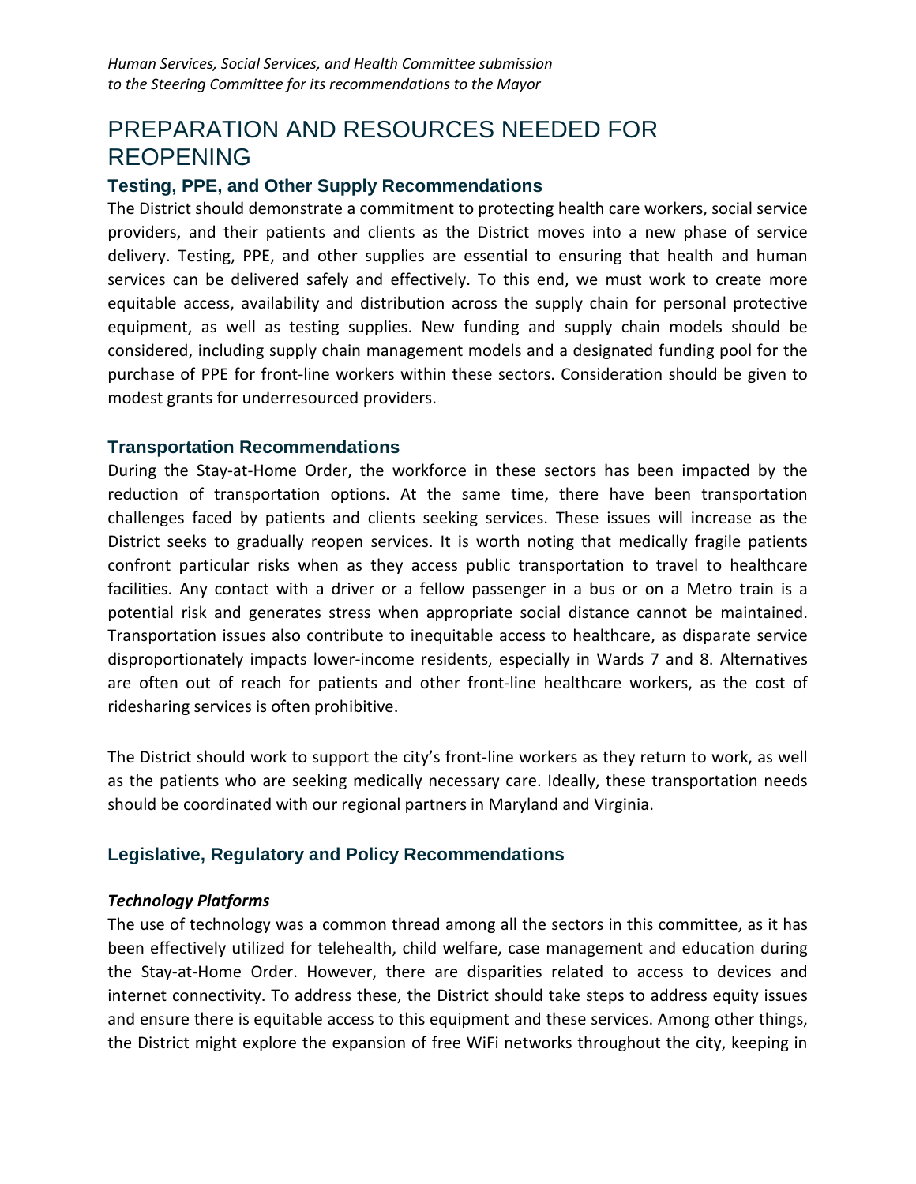*Human Services, Social Services, and Health Committee submission to the Steering Committee for its recommendations to the Mayor*

# PREPARATION AND RESOURCES NEEDED FOR REOPENING

## Testing, PPE, and Other Supply Recommendations

The District should demonstrate a commitment to protecting health care workers, social service providers, and their patients and clients as the District moves into a new phase of service delivery. Testing, PPE, and other supplies are essential to ensuring that health and human services can be delivered safely and effectively. To this end, we must work to create more equitable access, availability and distribution across the supply chain for personal protective equipment, as well as testing supplies. New funding and supply chain models should be considered, including supply chain management models and a designated funding pool for the purchase of PPE for front-line workers within these sectors. Consideration should be given to modest grants for underresourced providers.

## Transportation Recommendations

During the Stay-at-Home Order, the workforce in these sectors has been impacted by the reduction of transportation options. At the same time, there have been transportation challenges faced by patients and clients seeking services. These issues will increase as the District seeks to gradually reopen services. It is worth noting that medically fragile patients confront particular risks when as they access public transportation to travel to healthcare facilities. Any contact with a driver or a fellow passenger in a bus or on a Metro train is a potential risk and generates stress when appropriate social distance cannot be maintained. Transportation issues also contribute to inequitable access to healthcare, as disparate service disproportionately impacts lower-income residents, especially in Wards 7 and 8. Alternatives are often out of reach for patients and other front-line healthcare workers, as the cost of ridesharing services is often prohibitive.

The District should work to support the city's front-line workers as they return to work, as well as the patients who are seeking medically necessary care. Ideally, these transportation needs should be coordinated with our regional partners in Maryland and Virginia.

## Legislative, Regulatory and Policy Recommendations

***Technology Platforms***

The use of technology was a common thread among all the sectors in this committee, as it has been effectively utilized for telehealth, child welfare, case management and education during the Stay-at-Home Order. However, there are disparities related to access to devices and internet connectivity. To address these, the District should take steps to address equity issues and ensure there is equitable access to this equipment and these services. Among other things, the District might explore the expansion of free WiFi networks throughout the city, keeping in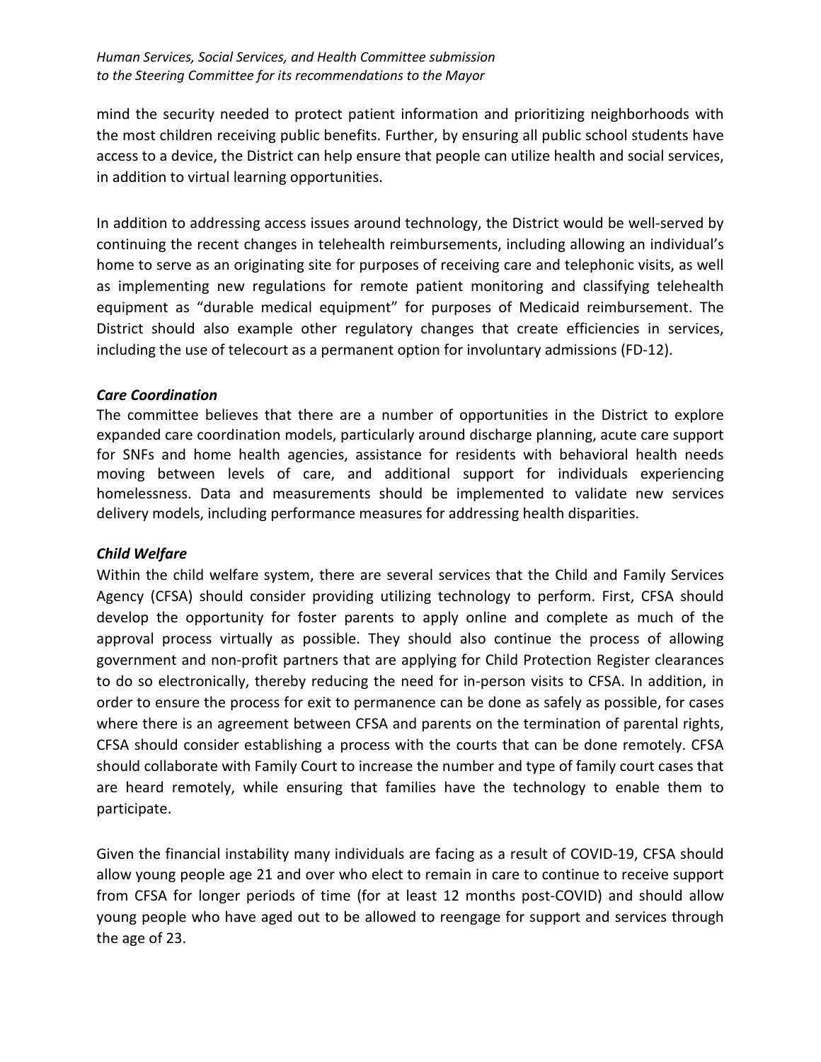mind the security needed to protect patient information and prioritizing neighborhoods with the most children receiving public benefits. Further, by ensuring all public school students have access to a device, the District can help ensure that people can utilize health and social services, in addition to virtual learning opportunities.

In addition to addressing access issues around technology, the District would be well-served by continuing the recent changes in telehealth reimbursements, including allowing an individual's home to serve as an originating site for purposes of receiving care and telephonic visits, as well as implementing new regulations for remote patient monitoring and classifying telehealth equipment as "durable medical equipment" for purposes of Medicaid reimbursement. The District should also example other regulatory changes that create efficiencies in services, including the use of telecourt as a permanent option for involuntary admissions (FD-12).

### *Care Coordination*

The committee believes that there are a number of opportunities in the District to explore expanded care coordination models, particularly around discharge planning, acute care support for SNFs and home health agencies, assistance for residents with behavioral health needs moving between levels of care, and additional support for individuals experiencing homelessness. Data and measurements should be implemented to validate new services delivery models, including performance measures for addressing health disparities.

### *Child Welfare*

Within the child welfare system, there are several services that the Child and Family Services Agency (CFSA) should consider providing utilizing technology to perform. First, CFSA should develop the opportunity for foster parents to apply online and complete as much of the approval process virtually as possible. They should also continue the process of allowing government and non-profit partners that are applying for Child Protection Register clearances to do so electronically, thereby reducing the need for in-person visits to CFSA. In addition, in order to ensure the process for exit to permanence can be done as safely as possible, for cases where there is an agreement between CFSA and parents on the termination of parental rights, CFSA should consider establishing a process with the courts that can be done remotely. CFSA should collaborate with Family Court to increase the number and type of family court cases that are heard remotely, while ensuring that families have the technology to enable them to participate.

Given the financial instability many individuals are facing as a result of COVID-19, CFSA should allow young people age 21 and over who elect to remain in care to continue to receive support from CFSA for longer periods of time (for at least 12 months post-COVID) and should allow young people who have aged out to be allowed to reengage for support and services through the age of 23.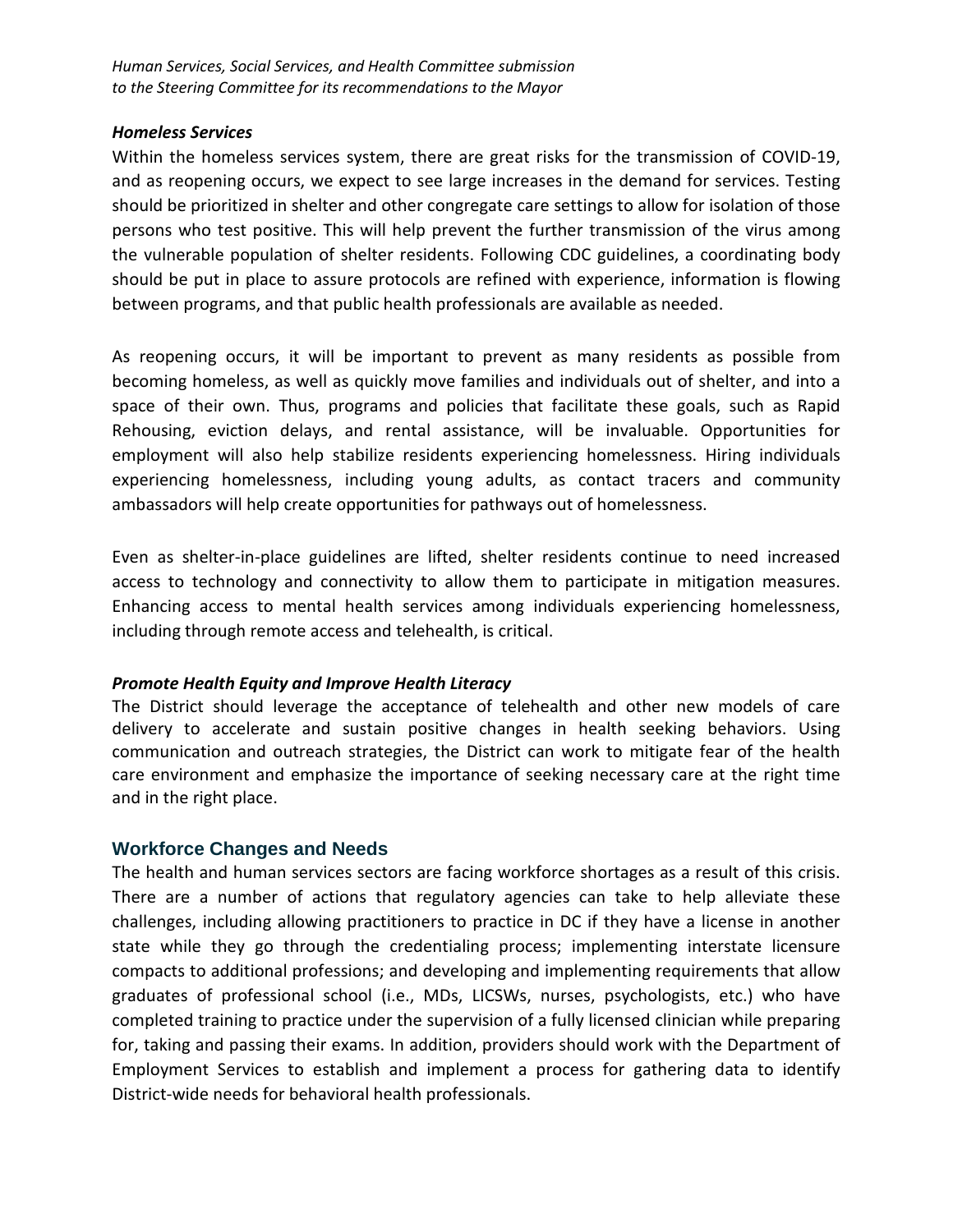*Human Services, Social Services, and Health Committee submission to the Steering Committee for its recommendations to the Mayor*

### *Homeless Services*

Within the homeless services system, there are great risks for the transmission of COVID-19, and as reopening occurs, we expect to see large increases in the demand for services. Testing should be prioritized in shelter and other congregate care settings to allow for isolation of those persons who test positive. This will help prevent the further transmission of the virus among the vulnerable population of shelter residents. Following CDC guidelines, a coordinating body should be put in place to assure protocols are refined with experience, information is flowing between programs, and that public health professionals are available as needed.

As reopening occurs, it will be important to prevent as many residents as possible from becoming homeless, as well as quickly move families and individuals out of shelter, and into a space of their own. Thus, programs and policies that facilitate these goals, such as Rapid Rehousing, eviction delays, and rental assistance, will be invaluable. Opportunities for employment will also help stabilize residents experiencing homelessness. Hiring individuals experiencing homelessness, including young adults, as contact tracers and community ambassadors will help create opportunities for pathways out of homelessness.

Even as shelter-in-place guidelines are lifted, shelter residents continue to need increased access to technology and connectivity to allow them to participate in mitigation measures. Enhancing access to mental health services among individuals experiencing homelessness, including through remote access and telehealth, is critical.

### *Promote Health Equity and Improve Health Literacy*

The District should leverage the acceptance of telehealth and other new models of care delivery to accelerate and sustain positive changes in health seeking behaviors. Using communication and outreach strategies, the District can work to mitigate fear of the health care environment and emphasize the importance of seeking necessary care at the right time and in the right place.

## Workforce Changes and Needs

The health and human services sectors are facing workforce shortages as a result of this crisis. There are a number of actions that regulatory agencies can take to help alleviate these challenges, including allowing practitioners to practice in DC if they have a license in another state while they go through the credentialing process; implementing interstate licensure compacts to additional professions; and developing and implementing requirements that allow graduates of professional school (i.e., MDs, LICSWs, nurses, psychologists, etc.) who have completed training to practice under the supervision of a fully licensed clinician while preparing for, taking and passing their exams. In addition, providers should work with the Department of Employment Services to establish and implement a process for gathering data to identify District-wide needs for behavioral health professionals.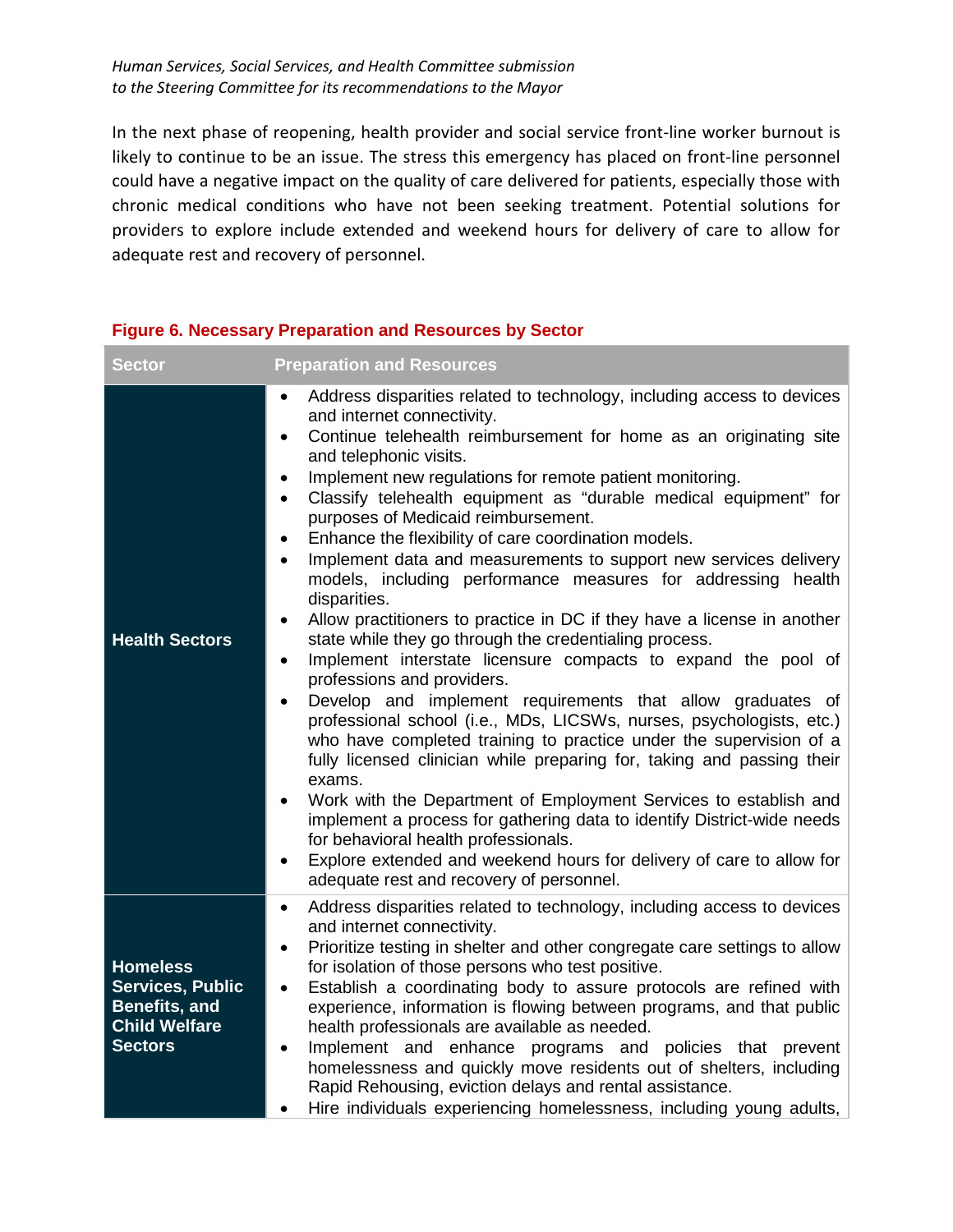In the next phase of reopening, health provider and social service front-line worker burnout is likely to continue to be an issue. The stress this emergency has placed on front-line personnel could have a negative impact on the quality of care delivered for patients, especially those with chronic medical conditions who have not been seeking treatment. Potential solutions for providers to explore include extended and weekend hours for delivery of care to allow for adequate rest and recovery of personnel.

**Figure 6. Necessary Preparation and Resources by Sector**

| Sector | Preparation and Resources |
| --- | --- |
| **Health Sectors** | • Address disparities related to technology, including access to devices and internet connectivity.<br>• Continue telehealth reimbursement for home as an originating site and telephonic visits.<br>• Implement new regulations for remote patient monitoring.<br>• Classify telehealth equipment as "durable medical equipment" for purposes of Medicaid reimbursement.<br>• Enhance the flexibility of care coordination models.<br>• Implement data and measurements to support new services delivery models, including performance measures for addressing health disparities.<br>• Allow practitioners to practice in DC if they have a license in another state while they go through the credentialing process.<br>• Implement interstate licensure compacts to expand the pool of professions and providers.<br>• Develop and implement requirements that allow graduates of professional school (i.e., MDs, LICSWs, nurses, psychologists, etc.) who have completed training to practice under the supervision of a fully licensed clinician while preparing for, taking and passing their exams.<br>• Work with the Department of Employment Services to establish and implement a process for gathering data to identify District-wide needs for behavioral health professionals.<br>• Explore extended and weekend hours for delivery of care to allow for adequate rest and recovery of personnel. |
| **Homeless Services, Public Benefits, and Child Welfare Sectors** | • Address disparities related to technology, including access to devices and internet connectivity.<br>• Prioritize testing in shelter and other congregate care settings to allow for isolation of those persons who test positive.<br>• Establish a coordinating body to assure protocols are refined with experience, information is flowing between programs, and that public health professionals are available as needed.<br>• Implement and enhance programs and policies that prevent homelessness and quickly move residents out of shelters, including Rapid Rehousing, eviction delays and rental assistance.<br>• Hire individuals experiencing homelessness, including young adults, |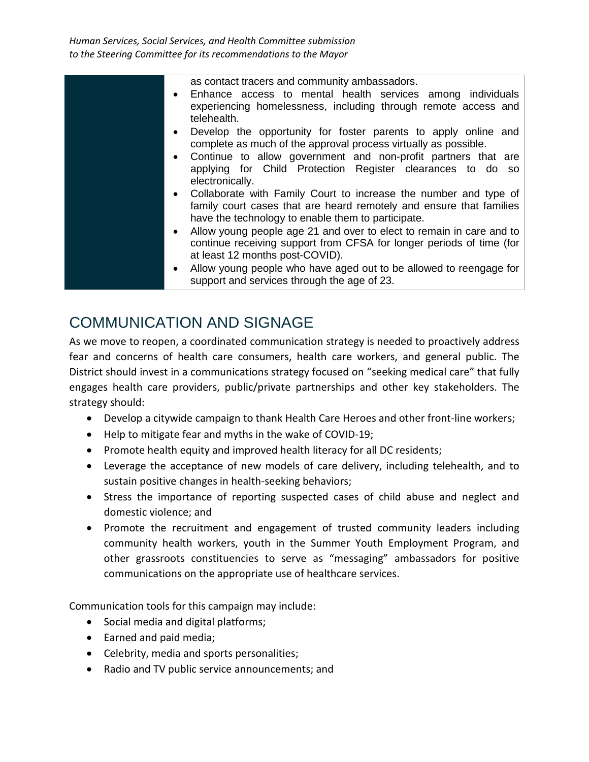as contact tracers and community ambassadors.

- Enhance access to mental health services among individuals experiencing homelessness, including through remote access and telehealth.
- Develop the opportunity for foster parents to apply online and complete as much of the approval process virtually as possible.
- Continue to allow government and non-profit partners that are applying for Child Protection Register clearances to do so electronically.
- Collaborate with Family Court to increase the number and type of family court cases that are heard remotely and ensure that families have the technology to enable them to participate.
- Allow young people age 21 and over to elect to remain in care and to continue receiving support from CFSA for longer periods of time (for at least 12 months post-COVID).
- Allow young people who have aged out to be allowed to reengage for support and services through the age of 23.

## COMMUNICATION AND SIGNAGE

As we move to reopen, a coordinated communication strategy is needed to proactively address fear and concerns of health care consumers, health care workers, and general public. The District should invest in a communications strategy focused on "seeking medical care" that fully engages health care providers, public/private partnerships and other key stakeholders. The strategy should:

- Develop a citywide campaign to thank Health Care Heroes and other front-line workers;
- Help to mitigate fear and myths in the wake of COVID-19;
- Promote health equity and improved health literacy for all DC residents;
- Leverage the acceptance of new models of care delivery, including telehealth, and to sustain positive changes in health-seeking behaviors;
- Stress the importance of reporting suspected cases of child abuse and neglect and domestic violence; and
- Promote the recruitment and engagement of trusted community leaders including community health workers, youth in the Summer Youth Employment Program, and other grassroots constituencies to serve as "messaging" ambassadors for positive communications on the appropriate use of healthcare services.

Communication tools for this campaign may include:

- Social media and digital platforms;
- Earned and paid media;
- Celebrity, media and sports personalities;
- Radio and TV public service announcements; and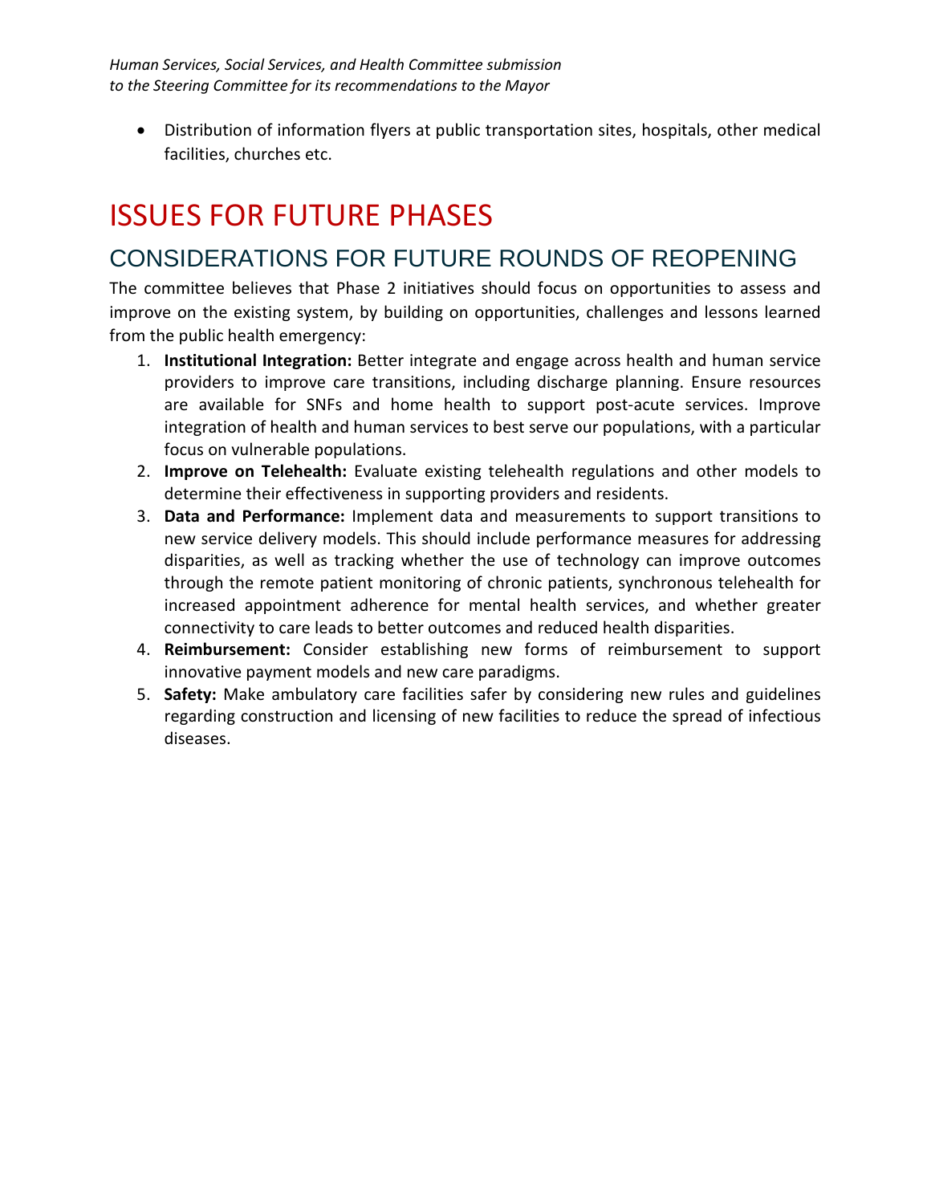- Distribution of information flyers at public transportation sites, hospitals, other medical facilities, churches etc.

# ISSUES FOR FUTURE PHASES

## CONSIDERATIONS FOR FUTURE ROUNDS OF REOPENING

The committee believes that Phase 2 initiatives should focus on opportunities to assess and improve on the existing system, by building on opportunities, challenges and lessons learned from the public health emergency:

1. **Institutional Integration:** Better integrate and engage across health and human service providers to improve care transitions, including discharge planning. Ensure resources are available for SNFs and home health to support post-acute services. Improve integration of health and human services to best serve our populations, with a particular focus on vulnerable populations.
2. **Improve on Telehealth:** Evaluate existing telehealth regulations and other models to determine their effectiveness in supporting providers and residents.
3. **Data and Performance:** Implement data and measurements to support transitions to new service delivery models. This should include performance measures for addressing disparities, as well as tracking whether the use of technology can improve outcomes through the remote patient monitoring of chronic patients, synchronous telehealth for increased appointment adherence for mental health services, and whether greater connectivity to care leads to better outcomes and reduced health disparities.
4. **Reimbursement:** Consider establishing new forms of reimbursement to support innovative payment models and new care paradigms.
5. **Safety:** Make ambulatory care facilities safer by considering new rules and guidelines regarding construction and licensing of new facilities to reduce the spread of infectious diseases.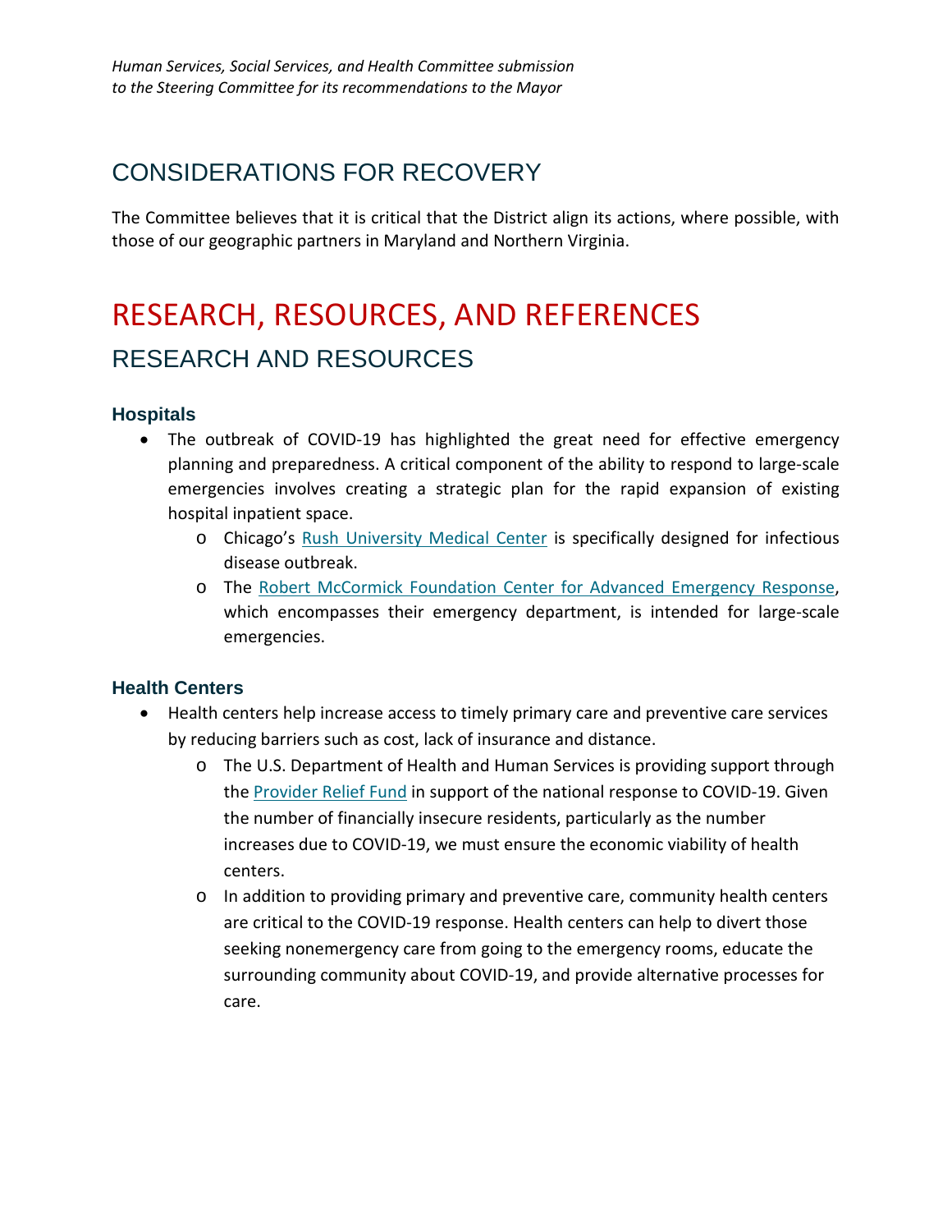## CONSIDERATIONS FOR RECOVERY

The Committee believes that it is critical that the District align its actions, where possible, with those of our geographic partners in Maryland and Northern Virginia.

# RESEARCH, RESOURCES, AND REFERENCES

## RESEARCH AND RESOURCES

### Hospitals

- The outbreak of COVID-19 has highlighted the great need for effective emergency planning and preparedness. A critical component of the ability to respond to large-scale emergencies involves creating a strategic plan for the rapid expansion of existing hospital inpatient space.
  - Chicago's Rush University Medical Center is specifically designed for infectious disease outbreak.
  - The Robert McCormick Foundation Center for Advanced Emergency Response, which encompasses their emergency department, is intended for large-scale emergencies.

### Health Centers

- Health centers help increase access to timely primary care and preventive care services by reducing barriers such as cost, lack of insurance and distance.
  - The U.S. Department of Health and Human Services is providing support through the Provider Relief Fund in support of the national response to COVID-19. Given the number of financially insecure residents, particularly as the number increases due to COVID-19, we must ensure the economic viability of health centers.
  - In addition to providing primary and preventive care, community health centers are critical to the COVID-19 response. Health centers can help to divert those seeking nonemergency care from going to the emergency rooms, educate the surrounding community about COVID-19, and provide alternative processes for care.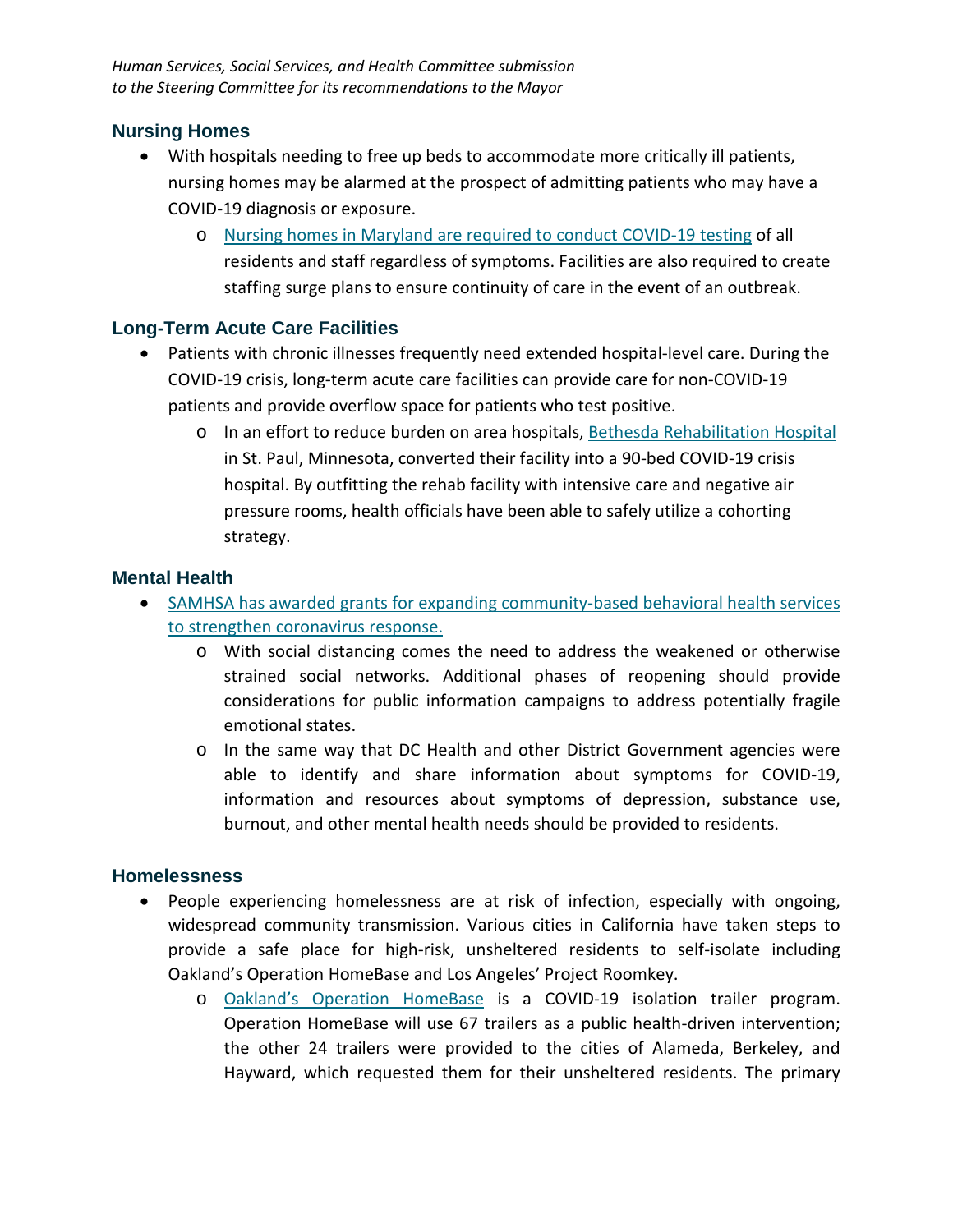## Nursing Homes

- With hospitals needing to free up beds to accommodate more critically ill patients, nursing homes may be alarmed at the prospect of admitting patients who may have a COVID-19 diagnosis or exposure.
  - Nursing homes in Maryland are required to conduct COVID-19 testing of all residents and staff regardless of symptoms. Facilities are also required to create staffing surge plans to ensure continuity of care in the event of an outbreak.

## Long-Term Acute Care Facilities

- Patients with chronic illnesses frequently need extended hospital-level care. During the COVID-19 crisis, long-term acute care facilities can provide care for non-COVID-19 patients and provide overflow space for patients who test positive.
  - In an effort to reduce burden on area hospitals, Bethesda Rehabilitation Hospital in St. Paul, Minnesota, converted their facility into a 90-bed COVID-19 crisis hospital. By outfitting the rehab facility with intensive care and negative air pressure rooms, health officials have been able to safely utilize a cohorting strategy.

## Mental Health

- SAMHSA has awarded grants for expanding community-based behavioral health services to strengthen coronavirus response.
  - With social distancing comes the need to address the weakened or otherwise strained social networks. Additional phases of reopening should provide considerations for public information campaigns to address potentially fragile emotional states.
  - In the same way that DC Health and other District Government agencies were able to identify and share information about symptoms for COVID-19, information and resources about symptoms of depression, substance use, burnout, and other mental health needs should be provided to residents.

## Homelessness

- People experiencing homelessness are at risk of infection, especially with ongoing, widespread community transmission. Various cities in California have taken steps to provide a safe place for high-risk, unsheltered residents to self-isolate including Oakland's Operation HomeBase and Los Angeles' Project Roomkey.
  - Oakland's Operation HomeBase is a COVID-19 isolation trailer program. Operation HomeBase will use 67 trailers as a public health-driven intervention; the other 24 trailers were provided to the cities of Alameda, Berkeley, and Hayward, which requested them for their unsheltered residents. The primary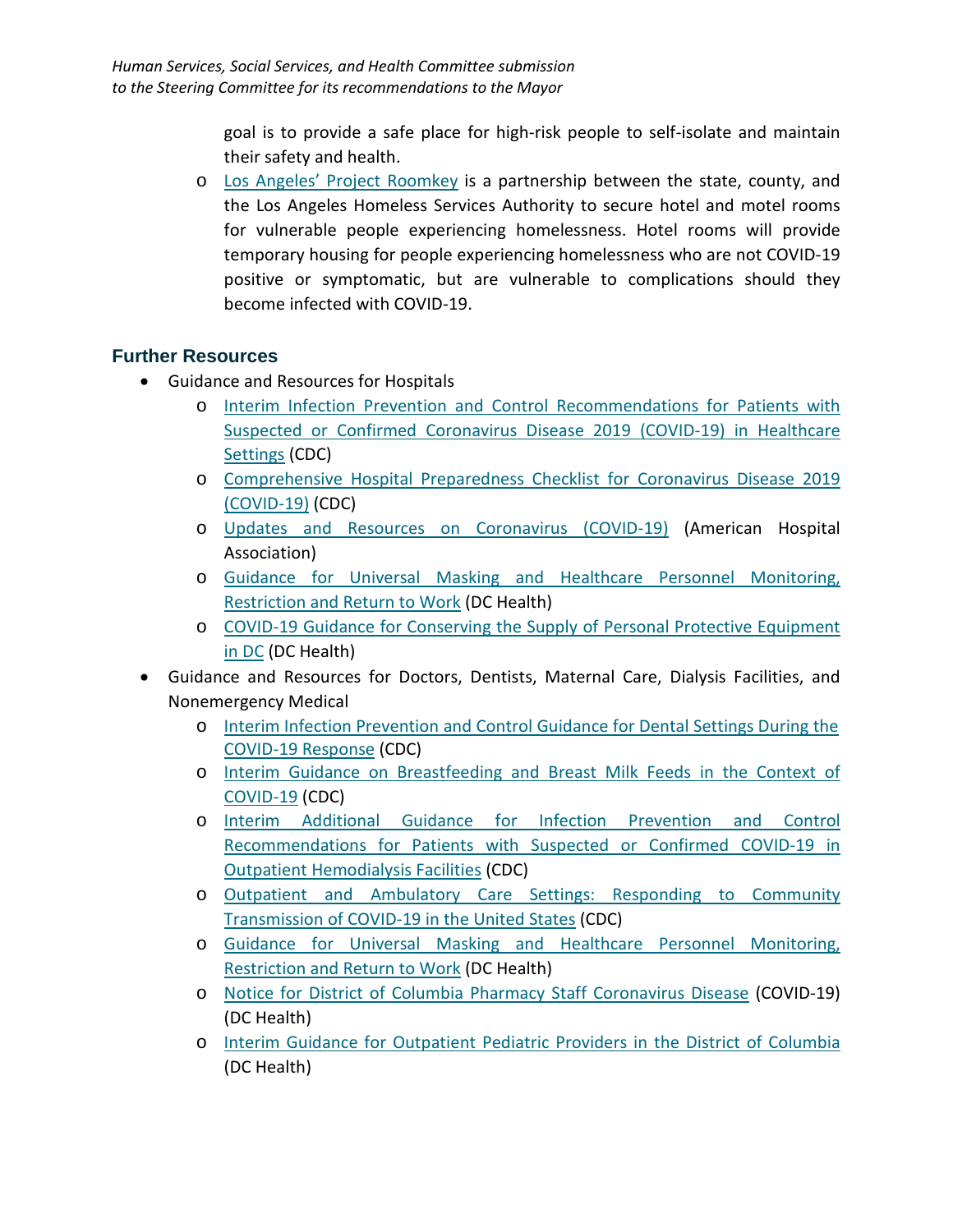goal is to provide a safe place for high-risk people to self-isolate and maintain their safety and health.

- Los Angeles' Project Roomkey is a partnership between the state, county, and the Los Angeles Homeless Services Authority to secure hotel and motel rooms for vulnerable people experiencing homelessness. Hotel rooms will provide temporary housing for people experiencing homelessness who are not COVID-19 positive or symptomatic, but are vulnerable to complications should they become infected with COVID-19.

## Further Resources

- Guidance and Resources for Hospitals
  - Interim Infection Prevention and Control Recommendations for Patients with Suspected or Confirmed Coronavirus Disease 2019 (COVID-19) in Healthcare Settings (CDC)
  - Comprehensive Hospital Preparedness Checklist for Coronavirus Disease 2019 (COVID-19) (CDC)
  - Updates and Resources on Coronavirus (COVID-19) (American Hospital Association)
  - Guidance for Universal Masking and Healthcare Personnel Monitoring, Restriction and Return to Work (DC Health)
  - COVID-19 Guidance for Conserving the Supply of Personal Protective Equipment in DC (DC Health)
- Guidance and Resources for Doctors, Dentists, Maternal Care, Dialysis Facilities, and Nonemergency Medical
  - Interim Infection Prevention and Control Guidance for Dental Settings During the COVID-19 Response (CDC)
  - Interim Guidance on Breastfeeding and Breast Milk Feeds in the Context of COVID-19 (CDC)
  - Interim Additional Guidance for Infection Prevention and Control Recommendations for Patients with Suspected or Confirmed COVID-19 in Outpatient Hemodialysis Facilities (CDC)
  - Outpatient and Ambulatory Care Settings: Responding to Community Transmission of COVID-19 in the United States (CDC)
  - Guidance for Universal Masking and Healthcare Personnel Monitoring, Restriction and Return to Work (DC Health)
  - Notice for District of Columbia Pharmacy Staff Coronavirus Disease (COVID-19) (DC Health)
  - Interim Guidance for Outpatient Pediatric Providers in the District of Columbia (DC Health)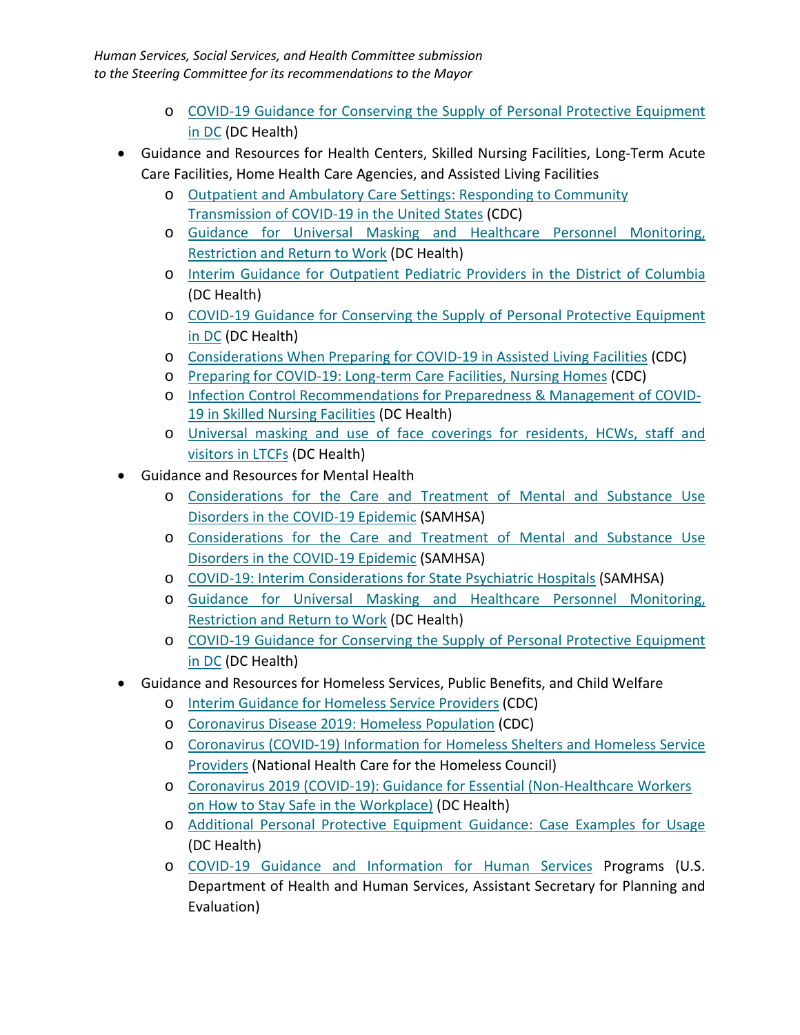- COVID-19 Guidance for Conserving the Supply of Personal Protective Equipment in DC (DC Health)

- Guidance and Resources for Health Centers, Skilled Nursing Facilities, Long-Term Acute Care Facilities, Home Health Care Agencies, and Assisted Living Facilities
  - Outpatient and Ambulatory Care Settings: Responding to Community Transmission of COVID-19 in the United States (CDC)
  - Guidance for Universal Masking and Healthcare Personnel Monitoring, Restriction and Return to Work (DC Health)
  - Interim Guidance for Outpatient Pediatric Providers in the District of Columbia (DC Health)
  - COVID-19 Guidance for Conserving the Supply of Personal Protective Equipment in DC (DC Health)
  - Considerations When Preparing for COVID-19 in Assisted Living Facilities (CDC)
  - Preparing for COVID-19: Long-term Care Facilities, Nursing Homes (CDC)
  - Infection Control Recommendations for Preparedness & Management of COVID-19 in Skilled Nursing Facilities (DC Health)
  - Universal masking and use of face coverings for residents, HCWs, staff and visitors in LTCFs (DC Health)
- Guidance and Resources for Mental Health
  - Considerations for the Care and Treatment of Mental and Substance Use Disorders in the COVID-19 Epidemic (SAMHSA)
  - Considerations for the Care and Treatment of Mental and Substance Use Disorders in the COVID-19 Epidemic (SAMHSA)
  - COVID-19: Interim Considerations for State Psychiatric Hospitals (SAMHSA)
  - Guidance for Universal Masking and Healthcare Personnel Monitoring, Restriction and Return to Work (DC Health)
  - COVID-19 Guidance for Conserving the Supply of Personal Protective Equipment in DC (DC Health)
- Guidance and Resources for Homeless Services, Public Benefits, and Child Welfare
  - Interim Guidance for Homeless Service Providers (CDC)
  - Coronavirus Disease 2019: Homeless Population (CDC)
  - Coronavirus (COVID-19) Information for Homeless Shelters and Homeless Service Providers (National Health Care for the Homeless Council)
  - Coronavirus 2019 (COVID-19): Guidance for Essential (Non-Healthcare Workers on How to Stay Safe in the Workplace) (DC Health)
  - Additional Personal Protective Equipment Guidance: Case Examples for Usage (DC Health)
  - COVID-19 Guidance and Information for Human Services Programs (U.S. Department of Health and Human Services, Assistant Secretary for Planning and Evaluation)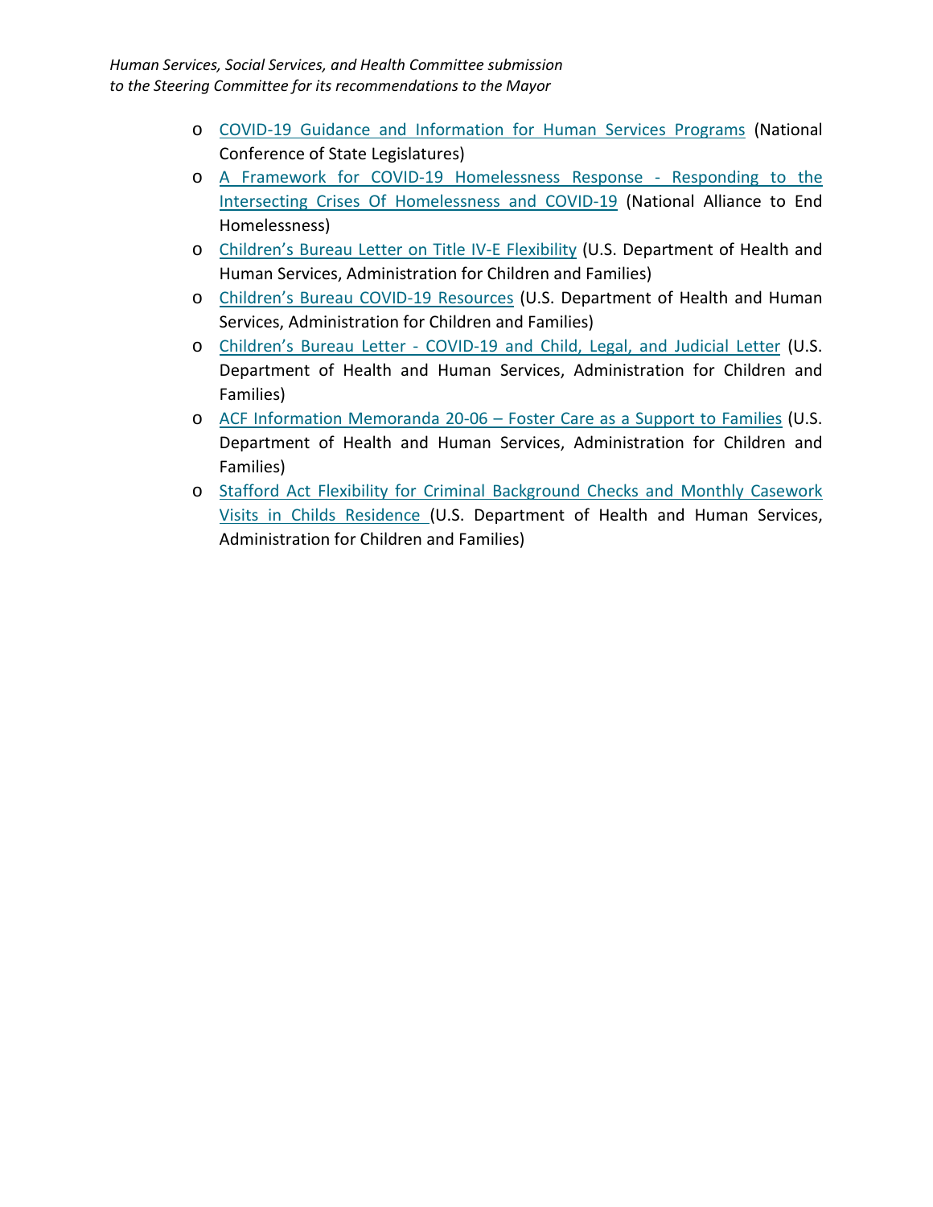- COVID-19 Guidance and Information for Human Services Programs (National Conference of State Legislatures)
- A Framework for COVID-19 Homelessness Response - Responding to the Intersecting Crises Of Homelessness and COVID-19 (National Alliance to End Homelessness)
- Children's Bureau Letter on Title IV-E Flexibility (U.S. Department of Health and Human Services, Administration for Children and Families)
- Children's Bureau COVID-19 Resources (U.S. Department of Health and Human Services, Administration for Children and Families)
- Children's Bureau Letter - COVID-19 and Child, Legal, and Judicial Letter (U.S. Department of Health and Human Services, Administration for Children and Families)
- ACF Information Memoranda 20-06 – Foster Care as a Support to Families (U.S. Department of Health and Human Services, Administration for Children and Families)
- Stafford Act Flexibility for Criminal Background Checks and Monthly Casework Visits in Childs Residence (U.S. Department of Health and Human Services, Administration for Children and Families)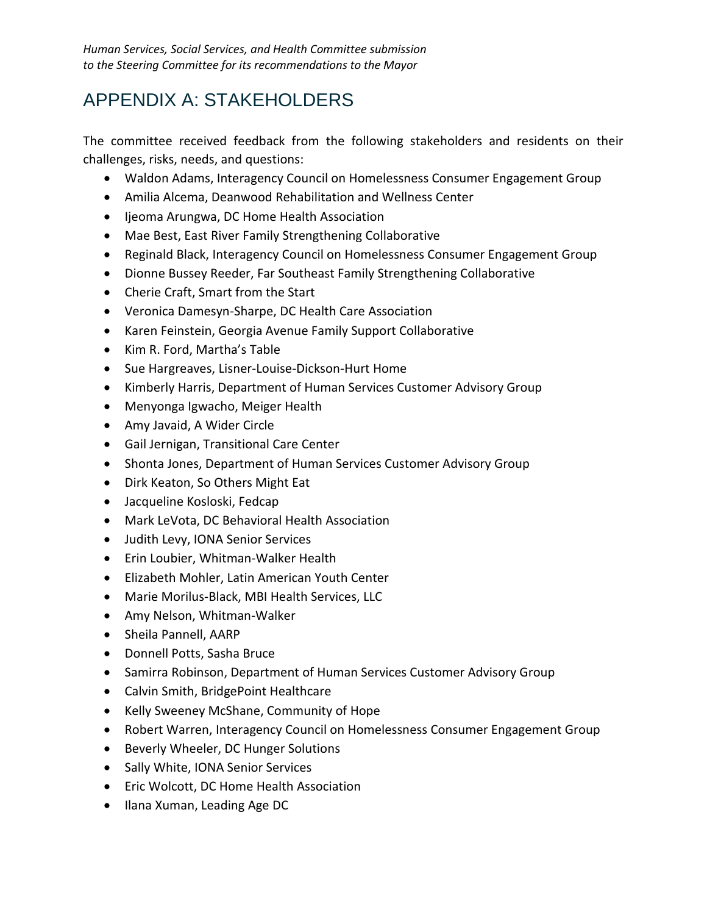# APPENDIX A: STAKEHOLDERS

The committee received feedback from the following stakeholders and residents on their challenges, risks, needs, and questions:

- Waldon Adams, Interagency Council on Homelessness Consumer Engagement Group
- Amilia Alcema, Deanwood Rehabilitation and Wellness Center
- Ijeoma Arungwa, DC Home Health Association
- Mae Best, East River Family Strengthening Collaborative
- Reginald Black, Interagency Council on Homelessness Consumer Engagement Group
- Dionne Bussey Reeder, Far Southeast Family Strengthening Collaborative
- Cherie Craft, Smart from the Start
- Veronica Damesyn-Sharpe, DC Health Care Association
- Karen Feinstein, Georgia Avenue Family Support Collaborative
- Kim R. Ford, Martha's Table
- Sue Hargreaves, Lisner-Louise-Dickson-Hurt Home
- Kimberly Harris, Department of Human Services Customer Advisory Group
- Menyonga Igwacho, Meiger Health
- Amy Javaid, A Wider Circle
- Gail Jernigan, Transitional Care Center
- Shonta Jones, Department of Human Services Customer Advisory Group
- Dirk Keaton, So Others Might Eat
- Jacqueline Kosloski, Fedcap
- Mark LeVota, DC Behavioral Health Association
- Judith Levy, IONA Senior Services
- Erin Loubier, Whitman-Walker Health
- Elizabeth Mohler, Latin American Youth Center
- Marie Morilus-Black, MBI Health Services, LLC
- Amy Nelson, Whitman-Walker
- Sheila Pannell, AARP
- Donnell Potts, Sasha Bruce
- Samirra Robinson, Department of Human Services Customer Advisory Group
- Calvin Smith, BridgePoint Healthcare
- Kelly Sweeney McShane, Community of Hope
- Robert Warren, Interagency Council on Homelessness Consumer Engagement Group
- Beverly Wheeler, DC Hunger Solutions
- Sally White, IONA Senior Services
- Eric Wolcott, DC Home Health Association
- Ilana Xuman, Leading Age DC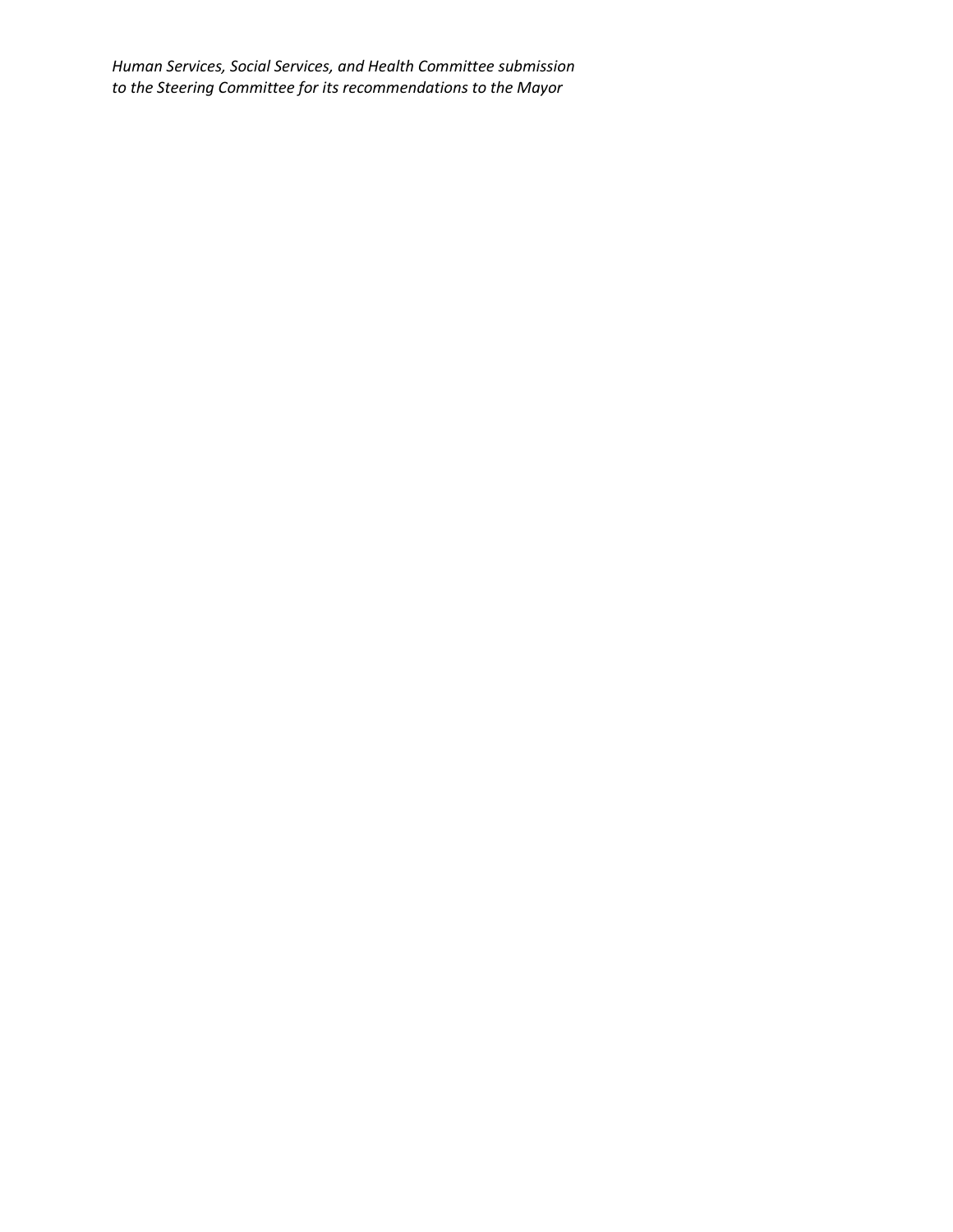*Human Services, Social Services, and Health Committee submission to the Steering Committee for its recommendations to the Mayor*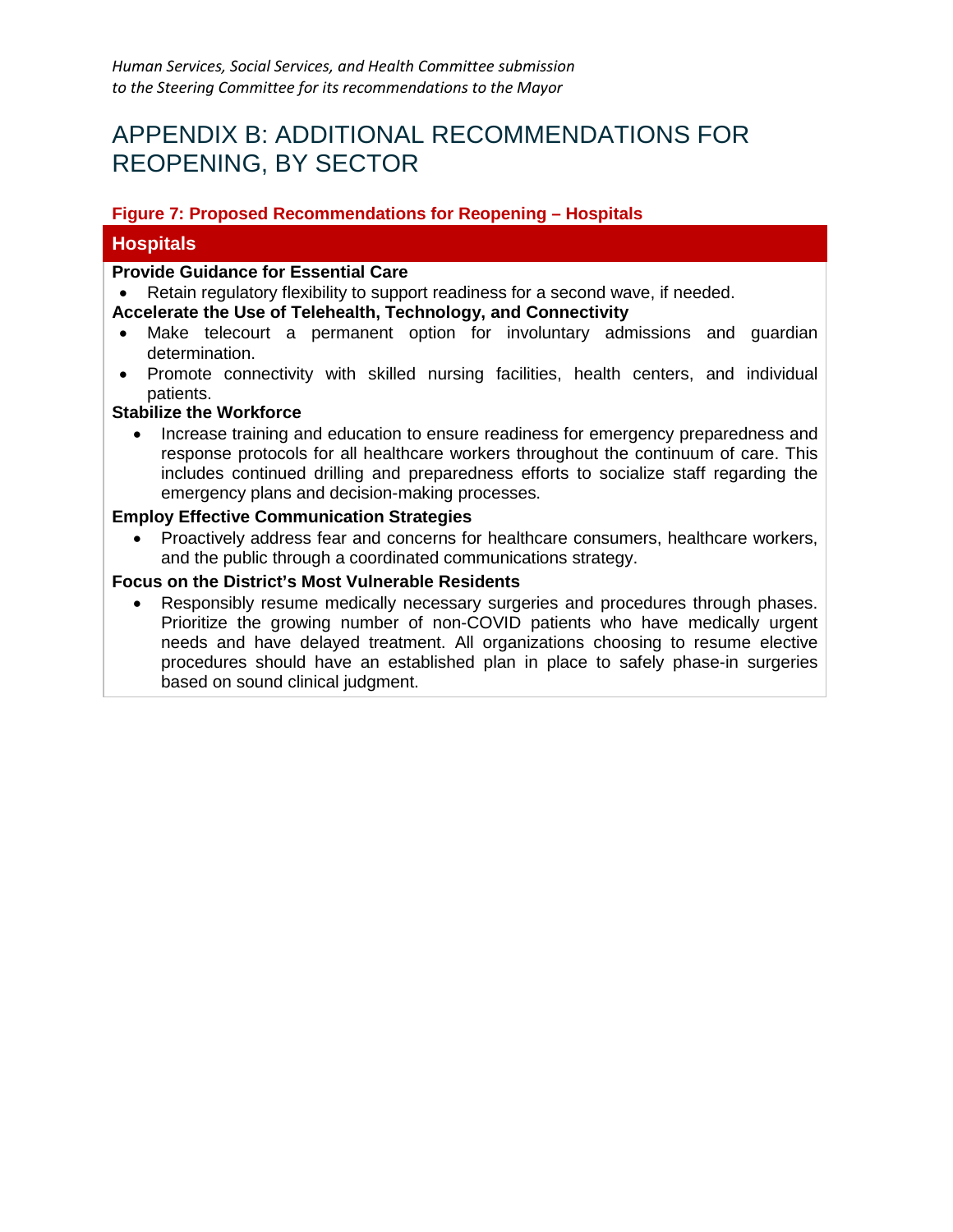# APPENDIX B: ADDITIONAL RECOMMENDATIONS FOR REOPENING, BY SECTOR

**Figure 7: Proposed Recommendations for Reopening – Hospitals**

## Hospitals

**Provide Guidance for Essential Care**

- Retain regulatory flexibility to support readiness for a second wave, if needed.

**Accelerate the Use of Telehealth, Technology, and Connectivity**

- Make telecourt a permanent option for involuntary admissions and guardian determination.
- Promote connectivity with skilled nursing facilities, health centers, and individual patients.

**Stabilize the Workforce**

- Increase training and education to ensure readiness for emergency preparedness and response protocols for all healthcare workers throughout the continuum of care. This includes continued drilling and preparedness efforts to socialize staff regarding the emergency plans and decision-making processes.

**Employ Effective Communication Strategies**

- Proactively address fear and concerns for healthcare consumers, healthcare workers, and the public through a coordinated communications strategy.

**Focus on the District's Most Vulnerable Residents**

- Responsibly resume medically necessary surgeries and procedures through phases. Prioritize the growing number of non-COVID patients who have medically urgent needs and have delayed treatment. All organizations choosing to resume elective procedures should have an established plan in place to safely phase-in surgeries based on sound clinical judgment.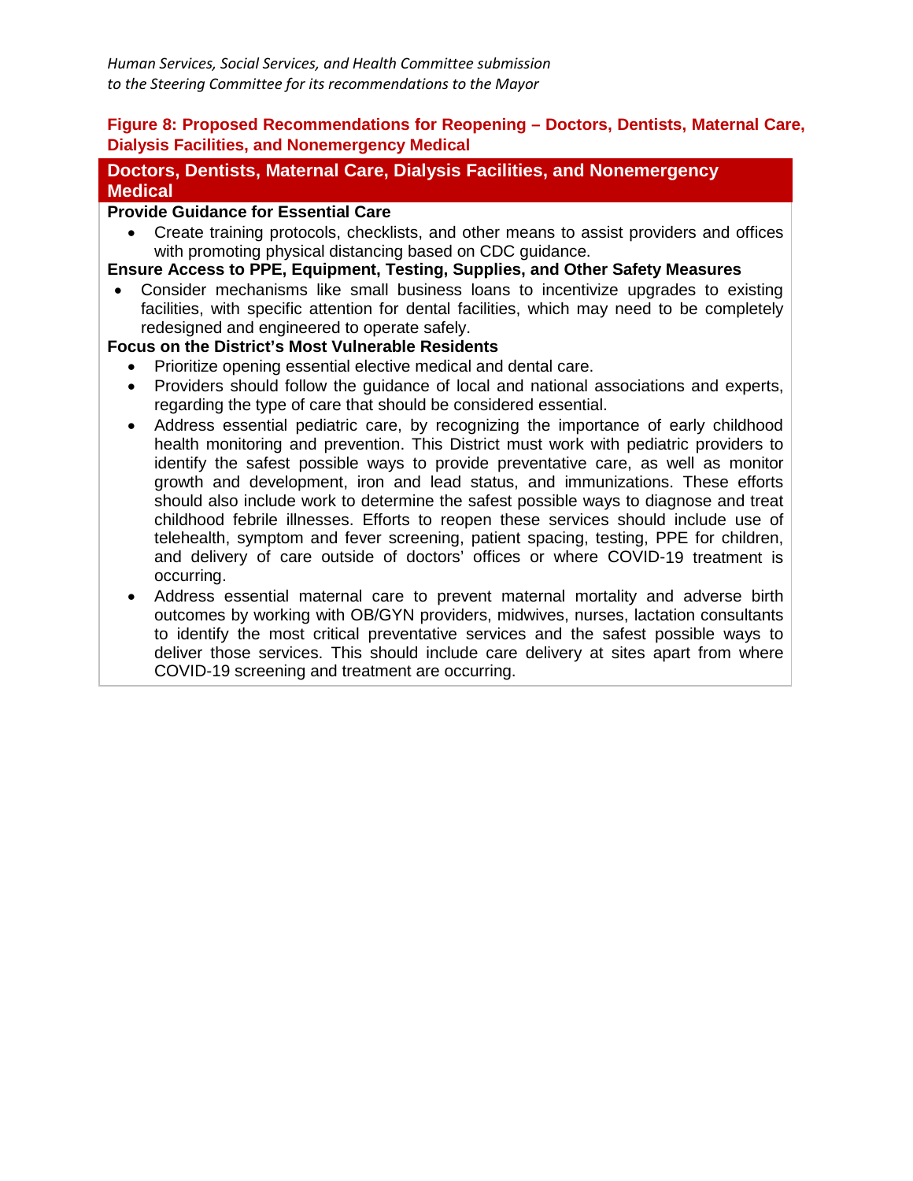**Figure 8: Proposed Recommendations for Reopening – Doctors, Dentists, Maternal Care, Dialysis Facilities, and Nonemergency Medical**

## Doctors, Dentists, Maternal Care, Dialysis Facilities, and Nonemergency Medical

**Provide Guidance for Essential Care**

- Create training protocols, checklists, and other means to assist providers and offices with promoting physical distancing based on CDC guidance.

**Ensure Access to PPE, Equipment, Testing, Supplies, and Other Safety Measures**

- Consider mechanisms like small business loans to incentivize upgrades to existing facilities, with specific attention for dental facilities, which may need to be completely redesigned and engineered to operate safely.

**Focus on the District's Most Vulnerable Residents**

- Prioritize opening essential elective medical and dental care.
- Providers should follow the guidance of local and national associations and experts, regarding the type of care that should be considered essential.
- Address essential pediatric care, by recognizing the importance of early childhood health monitoring and prevention. This District must work with pediatric providers to identify the safest possible ways to provide preventative care, as well as monitor growth and development, iron and lead status, and immunizations. These efforts should also include work to determine the safest possible ways to diagnose and treat childhood febrile illnesses. Efforts to reopen these services should include use of telehealth, symptom and fever screening, patient spacing, testing, PPE for children, and delivery of care outside of doctors' offices or where COVID-19 treatment is occurring.
- Address essential maternal care to prevent maternal mortality and adverse birth outcomes by working with OB/GYN providers, midwives, nurses, lactation consultants to identify the most critical preventative services and the safest possible ways to deliver those services. This should include care delivery at sites apart from where COVID-19 screening and treatment are occurring.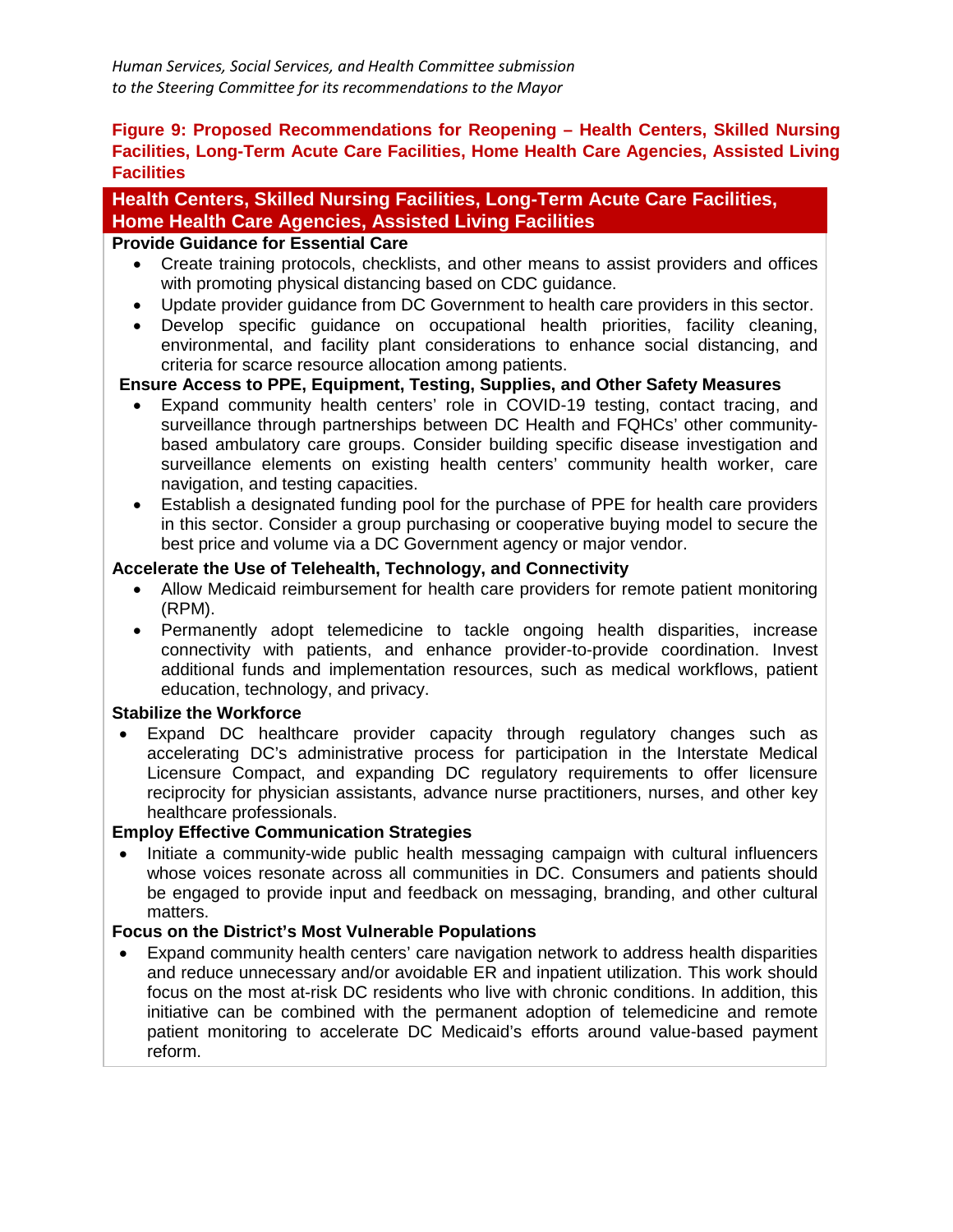*Human Services, Social Services, and Health Committee submission to the Steering Committee for its recommendations to the Mayor*

**Figure 9: Proposed Recommendations for Reopening – Health Centers, Skilled Nursing Facilities, Long-Term Acute Care Facilities, Home Health Care Agencies, Assisted Living Facilities**

## Health Centers, Skilled Nursing Facilities, Long-Term Acute Care Facilities, Home Health Care Agencies, Assisted Living Facilities

**Provide Guidance for Essential Care**

- Create training protocols, checklists, and other means to assist providers and offices with promoting physical distancing based on CDC guidance.
- Update provider guidance from DC Government to health care providers in this sector.
- Develop specific guidance on occupational health priorities, facility cleaning, environmental, and facility plant considerations to enhance social distancing, and criteria for scarce resource allocation among patients.

**Ensure Access to PPE, Equipment, Testing, Supplies, and Other Safety Measures**

- Expand community health centers' role in COVID-19 testing, contact tracing, and surveillance through partnerships between DC Health and FQHCs' other community-based ambulatory care groups. Consider building specific disease investigation and surveillance elements on existing health centers' community health worker, care navigation, and testing capacities.
- Establish a designated funding pool for the purchase of PPE for health care providers in this sector. Consider a group purchasing or cooperative buying model to secure the best price and volume via a DC Government agency or major vendor.

**Accelerate the Use of Telehealth, Technology, and Connectivity**

- Allow Medicaid reimbursement for health care providers for remote patient monitoring (RPM).
- Permanently adopt telemedicine to tackle ongoing health disparities, increase connectivity with patients, and enhance provider-to-provide coordination. Invest additional funds and implementation resources, such as medical workflows, patient education, technology, and privacy.

**Stabilize the Workforce**

- Expand DC healthcare provider capacity through regulatory changes such as accelerating DC's administrative process for participation in the Interstate Medical Licensure Compact, and expanding DC regulatory requirements to offer licensure reciprocity for physician assistants, advance nurse practitioners, nurses, and other key healthcare professionals.

**Employ Effective Communication Strategies**

- Initiate a community-wide public health messaging campaign with cultural influencers whose voices resonate across all communities in DC. Consumers and patients should be engaged to provide input and feedback on messaging, branding, and other cultural matters.

**Focus on the District's Most Vulnerable Populations**

- Expand community health centers' care navigation network to address health disparities and reduce unnecessary and/or avoidable ER and inpatient utilization. This work should focus on the most at-risk DC residents who live with chronic conditions. In addition, this initiative can be combined with the permanent adoption of telemedicine and remote patient monitoring to accelerate DC Medicaid's efforts around value-based payment reform.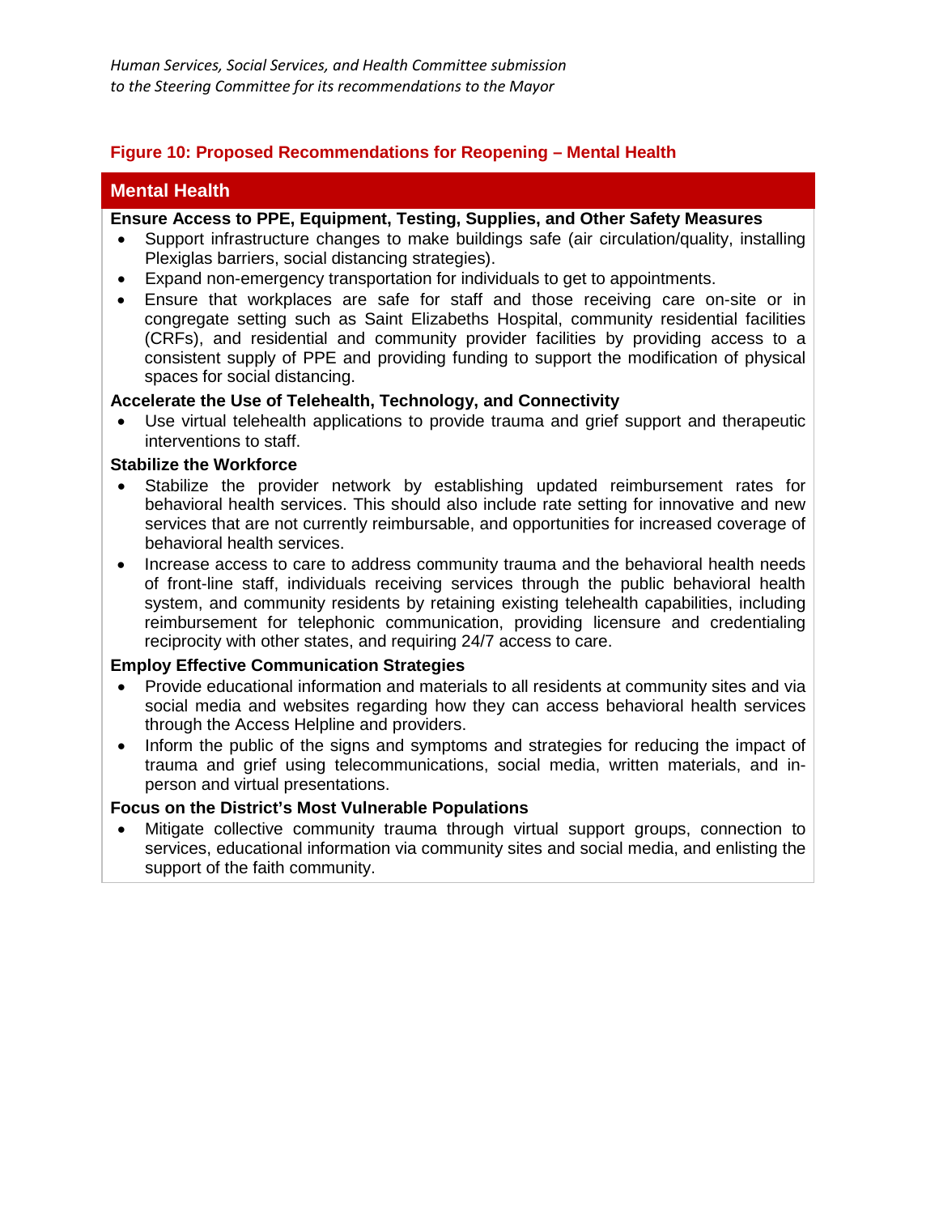**Figure 10: Proposed Recommendations for Reopening – Mental Health**

## Mental Health

**Ensure Access to PPE, Equipment, Testing, Supplies, and Other Safety Measures**

- Support infrastructure changes to make buildings safe (air circulation/quality, installing Plexiglas barriers, social distancing strategies).
- Expand non-emergency transportation for individuals to get to appointments.
- Ensure that workplaces are safe for staff and those receiving care on-site or in congregate setting such as Saint Elizabeths Hospital, community residential facilities (CRFs), and residential and community provider facilities by providing access to a consistent supply of PPE and providing funding to support the modification of physical spaces for social distancing.

**Accelerate the Use of Telehealth, Technology, and Connectivity**

- Use virtual telehealth applications to provide trauma and grief support and therapeutic interventions to staff.

**Stabilize the Workforce**

- Stabilize the provider network by establishing updated reimbursement rates for behavioral health services. This should also include rate setting for innovative and new services that are not currently reimbursable, and opportunities for increased coverage of behavioral health services.
- Increase access to care to address community trauma and the behavioral health needs of front-line staff, individuals receiving services through the public behavioral health system, and community residents by retaining existing telehealth capabilities, including reimbursement for telephonic communication, providing licensure and credentialing reciprocity with other states, and requiring 24/7 access to care.

**Employ Effective Communication Strategies**

- Provide educational information and materials to all residents at community sites and via social media and websites regarding how they can access behavioral health services through the Access Helpline and providers.
- Inform the public of the signs and symptoms and strategies for reducing the impact of trauma and grief using telecommunications, social media, written materials, and in-person and virtual presentations.

**Focus on the District's Most Vulnerable Populations**

- Mitigate collective community trauma through virtual support groups, connection to services, educational information via community sites and social media, and enlisting the support of the faith community.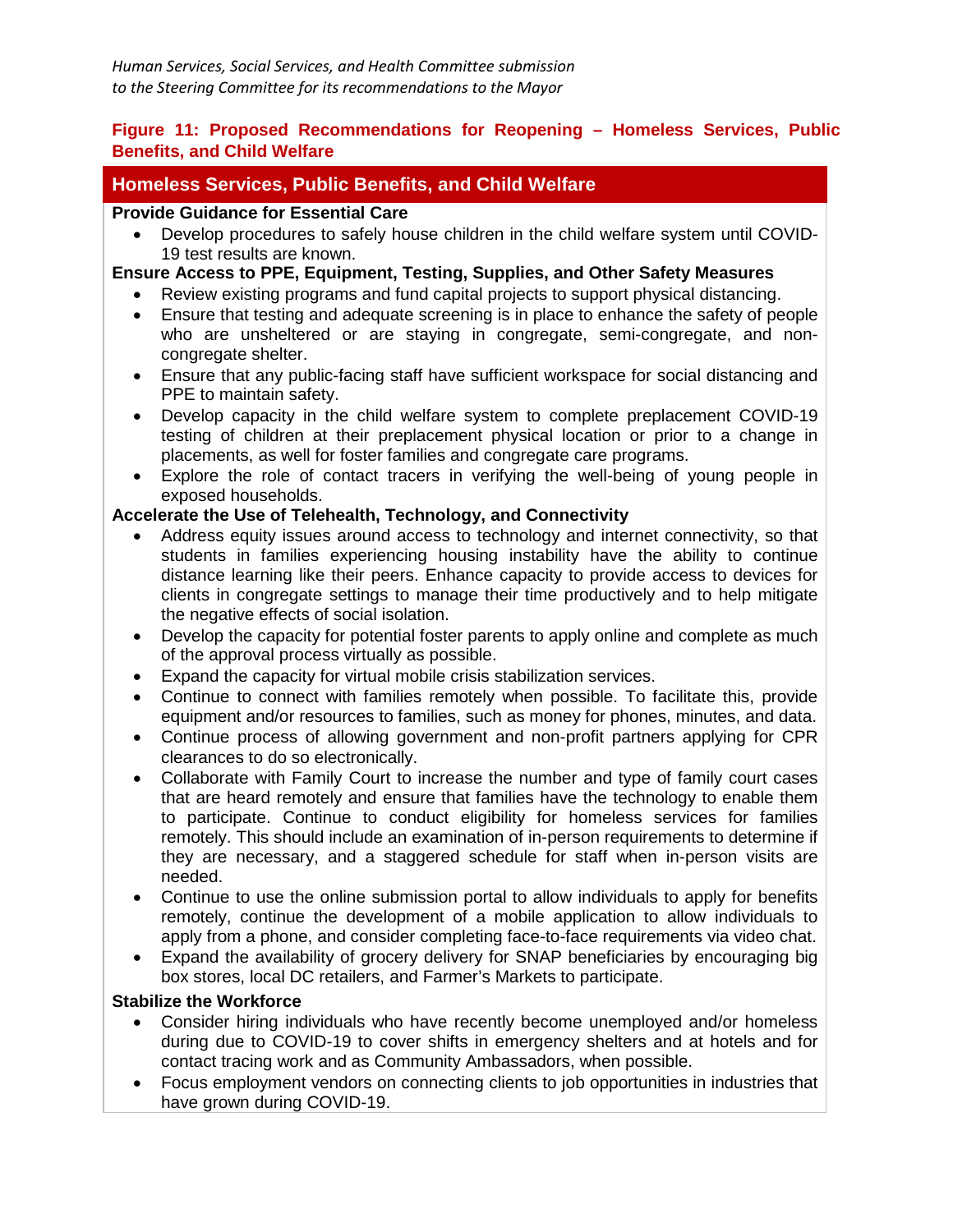**Figure 11: Proposed Recommendations for Reopening – Homeless Services, Public Benefits, and Child Welfare**

## Homeless Services, Public Benefits, and Child Welfare

**Provide Guidance for Essential Care**

- Develop procedures to safely house children in the child welfare system until COVID-19 test results are known.

**Ensure Access to PPE, Equipment, Testing, Supplies, and Other Safety Measures**

- Review existing programs and fund capital projects to support physical distancing.
- Ensure that testing and adequate screening is in place to enhance the safety of people who are unsheltered or are staying in congregate, semi-congregate, and non-congregate shelter.
- Ensure that any public-facing staff have sufficient workspace for social distancing and PPE to maintain safety.
- Develop capacity in the child welfare system to complete preplacement COVID-19 testing of children at their preplacement physical location or prior to a change in placements, as well for foster families and congregate care programs.
- Explore the role of contact tracers in verifying the well-being of young people in exposed households.

**Accelerate the Use of Telehealth, Technology, and Connectivity**

- Address equity issues around access to technology and internet connectivity, so that students in families experiencing housing instability have the ability to continue distance learning like their peers. Enhance capacity to provide access to devices for clients in congregate settings to manage their time productively and to help mitigate the negative effects of social isolation.
- Develop the capacity for potential foster parents to apply online and complete as much of the approval process virtually as possible.
- Expand the capacity for virtual mobile crisis stabilization services.
- Continue to connect with families remotely when possible. To facilitate this, provide equipment and/or resources to families, such as money for phones, minutes, and data.
- Continue process of allowing government and non-profit partners applying for CPR clearances to do so electronically.
- Collaborate with Family Court to increase the number and type of family court cases that are heard remotely and ensure that families have the technology to enable them to participate. Continue to conduct eligibility for homeless services for families remotely. This should include an examination of in-person requirements to determine if they are necessary, and a staggered schedule for staff when in-person visits are needed.
- Continue to use the online submission portal to allow individuals to apply for benefits remotely, continue the development of a mobile application to allow individuals to apply from a phone, and consider completing face-to-face requirements via video chat.
- Expand the availability of grocery delivery for SNAP beneficiaries by encouraging big box stores, local DC retailers, and Farmer's Markets to participate.

**Stabilize the Workforce**

- Consider hiring individuals who have recently become unemployed and/or homeless during due to COVID-19 to cover shifts in emergency shelters and at hotels and for contact tracing work and as Community Ambassadors, when possible.
- Focus employment vendors on connecting clients to job opportunities in industries that have grown during COVID-19.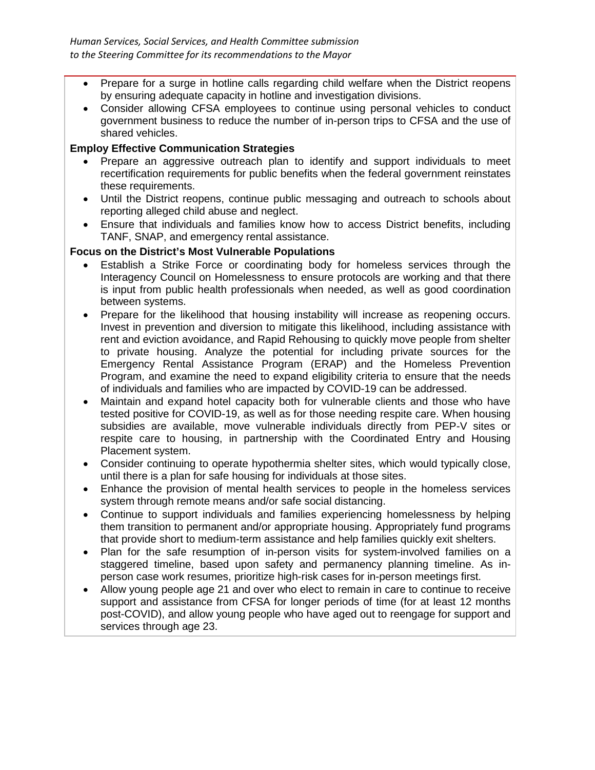- Prepare for a surge in hotline calls regarding child welfare when the District reopens by ensuring adequate capacity in hotline and investigation divisions.
- Consider allowing CFSA employees to continue using personal vehicles to conduct government business to reduce the number of in-person trips to CFSA and the use of shared vehicles.

**Employ Effective Communication Strategies**

- Prepare an aggressive outreach plan to identify and support individuals to meet recertification requirements for public benefits when the federal government reinstates these requirements.
- Until the District reopens, continue public messaging and outreach to schools about reporting alleged child abuse and neglect.
- Ensure that individuals and families know how to access District benefits, including TANF, SNAP, and emergency rental assistance.

**Focus on the District's Most Vulnerable Populations**

- Establish a Strike Force or coordinating body for homeless services through the Interagency Council on Homelessness to ensure protocols are working and that there is input from public health professionals when needed, as well as good coordination between systems.
- Prepare for the likelihood that housing instability will increase as reopening occurs. Invest in prevention and diversion to mitigate this likelihood, including assistance with rent and eviction avoidance, and Rapid Rehousing to quickly move people from shelter to private housing. Analyze the potential for including private sources for the Emergency Rental Assistance Program (ERAP) and the Homeless Prevention Program, and examine the need to expand eligibility criteria to ensure that the needs of individuals and families who are impacted by COVID-19 can be addressed.
- Maintain and expand hotel capacity both for vulnerable clients and those who have tested positive for COVID-19, as well as for those needing respite care. When housing subsidies are available, move vulnerable individuals directly from PEP-V sites or respite care to housing, in partnership with the Coordinated Entry and Housing Placement system.
- Consider continuing to operate hypothermia shelter sites, which would typically close, until there is a plan for safe housing for individuals at those sites.
- Enhance the provision of mental health services to people in the homeless services system through remote means and/or safe social distancing.
- Continue to support individuals and families experiencing homelessness by helping them transition to permanent and/or appropriate housing. Appropriately fund programs that provide short to medium-term assistance and help families quickly exit shelters.
- Plan for the safe resumption of in-person visits for system-involved families on a staggered timeline, based upon safety and permanency planning timeline. As in-person case work resumes, prioritize high-risk cases for in-person meetings first.
- Allow young people age 21 and over who elect to remain in care to continue to receive support and assistance from CFSA for longer periods of time (for at least 12 months post-COVID), and allow young people who have aged out to reengage for support and services through age 23.